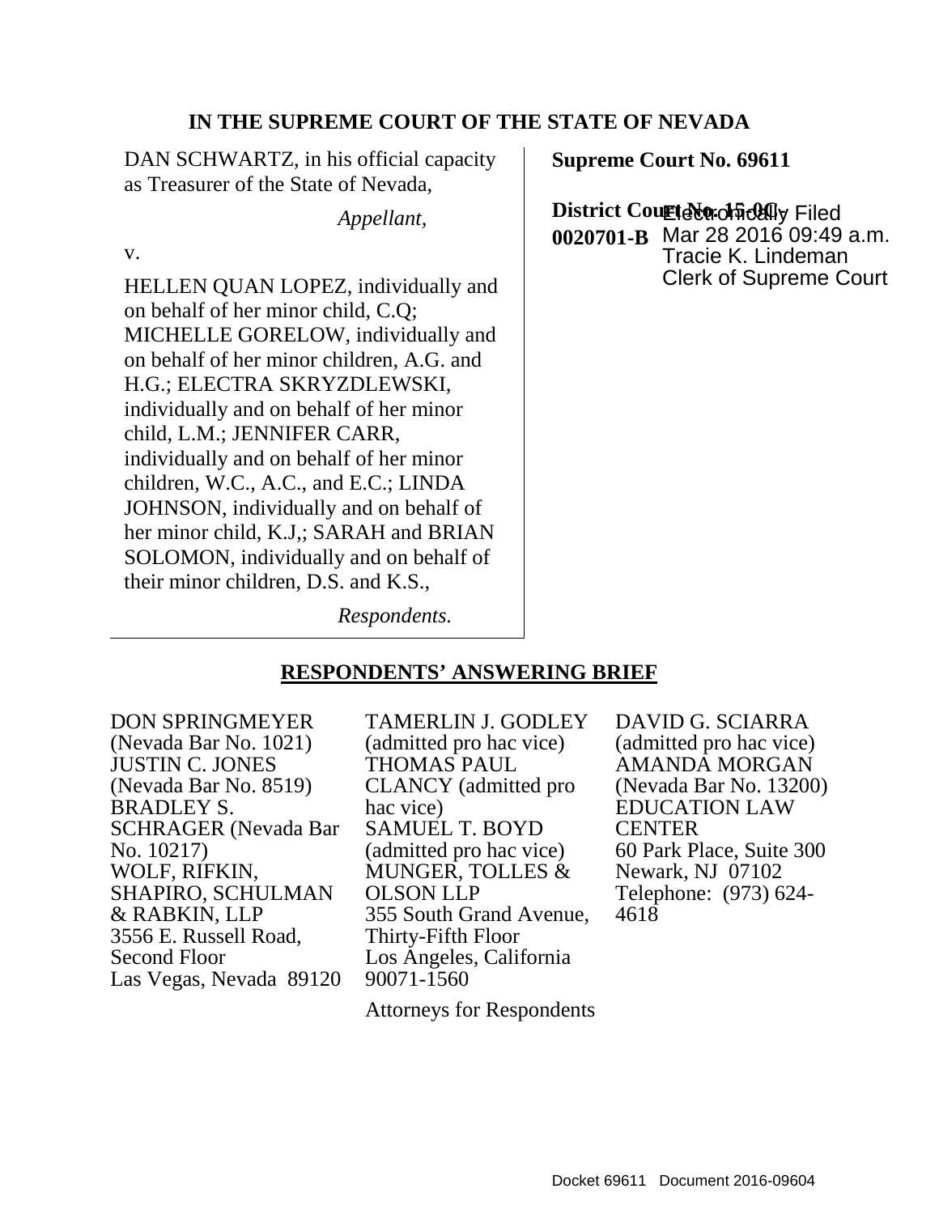**IN THE SUPREME COURT OF THE STATE OF NEVADA**

DAN SCHWARTZ, in his official capacity as Treasurer of the State of Nevada,

*Appellant,*

v.

HELLEN QUAN LOPEZ, individually and on behalf of her minor child, C.Q; MICHELLE GORELOW, individually and on behalf of her minor children, A.G. and H.G.; ELECTRA SKRYZDLEWSKI, individually and on behalf of her minor child, L.M.; JENNIFER CARR, individually and on behalf of her minor children, W.C., A.C., and E.C.; LINDA JOHNSON, individually and on behalf of her minor child, K.J,; SARAH and BRIAN SOLOMON, individually and on behalf of their minor children, D.S. and K.S.,

*Respondents.*

**Supreme Court No. 69611**

**District Court No. 15-OC-0020701-B**

Electronically Filed
Mar 28 2016 09:49 a.m.
Tracie K. Lindeman
Clerk of Supreme Court

## RESPONDENTS' ANSWERING BRIEF

DON SPRINGMEYER
(Nevada Bar No. 1021)
JUSTIN C. JONES
(Nevada Bar No. 8519)
BRADLEY S. SCHRAGER (Nevada Bar No. 10217)
WOLF, RIFKIN, SHAPIRO, SCHULMAN & RABKIN, LLP
3556 E. Russell Road, Second Floor
Las Vegas, Nevada 89120

TAMERLIN J. GODLEY (admitted pro hac vice)
THOMAS PAUL CLANCY (admitted pro hac vice)
SAMUEL T. BOYD (admitted pro hac vice)
MUNGER, TOLLES & OLSON LLP
355 South Grand Avenue, Thirty-Fifth Floor
Los Angeles, California 90071-1560

DAVID G. SCIARRA (admitted pro hac vice)
AMANDA MORGAN (Nevada Bar No. 13200)
EDUCATION LAW CENTER
60 Park Place, Suite 300
Newark, NJ 07102
Telephone: (973) 624-4618

Attorneys for Respondents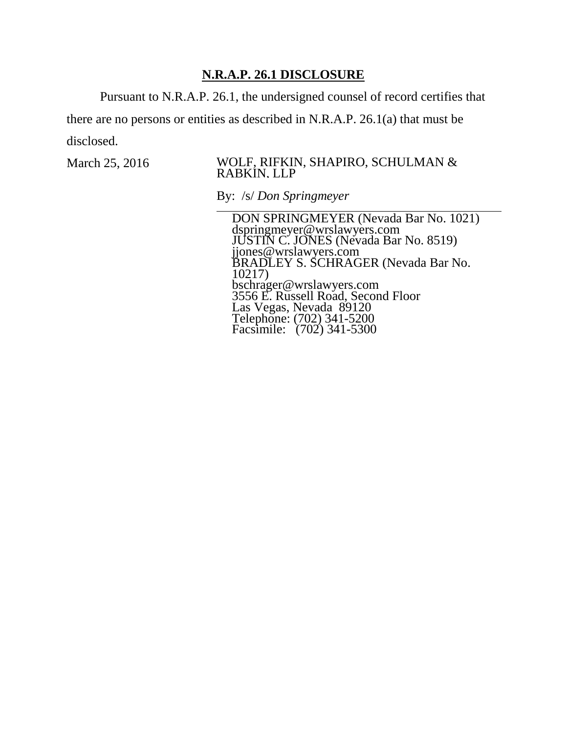**N.R.A.P. 26.1 DISCLOSURE**

Pursuant to N.R.A.P. 26.1, the undersigned counsel of record certifies that there are no persons or entities as described in N.R.A.P. 26.1(a) that must be disclosed.

March 25, 2016

WOLF, RIFKIN, SHAPIRO, SCHULMAN & RABKIN, LLP

By: /s/ *Don Springmeyer*

DON SPRINGMEYER (Nevada Bar No. 1021)
dspringmeyer@wrslawyers.com
JUSTIN C. JONES (Nevada Bar No. 8519)
jjones@wrslawyers.com
BRADLEY S. SCHRAGER (Nevada Bar No. 10217)
bschrager@wrslawyers.com
3556 E. Russell Road, Second Floor
Las Vegas, Nevada 89120
Telephone: (702) 341-5200
Facsimile: (702) 341-5300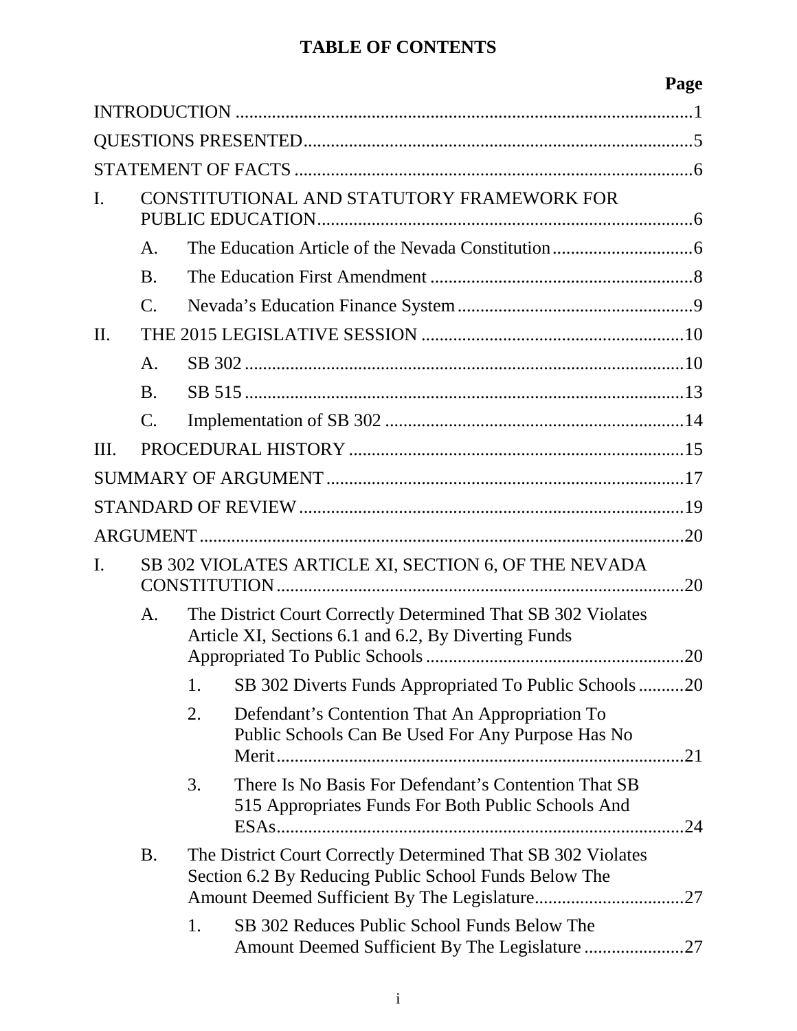# TABLE OF CONTENTS

| | | | | Page |
|---|---|---|---|---|
| INTRODUCTION | | | | 1 |
| QUESTIONS PRESENTED | | | | 5 |
| STATEMENT OF FACTS | | | | 6 |
| I. | CONSTITUTIONAL AND STATUTORY FRAMEWORK FOR PUBLIC EDUCATION | | | 6 |
| | A. | The Education Article of the Nevada Constitution | | 6 |
| | B. | The Education First Amendment | | 8 |
| | C. | Nevada's Education Finance System | | 9 |
| II. | THE 2015 LEGISLATIVE SESSION | | | 10 |
| | A. | SB 302 | | 10 |
| | B. | SB 515 | | 13 |
| | C. | Implementation of SB 302 | | 14 |
| III. | PROCEDURAL HISTORY | | | 15 |
| SUMMARY OF ARGUMENT | | | | 17 |
| STANDARD OF REVIEW | | | | 19 |
| ARGUMENT | | | | 20 |
| I. | SB 302 VIOLATES ARTICLE XI, SECTION 6, OF THE NEVADA CONSTITUTION | | | 20 |
| | A. | The District Court Correctly Determined That SB 302 Violates Article XI, Sections 6.1 and 6.2, By Diverting Funds Appropriated To Public Schools | | 20 |
| | | 1. | SB 302 Diverts Funds Appropriated To Public Schools | 20 |
| | | 2. | Defendant's Contention That An Appropriation To Public Schools Can Be Used For Any Purpose Has No Merit | 21 |
| | | 3. | There Is No Basis For Defendant's Contention That SB 515 Appropriates Funds For Both Public Schools And ESAs | 24 |
| | B. | The District Court Correctly Determined That SB 302 Violates Section 6.2 By Reducing Public School Funds Below The Amount Deemed Sufficient By The Legislature | | 27 |
| | | 1. | SB 302 Reduces Public School Funds Below The Amount Deemed Sufficient By The Legislature | 27 |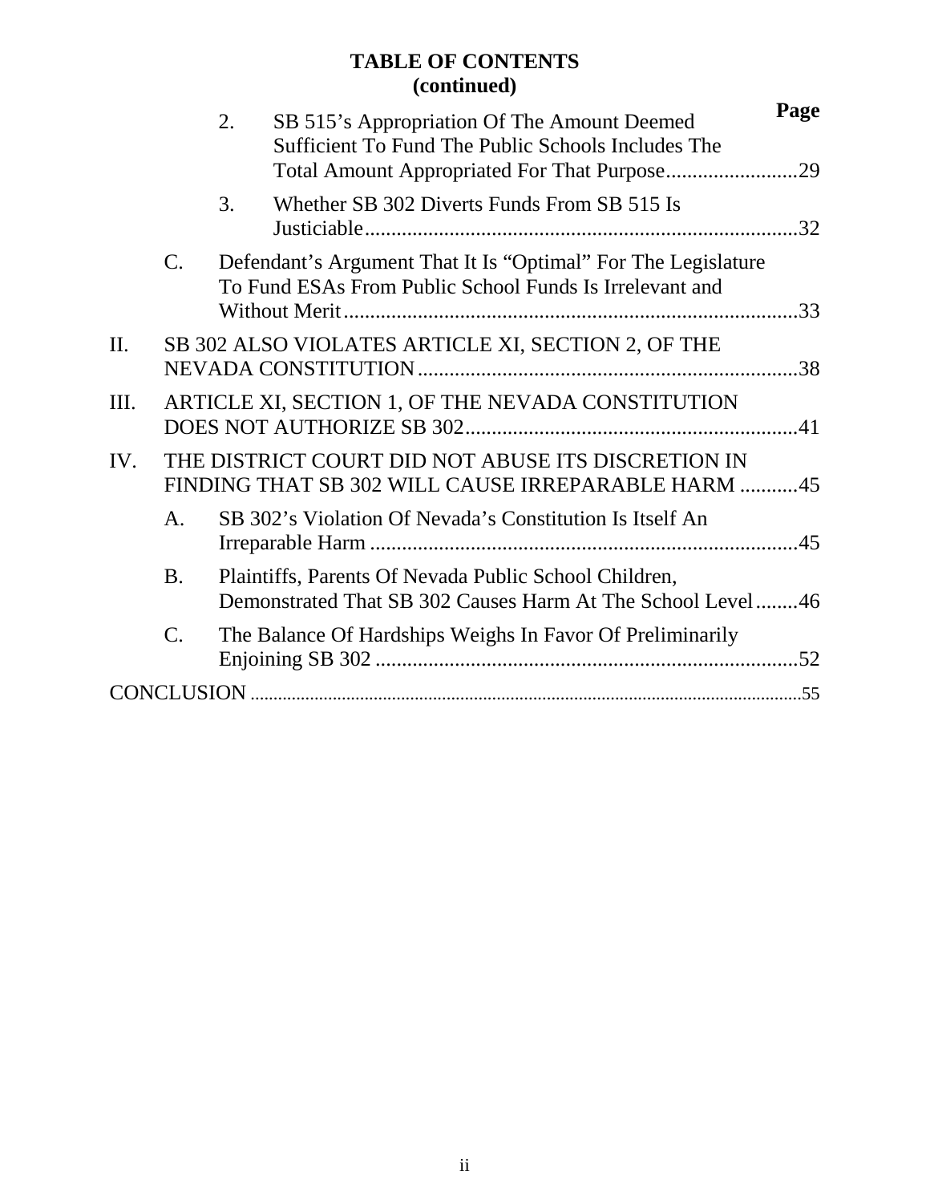**TABLE OF CONTENTS**
**(continued)**

**Page**

2. SB 515's Appropriation Of The Amount Deemed Sufficient To Fund The Public Schools Includes The Total Amount Appropriated For That Purpose.........................29

3. Whether SB 302 Diverts Funds From SB 515 Is Justiciable.................................................................................32

C. Defendant's Argument That It Is "Optimal" For The Legislature To Fund ESAs From Public School Funds Is Irrelevant and Without Merit.....................................................................................33

II. SB 302 ALSO VIOLATES ARTICLE XI, SECTION 2, OF THE NEVADA CONSTITUTION.......................................................................38

III. ARTICLE XI, SECTION 1, OF THE NEVADA CONSTITUTION DOES NOT AUTHORIZE SB 302..............................................................41

IV. THE DISTRICT COURT DID NOT ABUSE ITS DISCRETION IN FINDING THAT SB 302 WILL CAUSE IRREPARABLE HARM ...........45

A. SB 302's Violation Of Nevada's Constitution Is Itself An Irreparable Harm ................................................................................45

B. Plaintiffs, Parents Of Nevada Public School Children, Demonstrated That SB 302 Causes Harm At The School Level........46

C. The Balance Of Hardships Weighs In Favor Of Preliminarily Enjoining SB 302 ................................................................................52

CONCLUSION .......................................................................................................................55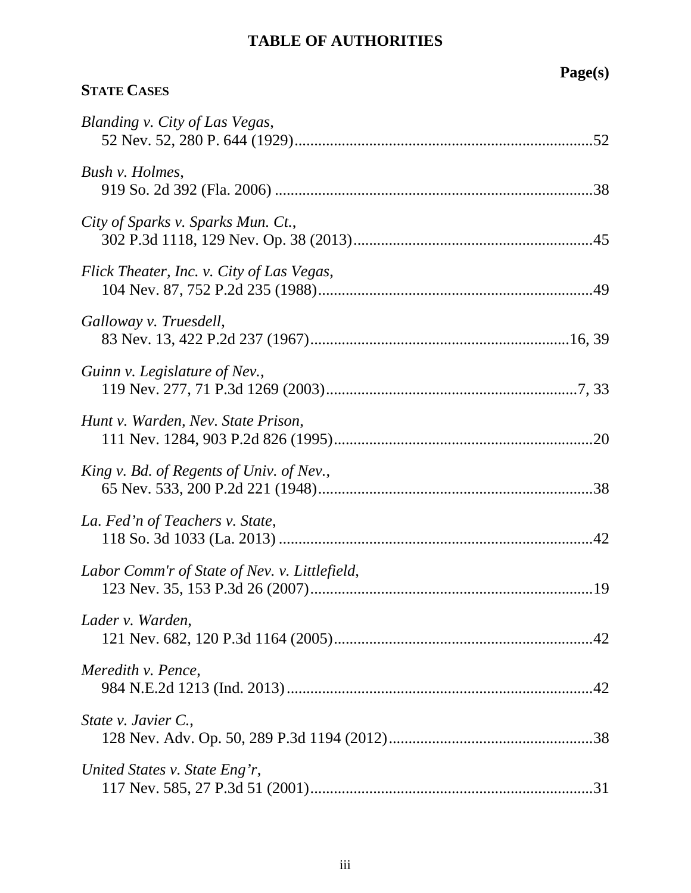# TABLE OF AUTHORITIES

**Page(s)**

**STATE CASES**

*Blanding v. City of Las Vegas*,
52 Nev. 52, 280 P. 644 (1929)..........................................................................52

*Bush v. Holmes*,
919 So. 2d 392 (Fla. 2006) ...............................................................................38

*City of Sparks v. Sparks Mun. Ct.*,
302 P.3d 1118, 129 Nev. Op. 38 (2013)............................................................45

*Flick Theater, Inc. v. City of Las Vegas*,
104 Nev. 87, 752 P.2d 235 (1988)....................................................................49

*Galloway v. Truesdell*,
83 Nev. 13, 422 P.2d 237 (1967).................................................................16, 39

*Guinn v. Legislature of Nev.*,
119 Nev. 277, 71 P.3d 1269 (2003)................................................................7, 33

*Hunt v. Warden, Nev. State Prison*,
111 Nev. 1284, 903 P.2d 826 (1995).................................................................20

*King v. Bd. of Regents of Univ. of Nev.*,
65 Nev. 533, 200 P.2d 221 (1948).....................................................................38

*La. Fed'n of Teachers v. State*,
118 So. 3d 1033 (La. 2013) ...............................................................................42

*Labor Comm'r of State of Nev. v. Littlefield*,
123 Nev. 35, 153 P.3d 26 (2007).......................................................................19

*Lader v. Warden*,
121 Nev. 682, 120 P.3d 1164 (2005).................................................................42

*Meredith v. Pence*,
984 N.E.2d 1213 (Ind. 2013).............................................................................42

*State v. Javier C.*,
128 Nev. Adv. Op. 50, 289 P.3d 1194 (2012)....................................................38

*United States v. State Eng'r*,
117 Nev. 585, 27 P.3d 51 (2001).......................................................................31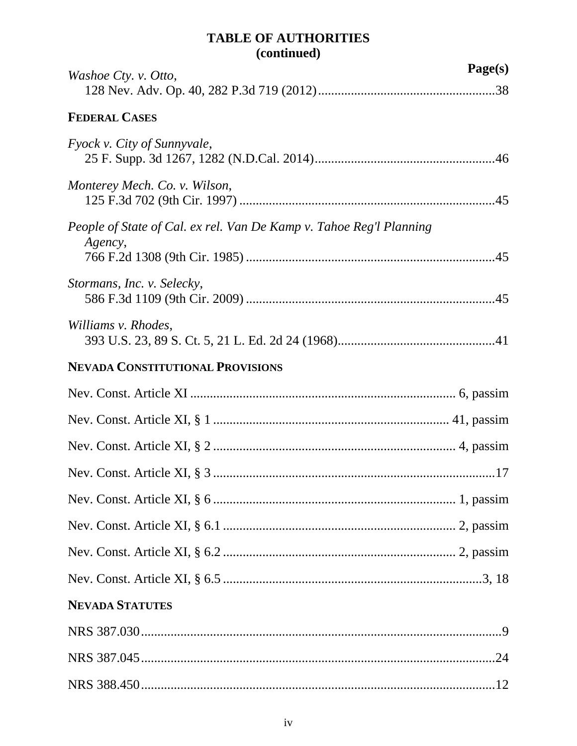## TABLE OF AUTHORITIES
## (continued)

**Page(s)**

*Washoe Cty. v. Otto*,
128 Nev. Adv. Op. 40, 282 P.3d 719 (2012)......................................................38

**FEDERAL CASES**

*Fyock v. City of Sunnyvale*,
25 F. Supp. 3d 1267, 1282 (N.D.Cal. 2014).......................................................46

*Monterey Mech. Co. v. Wilson*,
125 F.3d 702 (9th Cir. 1997) ..............................................................................45

*People of State of Cal. ex rel. Van De Kamp v. Tahoe Reg'l Planning Agency*,
766 F.2d 1308 (9th Cir. 1985) ............................................................................45

*Stormans, Inc. v. Selecky*,
586 F.3d 1109 (9th Cir. 2009) ............................................................................45

*Williams v. Rhodes*,
393 U.S. 23, 89 S. Ct. 5, 21 L. Ed. 2d 24 (1968)................................................41

**NEVADA CONSTITUTIONAL PROVISIONS**

Nev. Const. Article XI ................................................................................ 6, passim

Nev. Const. Article XI, § 1 ....................................................................... 41, passim

Nev. Const. Article XI, § 2 ......................................................................... 4, passim

Nev. Const. Article XI, § 3 .......................................................................................17

Nev. Const. Article XI, § 6 ......................................................................... 1, passim

Nev. Const. Article XI, § 6.1 ...................................................................... 2, passim

Nev. Const. Article XI, § 6.2 ...................................................................... 2, passim

Nev. Const. Article XI, § 6.5 ................................................................................3, 18

**NEVADA STATUTES**

NRS 387.030..............................................................................................................9

NRS 387.045............................................................................................................24

NRS 388.450............................................................................................................12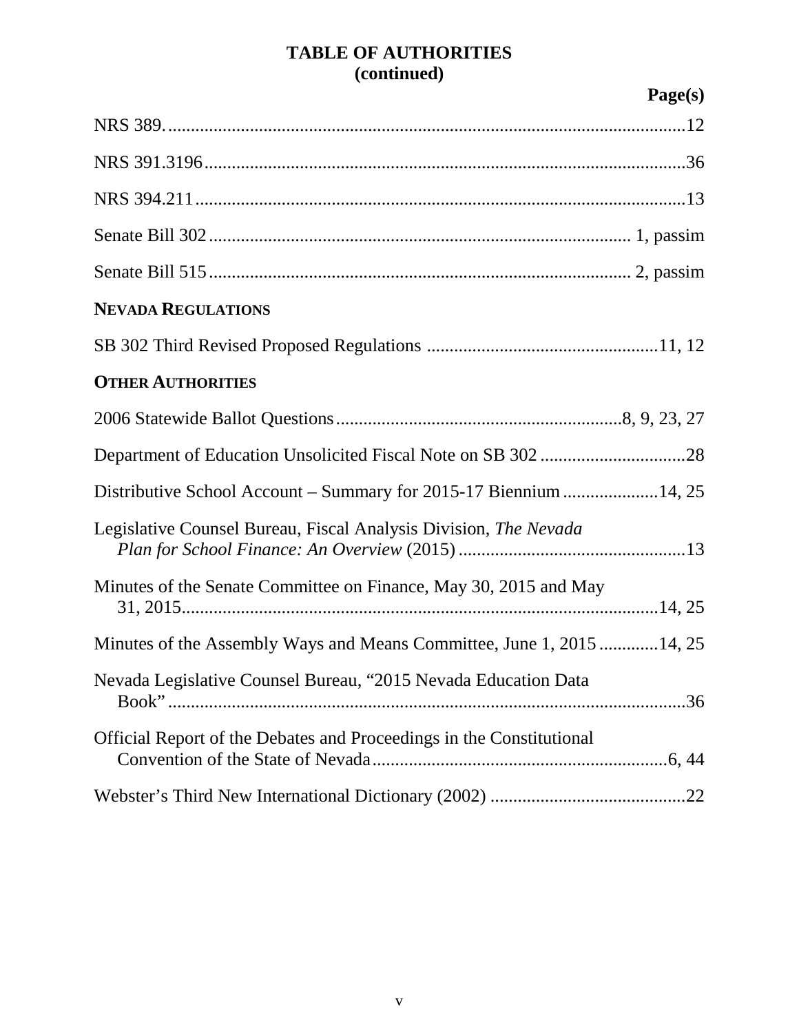## TABLE OF AUTHORITIES (continued)

**Page(s)**

NRS 389. ....................................................................................................12

NRS 391.3196 ..........................................................................................36

NRS 394.211 ............................................................................................13

Senate Bill 302 ........................................................................... 1, passim

Senate Bill 515 ........................................................................... 2, passim

**NEVADA REGULATIONS**

SB 302 Third Revised Proposed Regulations ..................................................11, 12

**OTHER AUTHORITIES**

2006 Statewide Ballot Questions..............................................................8, 9, 23, 27

Department of Education Unsolicited Fiscal Note on SB 302 ................................28

Distributive School Account – Summary for 2015-17 Biennium .....................14, 25

Legislative Counsel Bureau, Fiscal Analysis Division, *The Nevada Plan for School Finance: An Overview* (2015) .................................................13

Minutes of the Senate Committee on Finance, May 30, 2015 and May 31, 2015......................................................................................14, 25

Minutes of the Assembly Ways and Means Committee, June 1, 2015 ............14, 25

Nevada Legislative Counsel Bureau, "2015 Nevada Education Data Book" ..................................................................................................36

Official Report of the Debates and Proceedings in the Constitutional Convention of the State of Nevada ................................................................6, 44

Webster's Third New International Dictionary (2002) ...........................................22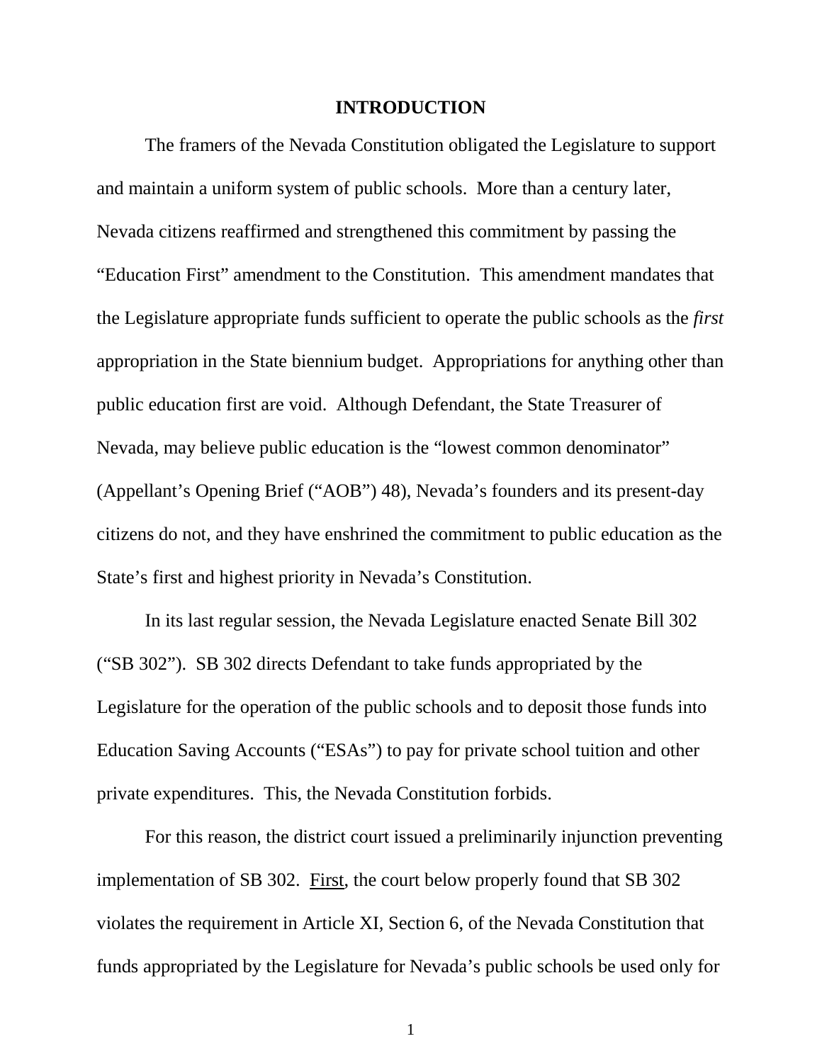## INTRODUCTION

The framers of the Nevada Constitution obligated the Legislature to support and maintain a uniform system of public schools. More than a century later, Nevada citizens reaffirmed and strengthened this commitment by passing the "Education First" amendment to the Constitution. This amendment mandates that the Legislature appropriate funds sufficient to operate the public schools as the *first* appropriation in the State biennium budget. Appropriations for anything other than public education first are void. Although Defendant, the State Treasurer of Nevada, may believe public education is the "lowest common denominator" (Appellant's Opening Brief ("AOB") 48), Nevada's founders and its present-day citizens do not, and they have enshrined the commitment to public education as the State's first and highest priority in Nevada's Constitution.

In its last regular session, the Nevada Legislature enacted Senate Bill 302 ("SB 302"). SB 302 directs Defendant to take funds appropriated by the Legislature for the operation of the public schools and to deposit those funds into Education Saving Accounts ("ESAs") to pay for private school tuition and other private expenditures. This, the Nevada Constitution forbids.

For this reason, the district court issued a preliminarily injunction preventing implementation of SB 302. <u>First</u>, the court below properly found that SB 302 violates the requirement in Article XI, Section 6, of the Nevada Constitution that funds appropriated by the Legislature for Nevada's public schools be used only for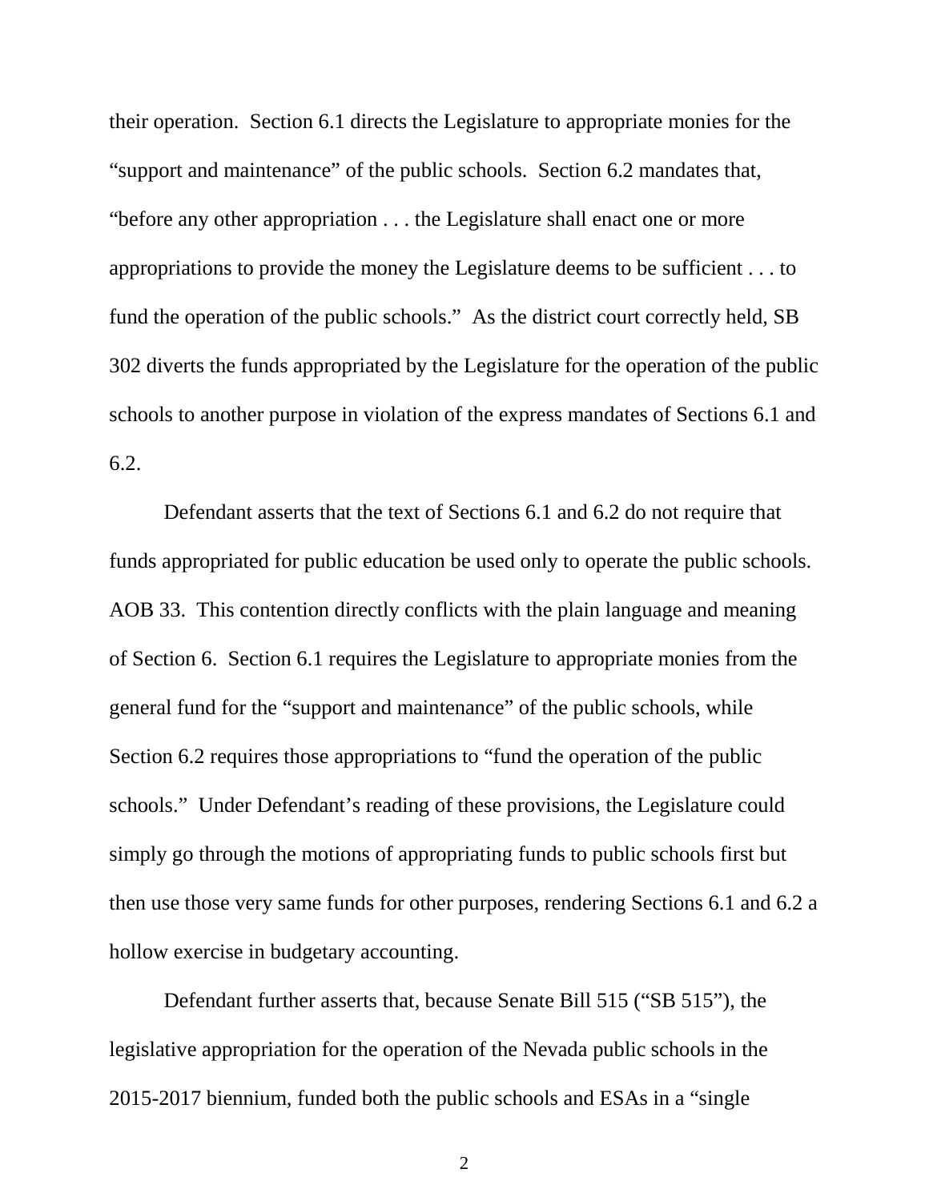their operation. Section 6.1 directs the Legislature to appropriate monies for the "support and maintenance" of the public schools. Section 6.2 mandates that, "before any other appropriation . . . the Legislature shall enact one or more appropriations to provide the money the Legislature deems to be sufficient . . . to fund the operation of the public schools." As the district court correctly held, SB 302 diverts the funds appropriated by the Legislature for the operation of the public schools to another purpose in violation of the express mandates of Sections 6.1 and 6.2.

Defendant asserts that the text of Sections 6.1 and 6.2 do not require that funds appropriated for public education be used only to operate the public schools. AOB 33. This contention directly conflicts with the plain language and meaning of Section 6. Section 6.1 requires the Legislature to appropriate monies from the general fund for the "support and maintenance" of the public schools, while Section 6.2 requires those appropriations to "fund the operation of the public schools." Under Defendant's reading of these provisions, the Legislature could simply go through the motions of appropriating funds to public schools first but then use those very same funds for other purposes, rendering Sections 6.1 and 6.2 a hollow exercise in budgetary accounting.

Defendant further asserts that, because Senate Bill 515 ("SB 515"), the legislative appropriation for the operation of the Nevada public schools in the 2015-2017 biennium, funded both the public schools and ESAs in a "single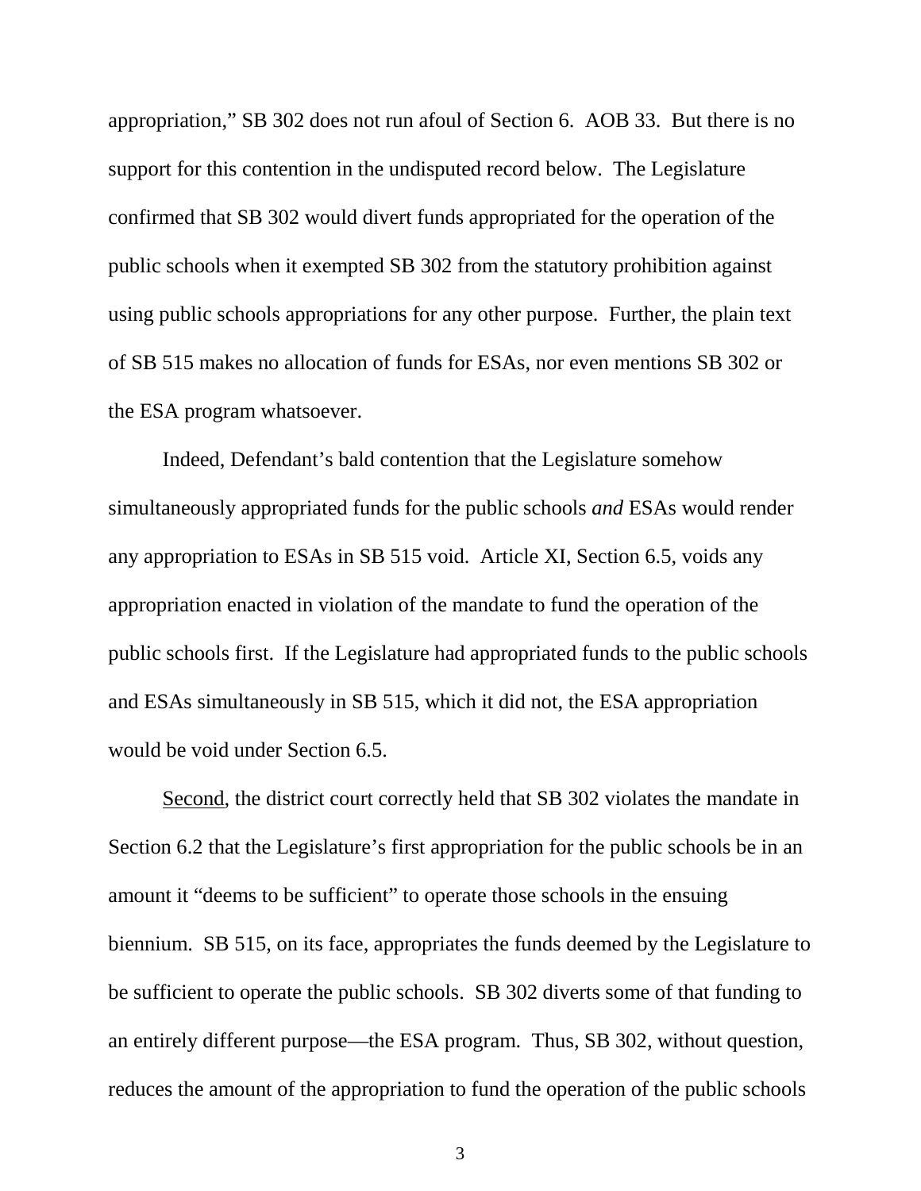appropriation," SB 302 does not run afoul of Section 6. AOB 33. But there is no support for this contention in the undisputed record below. The Legislature confirmed that SB 302 would divert funds appropriated for the operation of the public schools when it exempted SB 302 from the statutory prohibition against using public schools appropriations for any other purpose. Further, the plain text of SB 515 makes no allocation of funds for ESAs, nor even mentions SB 302 or the ESA program whatsoever.

Indeed, Defendant's bald contention that the Legislature somehow simultaneously appropriated funds for the public schools *and* ESAs would render any appropriation to ESAs in SB 515 void. Article XI, Section 6.5, voids any appropriation enacted in violation of the mandate to fund the operation of the public schools first. If the Legislature had appropriated funds to the public schools and ESAs simultaneously in SB 515, which it did not, the ESA appropriation would be void under Section 6.5.

<u>Second</u>, the district court correctly held that SB 302 violates the mandate in Section 6.2 that the Legislature's first appropriation for the public schools be in an amount it "deems to be sufficient" to operate those schools in the ensuing biennium. SB 515, on its face, appropriates the funds deemed by the Legislature to be sufficient to operate the public schools. SB 302 diverts some of that funding to an entirely different purpose—the ESA program. Thus, SB 302, without question, reduces the amount of the appropriation to fund the operation of the public schools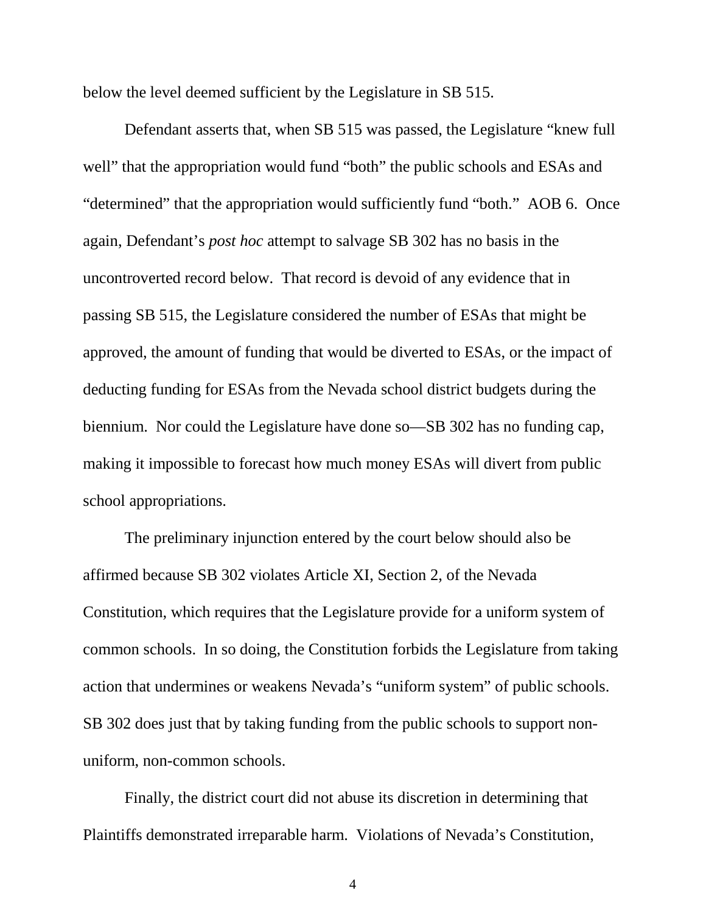below the level deemed sufficient by the Legislature in SB 515.

Defendant asserts that, when SB 515 was passed, the Legislature "knew full well" that the appropriation would fund "both" the public schools and ESAs and "determined" that the appropriation would sufficiently fund "both." AOB 6. Once again, Defendant's *post hoc* attempt to salvage SB 302 has no basis in the uncontroverted record below. That record is devoid of any evidence that in passing SB 515, the Legislature considered the number of ESAs that might be approved, the amount of funding that would be diverted to ESAs, or the impact of deducting funding for ESAs from the Nevada school district budgets during the biennium. Nor could the Legislature have done so—SB 302 has no funding cap, making it impossible to forecast how much money ESAs will divert from public school appropriations.

The preliminary injunction entered by the court below should also be affirmed because SB 302 violates Article XI, Section 2, of the Nevada Constitution, which requires that the Legislature provide for a uniform system of common schools. In so doing, the Constitution forbids the Legislature from taking action that undermines or weakens Nevada's "uniform system" of public schools. SB 302 does just that by taking funding from the public schools to support non-uniform, non-common schools.

Finally, the district court did not abuse its discretion in determining that Plaintiffs demonstrated irreparable harm. Violations of Nevada's Constitution,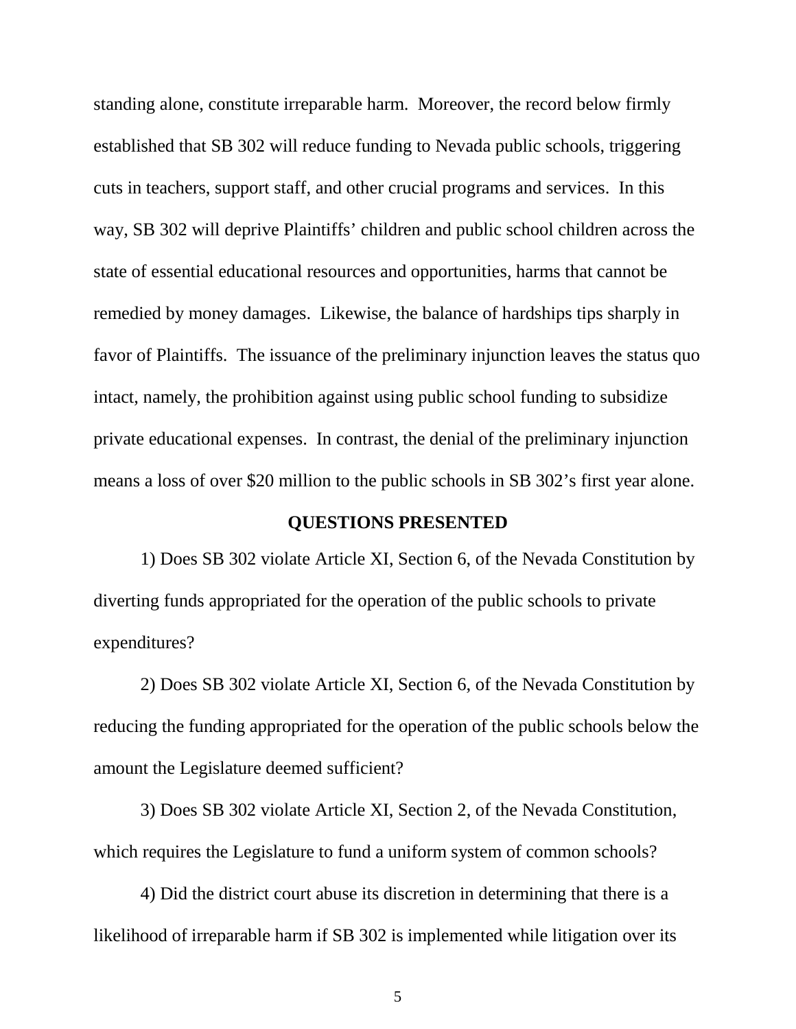standing alone, constitute irreparable harm. Moreover, the record below firmly established that SB 302 will reduce funding to Nevada public schools, triggering cuts in teachers, support staff, and other crucial programs and services. In this way, SB 302 will deprive Plaintiffs' children and public school children across the state of essential educational resources and opportunities, harms that cannot be remedied by money damages. Likewise, the balance of hardships tips sharply in favor of Plaintiffs. The issuance of the preliminary injunction leaves the status quo intact, namely, the prohibition against using public school funding to subsidize private educational expenses. In contrast, the denial of the preliminary injunction means a loss of over $20 million to the public schools in SB 302's first year alone.

## QUESTIONS PRESENTED

1) Does SB 302 violate Article XI, Section 6, of the Nevada Constitution by diverting funds appropriated for the operation of the public schools to private expenditures?

2) Does SB 302 violate Article XI, Section 6, of the Nevada Constitution by reducing the funding appropriated for the operation of the public schools below the amount the Legislature deemed sufficient?

3) Does SB 302 violate Article XI, Section 2, of the Nevada Constitution, which requires the Legislature to fund a uniform system of common schools?

4) Did the district court abuse its discretion in determining that there is a likelihood of irreparable harm if SB 302 is implemented while litigation over its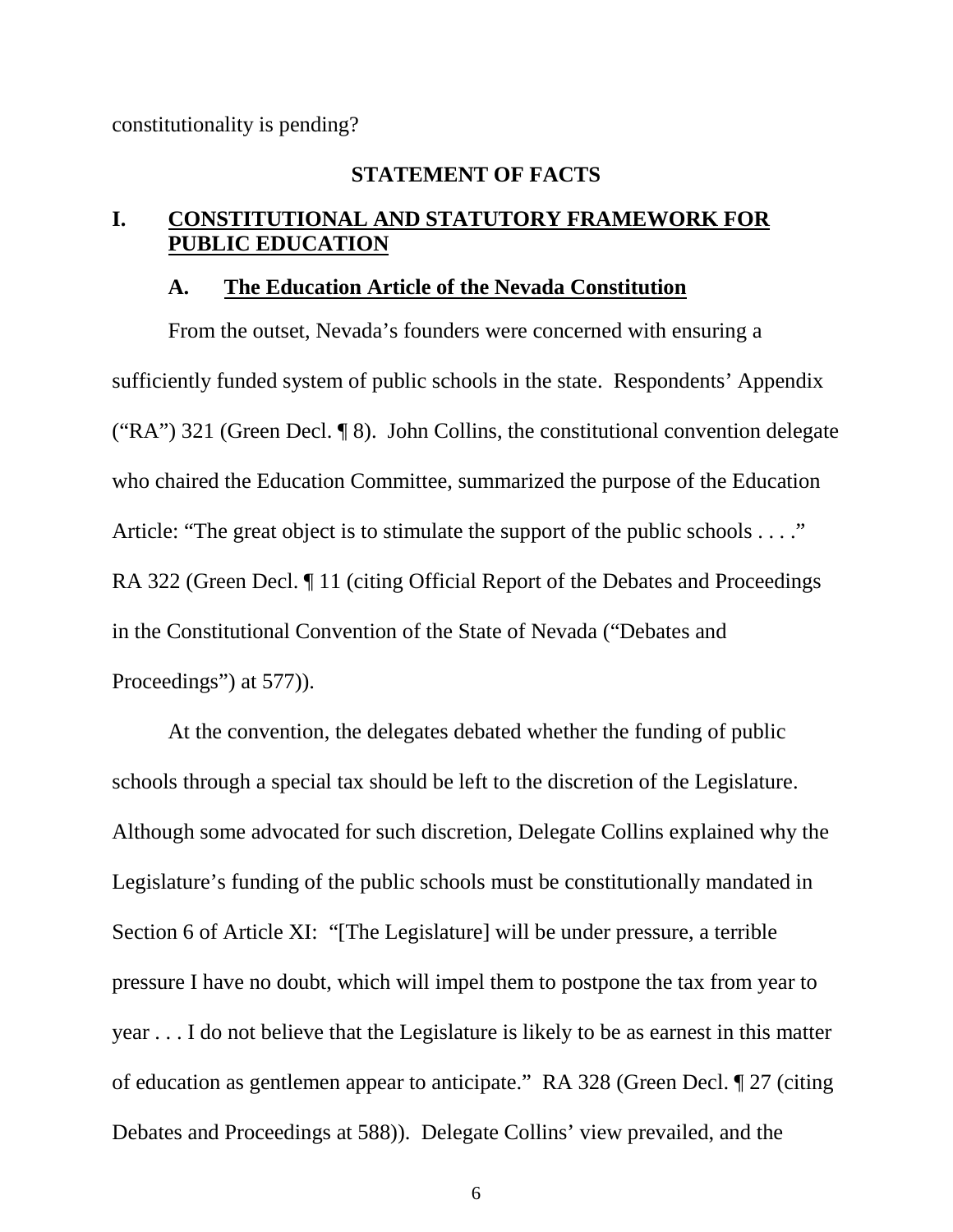constitutionality is pending?

## STATEMENT OF FACTS

## I. CONSTITUTIONAL AND STATUTORY FRAMEWORK FOR PUBLIC EDUCATION

### A. The Education Article of the Nevada Constitution

From the outset, Nevada's founders were concerned with ensuring a sufficiently funded system of public schools in the state. Respondents' Appendix ("RA") 321 (Green Decl. ¶ 8). John Collins, the constitutional convention delegate who chaired the Education Committee, summarized the purpose of the Education Article: "The great object is to stimulate the support of the public schools . . . ." RA 322 (Green Decl. ¶ 11 (citing Official Report of the Debates and Proceedings in the Constitutional Convention of the State of Nevada ("Debates and Proceedings") at 577)).

At the convention, the delegates debated whether the funding of public schools through a special tax should be left to the discretion of the Legislature. Although some advocated for such discretion, Delegate Collins explained why the Legislature's funding of the public schools must be constitutionally mandated in Section 6 of Article XI: "[The Legislature] will be under pressure, a terrible pressure I have no doubt, which will impel them to postpone the tax from year to year . . . I do not believe that the Legislature is likely to be as earnest in this matter of education as gentlemen appear to anticipate." RA 328 (Green Decl. ¶ 27 (citing Debates and Proceedings at 588)). Delegate Collins' view prevailed, and the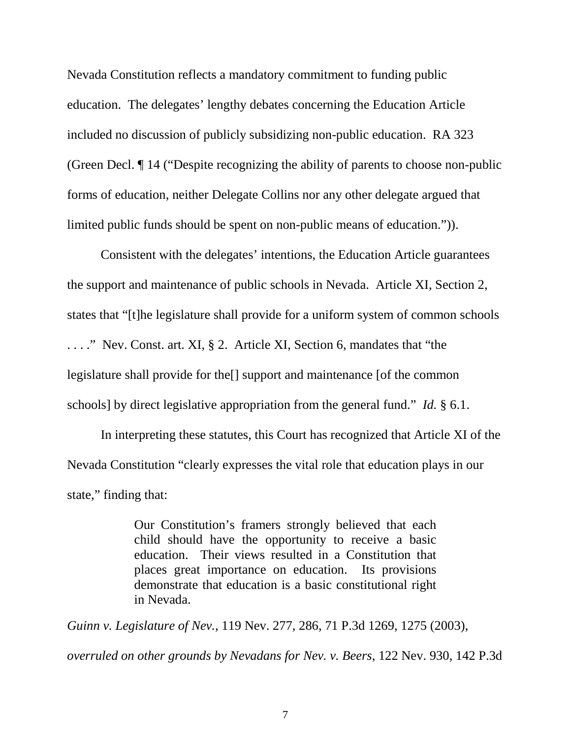Nevada Constitution reflects a mandatory commitment to funding public education. The delegates' lengthy debates concerning the Education Article included no discussion of publicly subsidizing non-public education. RA 323 (Green Decl. ¶ 14 ("Despite recognizing the ability of parents to choose non-public forms of education, neither Delegate Collins nor any other delegate argued that limited public funds should be spent on non-public means of education.")).

Consistent with the delegates' intentions, the Education Article guarantees the support and maintenance of public schools in Nevada. Article XI, Section 2, states that "[t]he legislature shall provide for a uniform system of common schools . . . ." Nev. Const. art. XI, § 2. Article XI, Section 6, mandates that "the legislature shall provide for the[] support and maintenance [of the common schools] by direct legislative appropriation from the general fund." *Id.* § 6.1.

In interpreting these statutes, this Court has recognized that Article XI of the Nevada Constitution "clearly expresses the vital role that education plays in our state," finding that:

> Our Constitution's framers strongly believed that each child should have the opportunity to receive a basic education. Their views resulted in a Constitution that places great importance on education. Its provisions demonstrate that education is a basic constitutional right in Nevada.

*Guinn v. Legislature of Nev.*, 119 Nev. 277, 286, 71 P.3d 1269, 1275 (2003), *overruled on other grounds by Nevadans for Nev. v. Beers*, 122 Nev. 930, 142 P.3d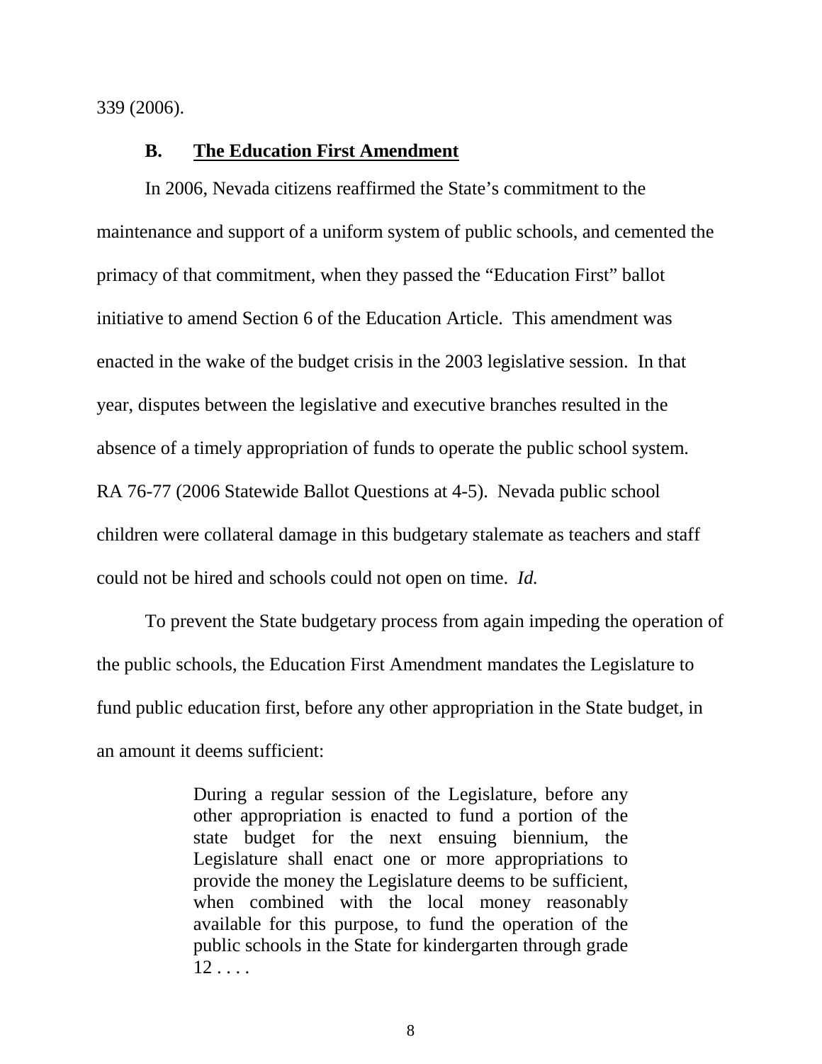339 (2006).

### B. The Education First Amendment

In 2006, Nevada citizens reaffirmed the State's commitment to the maintenance and support of a uniform system of public schools, and cemented the primacy of that commitment, when they passed the "Education First" ballot initiative to amend Section 6 of the Education Article. This amendment was enacted in the wake of the budget crisis in the 2003 legislative session. In that year, disputes between the legislative and executive branches resulted in the absence of a timely appropriation of funds to operate the public school system. RA 76-77 (2006 Statewide Ballot Questions at 4-5). Nevada public school children were collateral damage in this budgetary stalemate as teachers and staff could not be hired and schools could not open on time. *Id.*

To prevent the State budgetary process from again impeding the operation of the public schools, the Education First Amendment mandates the Legislature to fund public education first, before any other appropriation in the State budget, in an amount it deems sufficient:

> During a regular session of the Legislature, before any other appropriation is enacted to fund a portion of the state budget for the next ensuing biennium, the Legislature shall enact one or more appropriations to provide the money the Legislature deems to be sufficient, when combined with the local money reasonably available for this purpose, to fund the operation of the public schools in the State for kindergarten through grade 12 . . . .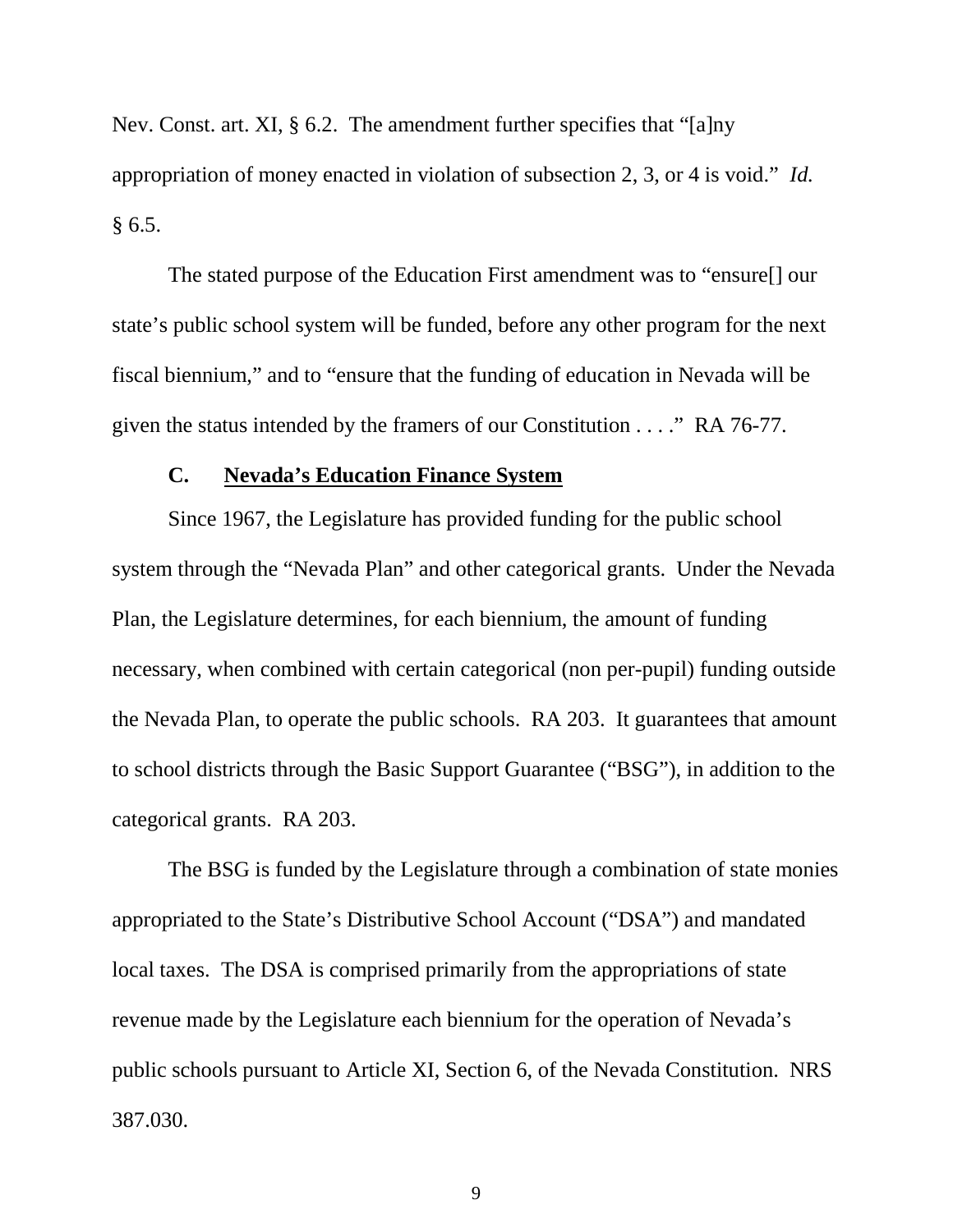Nev. Const. art. XI, § 6.2. The amendment further specifies that "[a]ny appropriation of money enacted in violation of subsection 2, 3, or 4 is void." *Id.* § 6.5.

The stated purpose of the Education First amendment was to "ensure[] our state's public school system will be funded, before any other program for the next fiscal biennium," and to "ensure that the funding of education in Nevada will be given the status intended by the framers of our Constitution . . . ." RA 76-77.

### C. Nevada's Education Finance System

Since 1967, the Legislature has provided funding for the public school system through the "Nevada Plan" and other categorical grants. Under the Nevada Plan, the Legislature determines, for each biennium, the amount of funding necessary, when combined with certain categorical (non per-pupil) funding outside the Nevada Plan, to operate the public schools. RA 203. It guarantees that amount to school districts through the Basic Support Guarantee ("BSG"), in addition to the categorical grants. RA 203.

The BSG is funded by the Legislature through a combination of state monies appropriated to the State's Distributive School Account ("DSA") and mandated local taxes. The DSA is comprised primarily from the appropriations of state revenue made by the Legislature each biennium for the operation of Nevada's public schools pursuant to Article XI, Section 6, of the Nevada Constitution. NRS 387.030.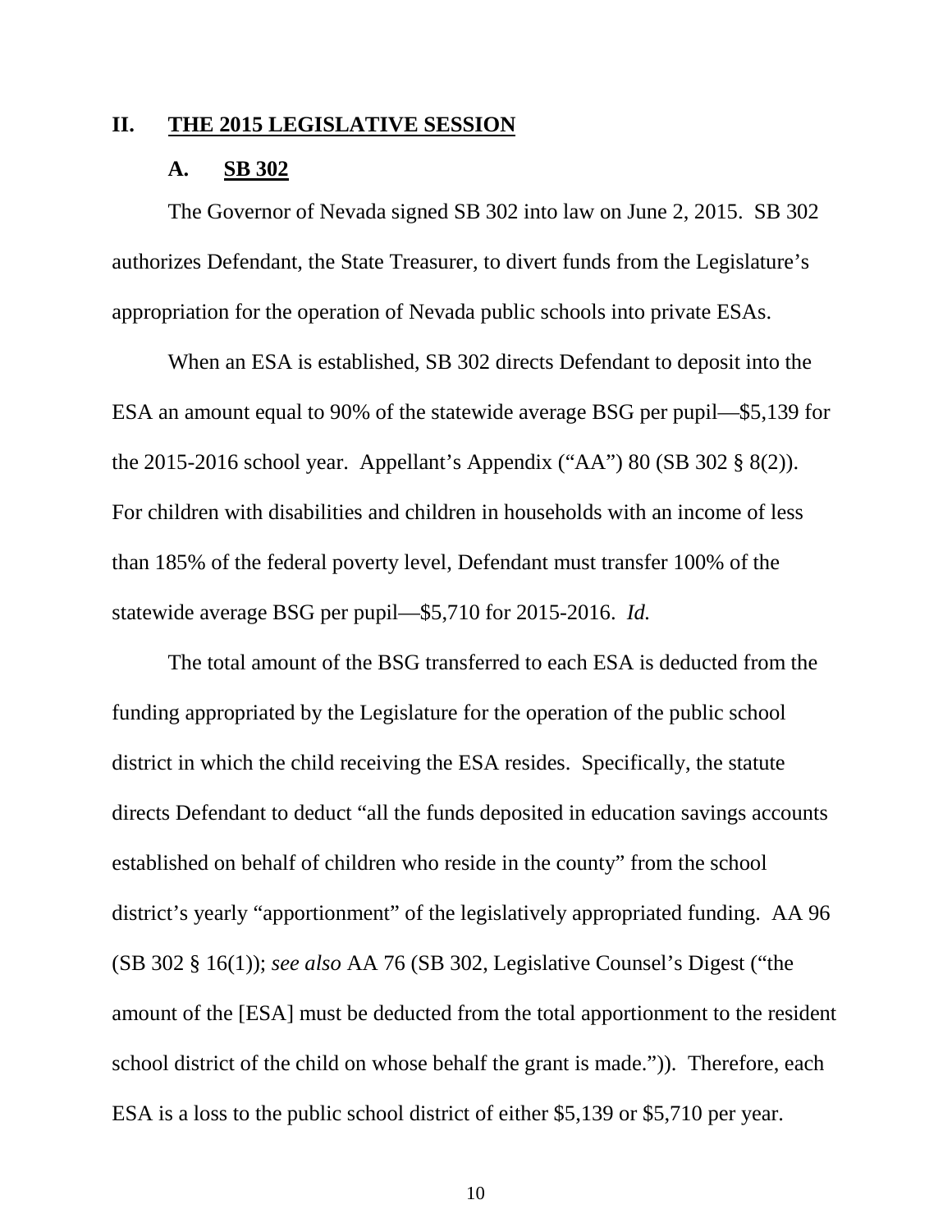## II. THE 2015 LEGISLATIVE SESSION

### A. SB 302

The Governor of Nevada signed SB 302 into law on June 2, 2015. SB 302 authorizes Defendant, the State Treasurer, to divert funds from the Legislature's appropriation for the operation of Nevada public schools into private ESAs.

When an ESA is established, SB 302 directs Defendant to deposit into the ESA an amount equal to 90% of the statewide average BSG per pupil—$5,139 for the 2015-2016 school year. Appellant's Appendix ("AA") 80 (SB 302 § 8(2)). For children with disabilities and children in households with an income of less than 185% of the federal poverty level, Defendant must transfer 100% of the statewide average BSG per pupil—$5,710 for 2015-2016. *Id.*

The total amount of the BSG transferred to each ESA is deducted from the funding appropriated by the Legislature for the operation of the public school district in which the child receiving the ESA resides. Specifically, the statute directs Defendant to deduct "all the funds deposited in education savings accounts established on behalf of children who reside in the county" from the school district's yearly "apportionment" of the legislatively appropriated funding. AA 96 (SB 302 § 16(1)); *see also* AA 76 (SB 302, Legislative Counsel's Digest ("the amount of the [ESA] must be deducted from the total apportionment to the resident school district of the child on whose behalf the grant is made.")). Therefore, each ESA is a loss to the public school district of either $5,139 or $5,710 per year.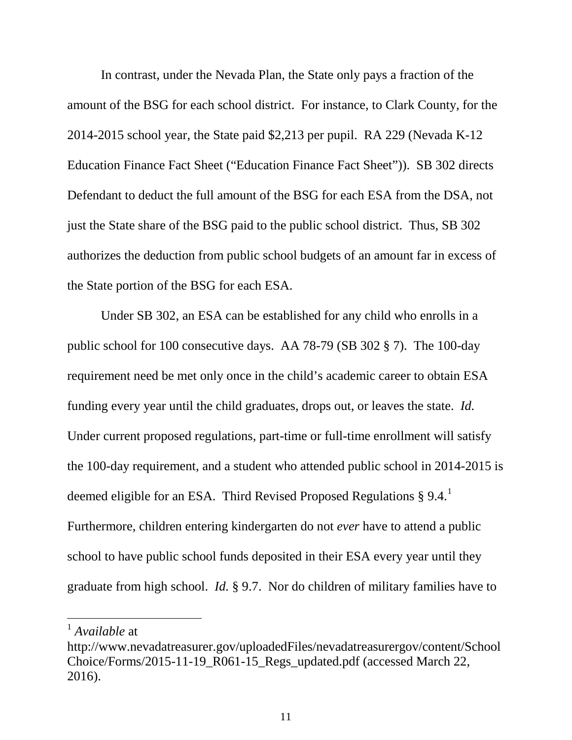In contrast, under the Nevada Plan, the State only pays a fraction of the amount of the BSG for each school district. For instance, to Clark County, for the 2014-2015 school year, the State paid $2,213 per pupil. RA 229 (Nevada K-12 Education Finance Fact Sheet ("Education Finance Fact Sheet")). SB 302 directs Defendant to deduct the full amount of the BSG for each ESA from the DSA, not just the State share of the BSG paid to the public school district. Thus, SB 302 authorizes the deduction from public school budgets of an amount far in excess of the State portion of the BSG for each ESA.

Under SB 302, an ESA can be established for any child who enrolls in a public school for 100 consecutive days. AA 78-79 (SB 302 § 7). The 100-day requirement need be met only once in the child's academic career to obtain ESA funding every year until the child graduates, drops out, or leaves the state. *Id.* Under current proposed regulations, part-time or full-time enrollment will satisfy the 100-day requirement, and a student who attended public school in 2014-2015 is deemed eligible for an ESA. Third Revised Proposed Regulations § 9.4.[1] Furthermore, children entering kindergarten do not *ever* have to attend a public school to have public school funds deposited in their ESA every year until they graduate from high school. *Id.* § 9.7. Nor do children of military families have to

[1] *Available* at http://www.nevadatreasurer.gov/uploadedFiles/nevadatreasurergov/content/SchoolChoice/Forms/2015-11-19_R061-15_Regs_updated.pdf (accessed March 22, 2016).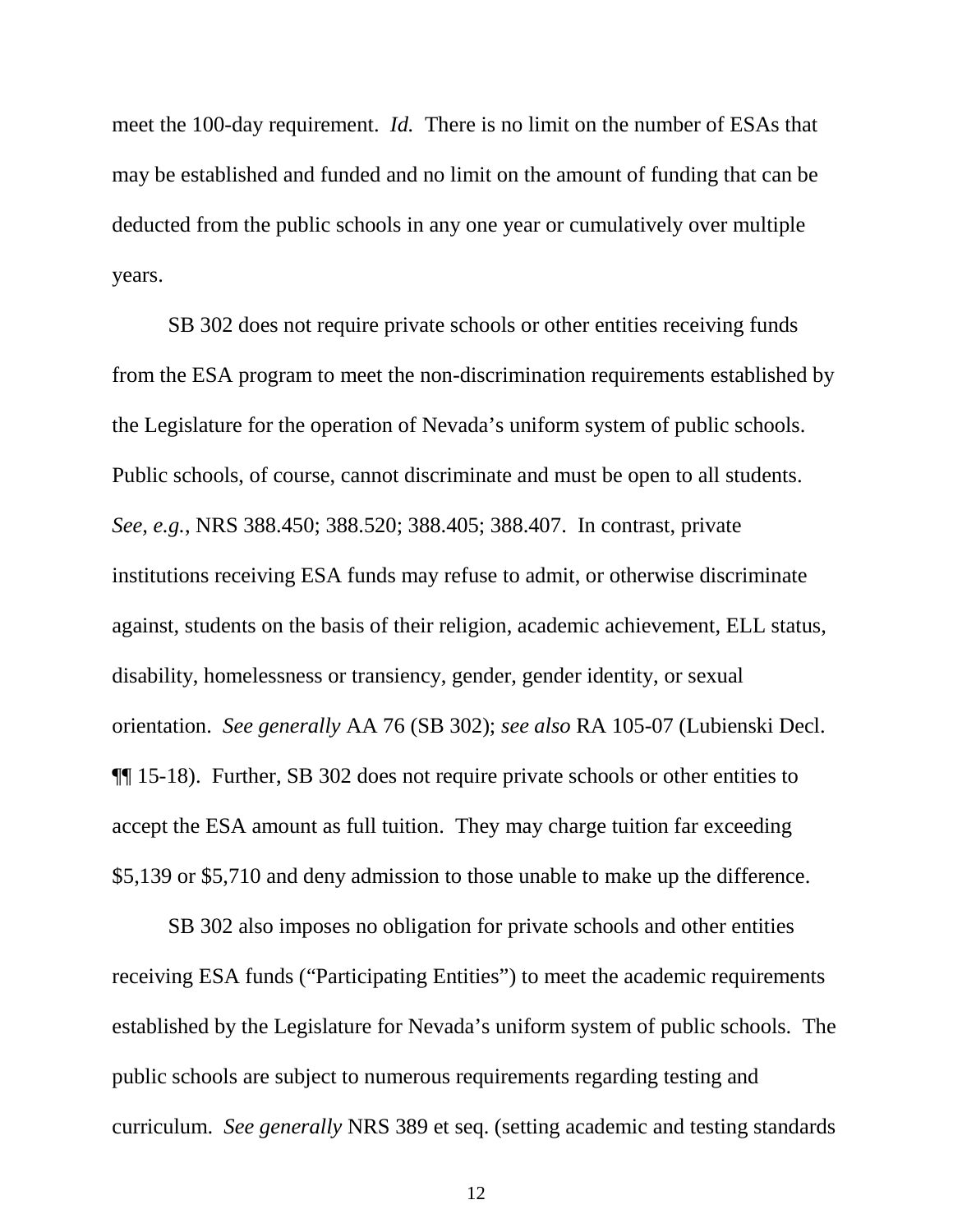meet the 100-day requirement. *Id.* There is no limit on the number of ESAs that may be established and funded and no limit on the amount of funding that can be deducted from the public schools in any one year or cumulatively over multiple years.

SB 302 does not require private schools or other entities receiving funds from the ESA program to meet the non-discrimination requirements established by the Legislature for the operation of Nevada's uniform system of public schools. Public schools, of course, cannot discriminate and must be open to all students. *See, e.g.*, NRS 388.450; 388.520; 388.405; 388.407. In contrast, private institutions receiving ESA funds may refuse to admit, or otherwise discriminate against, students on the basis of their religion, academic achievement, ELL status, disability, homelessness or transiency, gender, gender identity, or sexual orientation. *See generally* AA 76 (SB 302); *see also* RA 105-07 (Lubienski Decl. ¶¶ 15-18). Further, SB 302 does not require private schools or other entities to accept the ESA amount as full tuition. They may charge tuition far exceeding $5,139 or $5,710 and deny admission to those unable to make up the difference.

SB 302 also imposes no obligation for private schools and other entities receiving ESA funds ("Participating Entities") to meet the academic requirements established by the Legislature for Nevada's uniform system of public schools. The public schools are subject to numerous requirements regarding testing and curriculum. *See generally* NRS 389 et seq. (setting academic and testing standards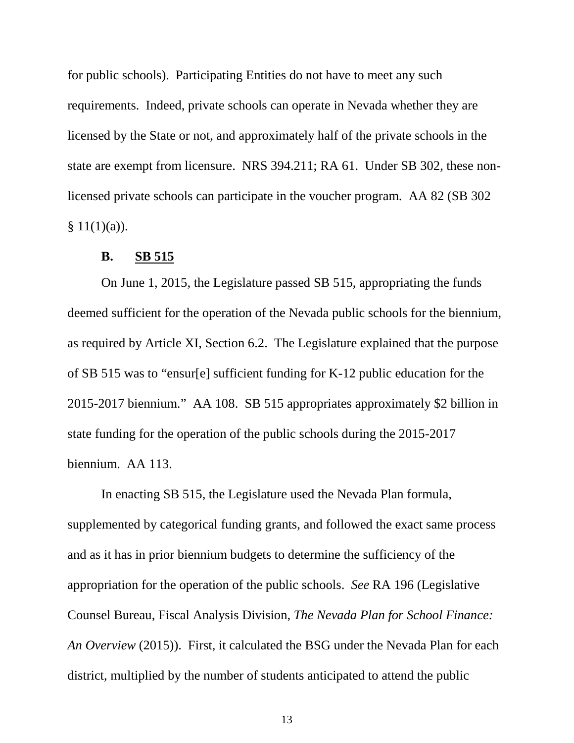for public schools). Participating Entities do not have to meet any such requirements. Indeed, private schools can operate in Nevada whether they are licensed by the State or not, and approximately half of the private schools in the state are exempt from licensure. NRS 394.211; RA 61. Under SB 302, these non-licensed private schools can participate in the voucher program. AA 82 (SB 302 § 11(1)(a)).

### B. <u>SB 515</u>

On June 1, 2015, the Legislature passed SB 515, appropriating the funds deemed sufficient for the operation of the Nevada public schools for the biennium, as required by Article XI, Section 6.2. The Legislature explained that the purpose of SB 515 was to "ensur[e] sufficient funding for K-12 public education for the 2015-2017 biennium." AA 108. SB 515 appropriates approximately $2 billion in state funding for the operation of the public schools during the 2015-2017 biennium. AA 113.

In enacting SB 515, the Legislature used the Nevada Plan formula, supplemented by categorical funding grants, and followed the exact same process and as it has in prior biennium budgets to determine the sufficiency of the appropriation for the operation of the public schools. *See* RA 196 (Legislative Counsel Bureau, Fiscal Analysis Division, *The Nevada Plan for School Finance: An Overview* (2015)). First, it calculated the BSG under the Nevada Plan for each district, multiplied by the number of students anticipated to attend the public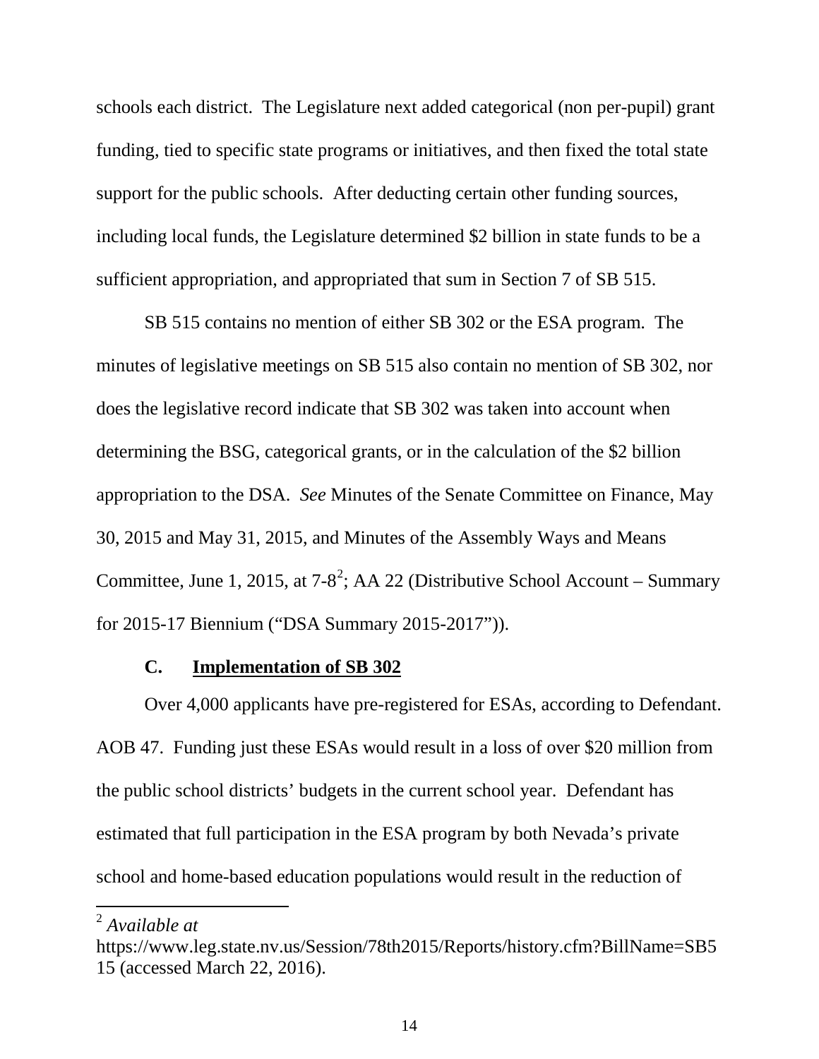schools each district. The Legislature next added categorical (non per-pupil) grant funding, tied to specific state programs or initiatives, and then fixed the total state support for the public schools. After deducting certain other funding sources, including local funds, the Legislature determined $2 billion in state funds to be a sufficient appropriation, and appropriated that sum in Section 7 of SB 515.

SB 515 contains no mention of either SB 302 or the ESA program. The minutes of legislative meetings on SB 515 also contain no mention of SB 302, nor does the legislative record indicate that SB 302 was taken into account when determining the BSG, categorical grants, or in the calculation of the $2 billion appropriation to the DSA. *See* Minutes of the Senate Committee on Finance, May 30, 2015 and May 31, 2015, and Minutes of the Assembly Ways and Means Committee, June 1, 2015, at 7-8[2]; AA 22 (Distributive School Account – Summary for 2015-17 Biennium ("DSA Summary 2015-2017")).

### C. Implementation of SB 302

Over 4,000 applicants have pre-registered for ESAs, according to Defendant. AOB 47. Funding just these ESAs would result in a loss of over $20 million from the public school districts' budgets in the current school year. Defendant has estimated that full participation in the ESA program by both Nevada's private school and home-based education populations would result in the reduction of

---

[2] *Available at* https://www.leg.state.nv.us/Session/78th2015/Reports/history.cfm?BillName=SB515 (accessed March 22, 2016).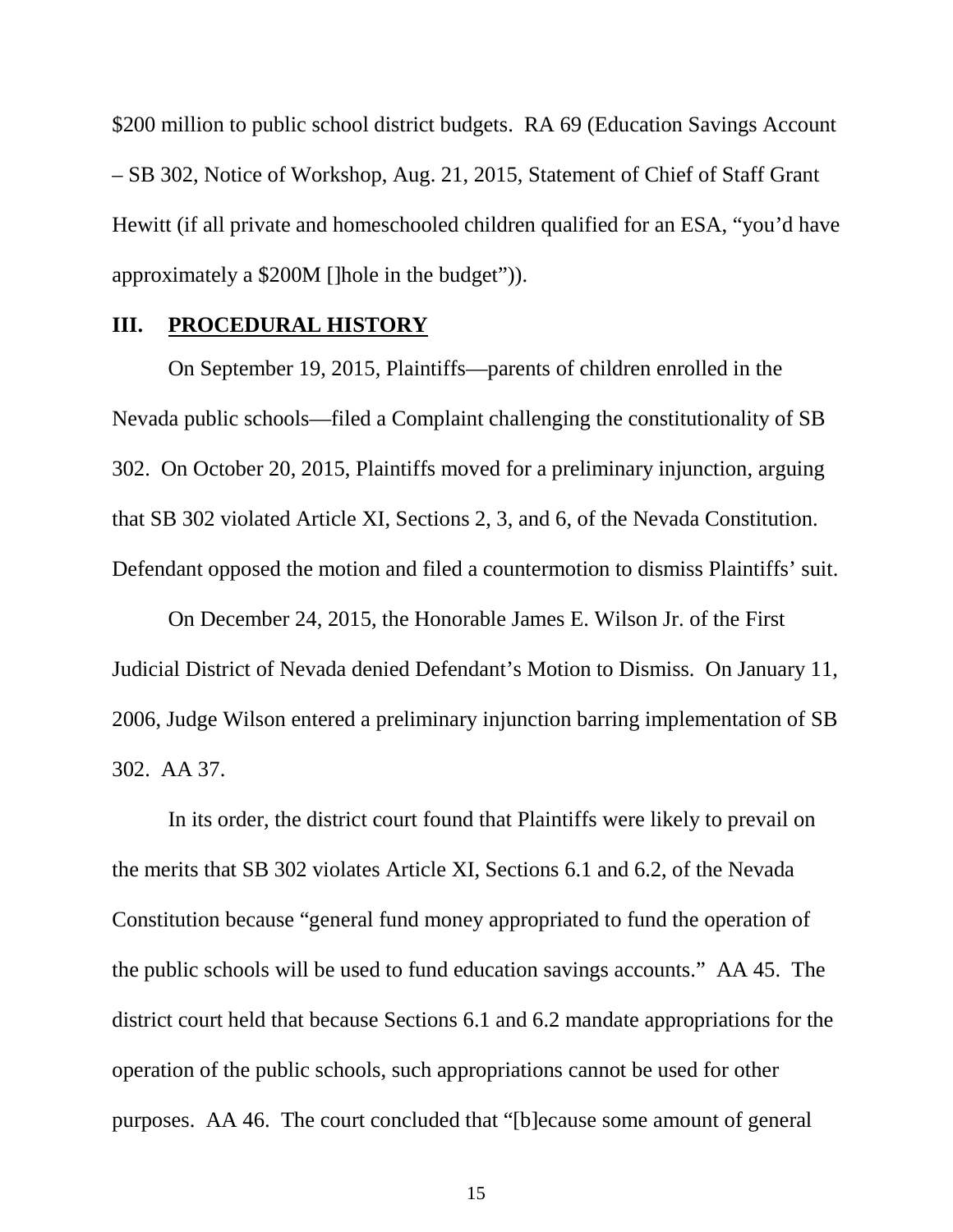$200 million to public school district budgets. RA 69 (Education Savings Account – SB 302, Notice of Workshop, Aug. 21, 2015, Statement of Chief of Staff Grant Hewitt (if all private and homeschooled children qualified for an ESA, "you'd have approximately a $200M []hole in the budget")).

## III. PROCEDURAL HISTORY

On September 19, 2015, Plaintiffs—parents of children enrolled in the Nevada public schools—filed a Complaint challenging the constitutionality of SB 302. On October 20, 2015, Plaintiffs moved for a preliminary injunction, arguing that SB 302 violated Article XI, Sections 2, 3, and 6, of the Nevada Constitution. Defendant opposed the motion and filed a countermotion to dismiss Plaintiffs' suit.

On December 24, 2015, the Honorable James E. Wilson Jr. of the First Judicial District of Nevada denied Defendant's Motion to Dismiss. On January 11, 2006, Judge Wilson entered a preliminary injunction barring implementation of SB 302. AA 37.

In its order, the district court found that Plaintiffs were likely to prevail on the merits that SB 302 violates Article XI, Sections 6.1 and 6.2, of the Nevada Constitution because "general fund money appropriated to fund the operation of the public schools will be used to fund education savings accounts." AA 45. The district court held that because Sections 6.1 and 6.2 mandate appropriations for the operation of the public schools, such appropriations cannot be used for other purposes. AA 46. The court concluded that "[b]ecause some amount of general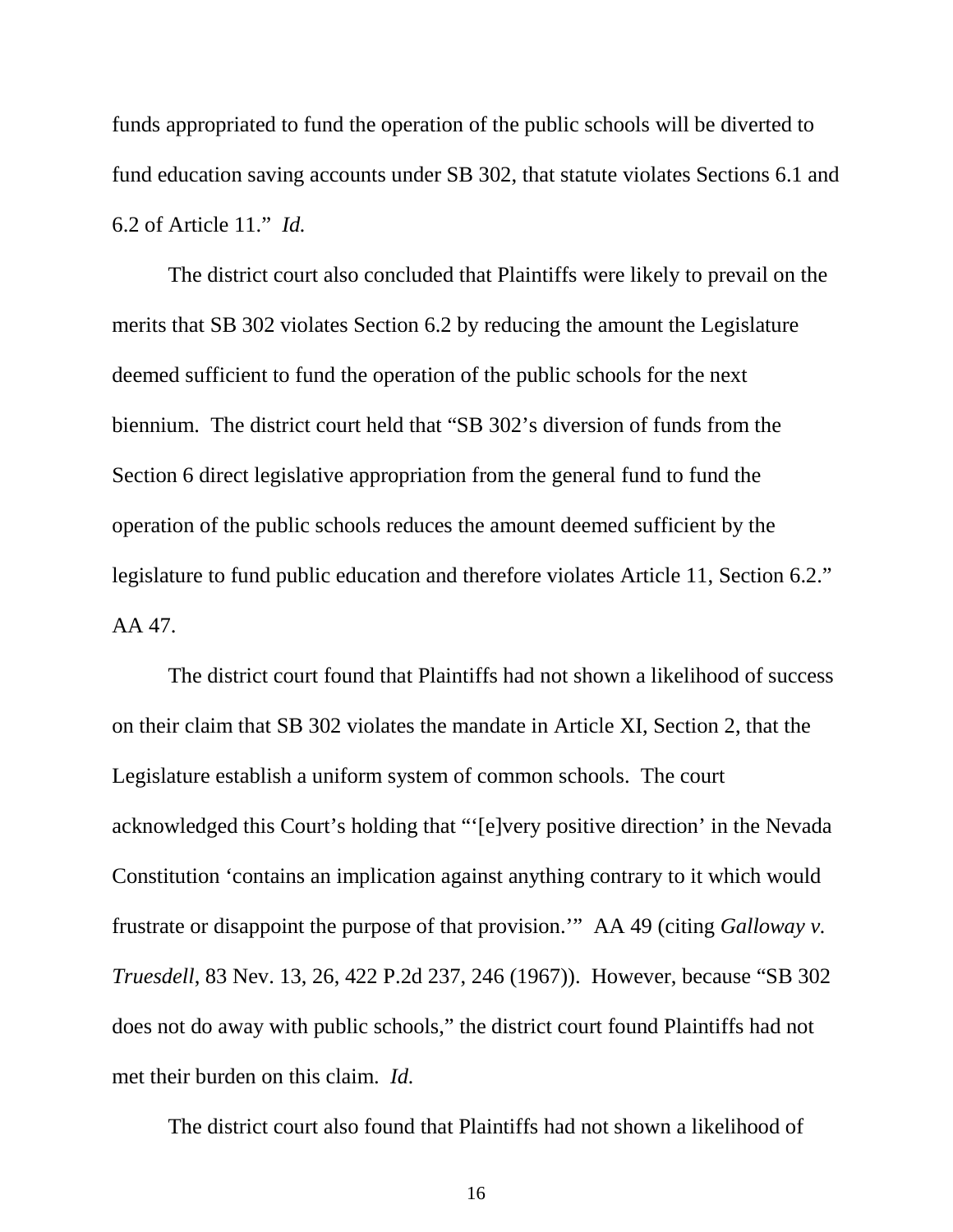funds appropriated to fund the operation of the public schools will be diverted to fund education saving accounts under SB 302, that statute violates Sections 6.1 and 6.2 of Article 11." *Id.*

The district court also concluded that Plaintiffs were likely to prevail on the merits that SB 302 violates Section 6.2 by reducing the amount the Legislature deemed sufficient to fund the operation of the public schools for the next biennium. The district court held that "SB 302's diversion of funds from the Section 6 direct legislative appropriation from the general fund to fund the operation of the public schools reduces the amount deemed sufficient by the legislature to fund public education and therefore violates Article 11, Section 6.2." AA 47.

The district court found that Plaintiffs had not shown a likelihood of success on their claim that SB 302 violates the mandate in Article XI, Section 2, that the Legislature establish a uniform system of common schools. The court acknowledged this Court's holding that "'[e]very positive direction' in the Nevada Constitution 'contains an implication against anything contrary to it which would frustrate or disappoint the purpose of that provision.'" AA 49 (citing *Galloway v. Truesdell*, 83 Nev. 13, 26, 422 P.2d 237, 246 (1967)). However, because "SB 302 does not do away with public schools," the district court found Plaintiffs had not met their burden on this claim. *Id.*

The district court also found that Plaintiffs had not shown a likelihood of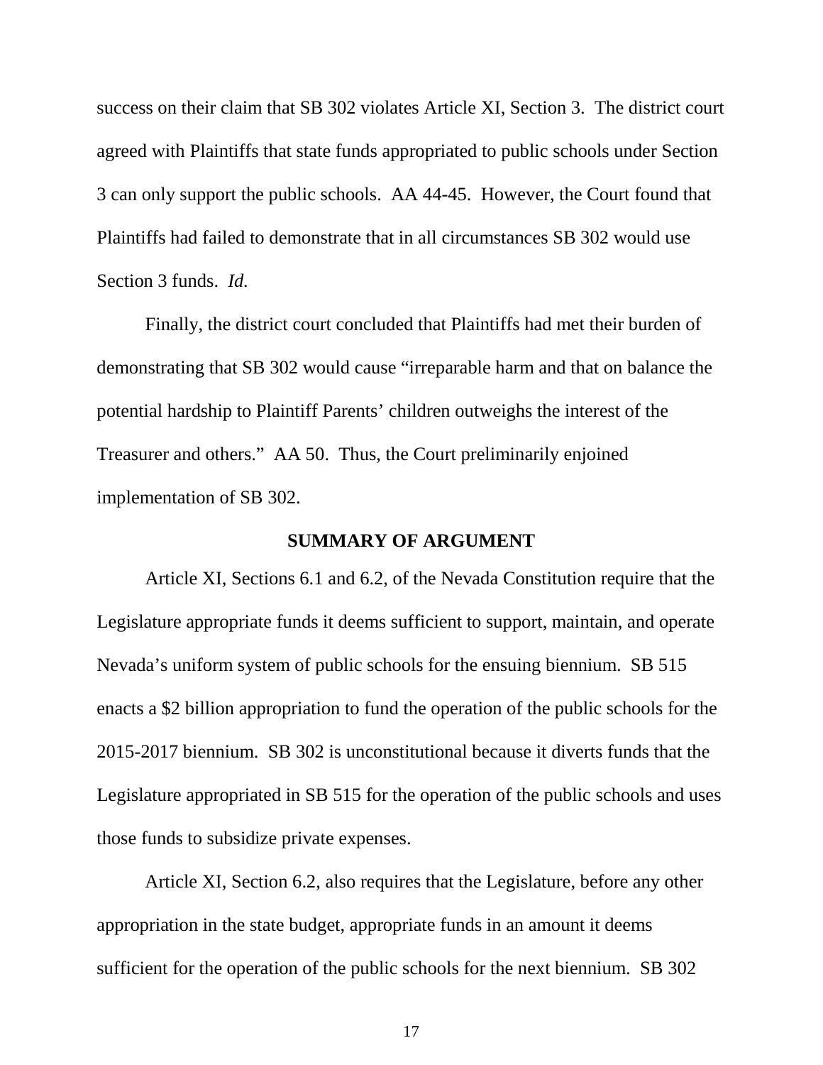success on their claim that SB 302 violates Article XI, Section 3. The district court agreed with Plaintiffs that state funds appropriated to public schools under Section 3 can only support the public schools. AA 44-45. However, the Court found that Plaintiffs had failed to demonstrate that in all circumstances SB 302 would use Section 3 funds. *Id.*

Finally, the district court concluded that Plaintiffs had met their burden of demonstrating that SB 302 would cause "irreparable harm and that on balance the potential hardship to Plaintiff Parents' children outweighs the interest of the Treasurer and others." AA 50. Thus, the Court preliminarily enjoined implementation of SB 302.

## SUMMARY OF ARGUMENT

Article XI, Sections 6.1 and 6.2, of the Nevada Constitution require that the Legislature appropriate funds it deems sufficient to support, maintain, and operate Nevada's uniform system of public schools for the ensuing biennium. SB 515 enacts a $2 billion appropriation to fund the operation of the public schools for the 2015-2017 biennium. SB 302 is unconstitutional because it diverts funds that the Legislature appropriated in SB 515 for the operation of the public schools and uses those funds to subsidize private expenses.

Article XI, Section 6.2, also requires that the Legislature, before any other appropriation in the state budget, appropriate funds in an amount it deems sufficient for the operation of the public schools for the next biennium. SB 302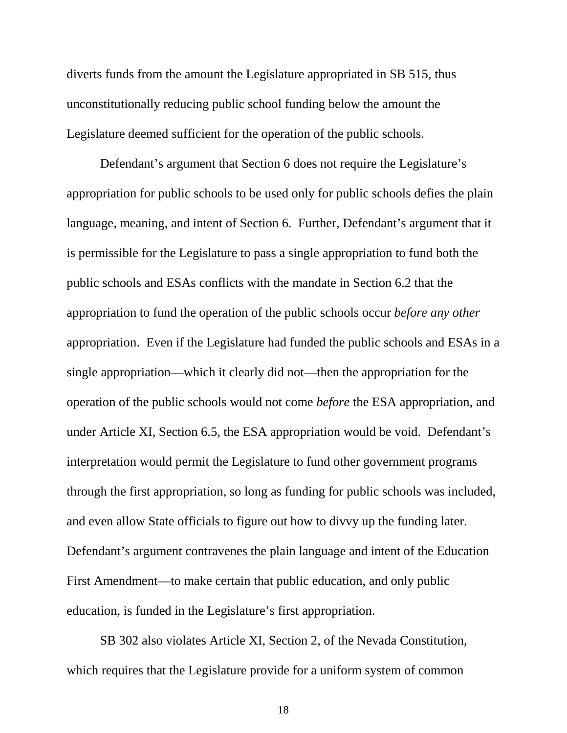diverts funds from the amount the Legislature appropriated in SB 515, thus unconstitutionally reducing public school funding below the amount the Legislature deemed sufficient for the operation of the public schools.

Defendant's argument that Section 6 does not require the Legislature's appropriation for public schools to be used only for public schools defies the plain language, meaning, and intent of Section 6. Further, Defendant's argument that it is permissible for the Legislature to pass a single appropriation to fund both the public schools and ESAs conflicts with the mandate in Section 6.2 that the appropriation to fund the operation of the public schools occur *before any other* appropriation. Even if the Legislature had funded the public schools and ESAs in a single appropriation—which it clearly did not—then the appropriation for the operation of the public schools would not come *before* the ESA appropriation, and under Article XI, Section 6.5, the ESA appropriation would be void. Defendant's interpretation would permit the Legislature to fund other government programs through the first appropriation, so long as funding for public schools was included, and even allow State officials to figure out how to divvy up the funding later. Defendant's argument contravenes the plain language and intent of the Education First Amendment—to make certain that public education, and only public education, is funded in the Legislature's first appropriation.

SB 302 also violates Article XI, Section 2, of the Nevada Constitution, which requires that the Legislature provide for a uniform system of common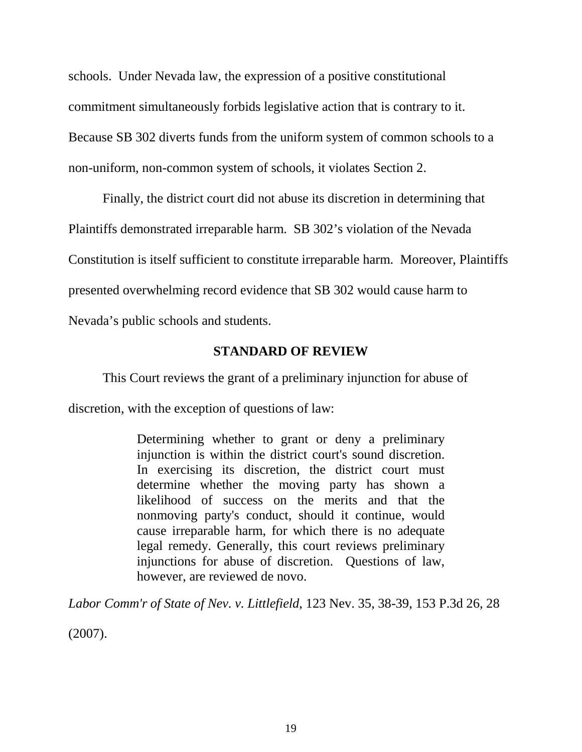schools. Under Nevada law, the expression of a positive constitutional commitment simultaneously forbids legislative action that is contrary to it. Because SB 302 diverts funds from the uniform system of common schools to a non-uniform, non-common system of schools, it violates Section 2.

Finally, the district court did not abuse its discretion in determining that Plaintiffs demonstrated irreparable harm. SB 302's violation of the Nevada Constitution is itself sufficient to constitute irreparable harm. Moreover, Plaintiffs presented overwhelming record evidence that SB 302 would cause harm to Nevada's public schools and students.

## STANDARD OF REVIEW

This Court reviews the grant of a preliminary injunction for abuse of discretion, with the exception of questions of law:

> Determining whether to grant or deny a preliminary injunction is within the district court's sound discretion. In exercising its discretion, the district court must determine whether the moving party has shown a likelihood of success on the merits and that the nonmoving party's conduct, should it continue, would cause irreparable harm, for which there is no adequate legal remedy. Generally, this court reviews preliminary injunctions for abuse of discretion. Questions of law, however, are reviewed de novo.

*Labor Comm'r of State of Nev. v. Littlefield*, 123 Nev. 35, 38-39, 153 P.3d 26, 28 (2007).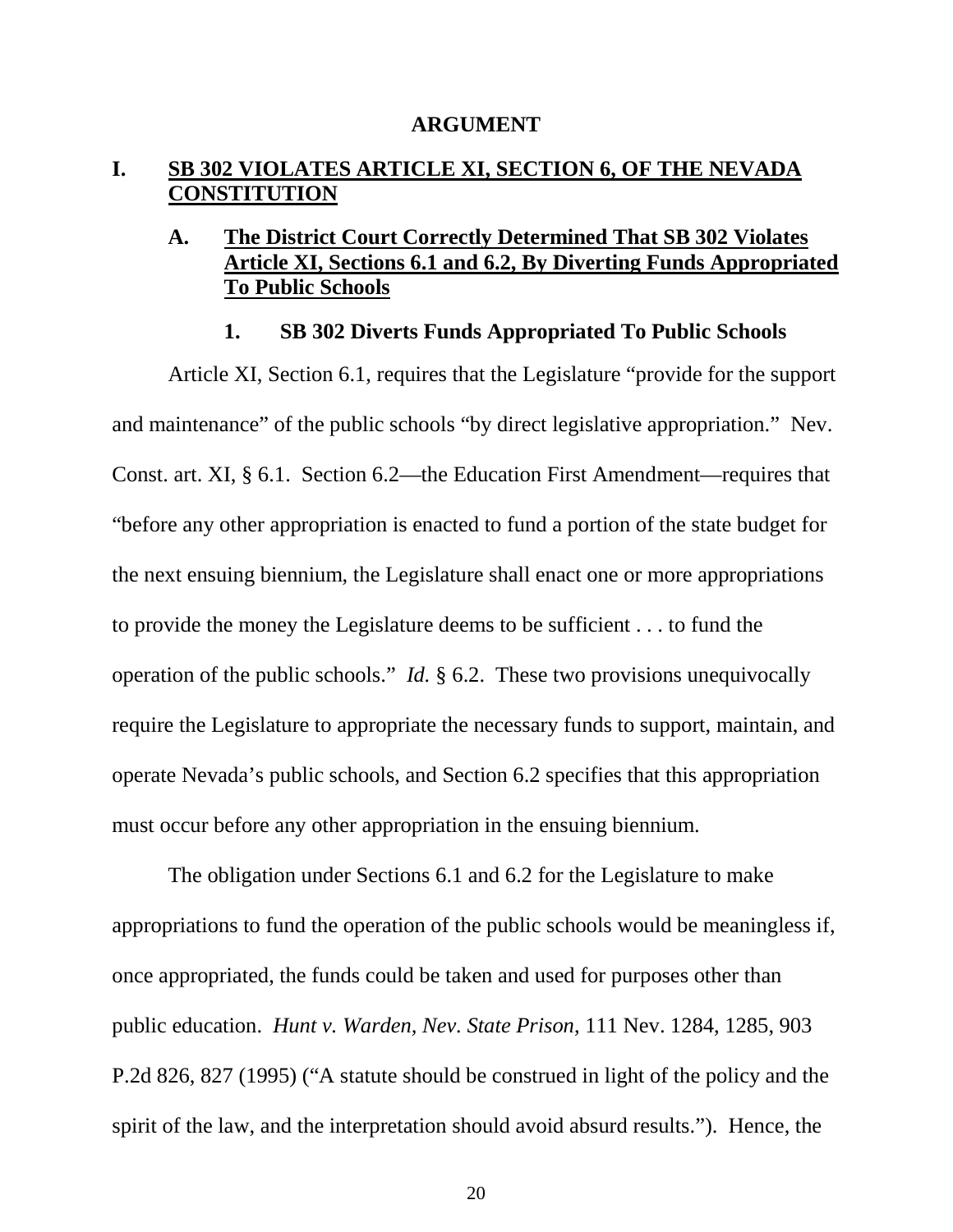## ARGUMENT

## I. <u>SB 302 VIOLATES ARTICLE XI, SECTION 6, OF THE NEVADA CONSTITUTION</u>

### A. <u>The District Court Correctly Determined That SB 302 Violates Article XI, Sections 6.1 and 6.2, By Diverting Funds Appropriated To Public Schools</u>

#### 1. SB 302 Diverts Funds Appropriated To Public Schools

Article XI, Section 6.1, requires that the Legislature "provide for the support and maintenance" of the public schools "by direct legislative appropriation." Nev. Const. art. XI, § 6.1. Section 6.2—the Education First Amendment—requires that "before any other appropriation is enacted to fund a portion of the state budget for the next ensuing biennium, the Legislature shall enact one or more appropriations to provide the money the Legislature deems to be sufficient . . . to fund the operation of the public schools." *Id.* § 6.2. These two provisions unequivocally require the Legislature to appropriate the necessary funds to support, maintain, and operate Nevada's public schools, and Section 6.2 specifies that this appropriation must occur before any other appropriation in the ensuing biennium.

The obligation under Sections 6.1 and 6.2 for the Legislature to make appropriations to fund the operation of the public schools would be meaningless if, once appropriated, the funds could be taken and used for purposes other than public education. *Hunt v. Warden, Nev. State Prison*, 111 Nev. 1284, 1285, 903 P.2d 826, 827 (1995) ("A statute should be construed in light of the policy and the spirit of the law, and the interpretation should avoid absurd results."). Hence, the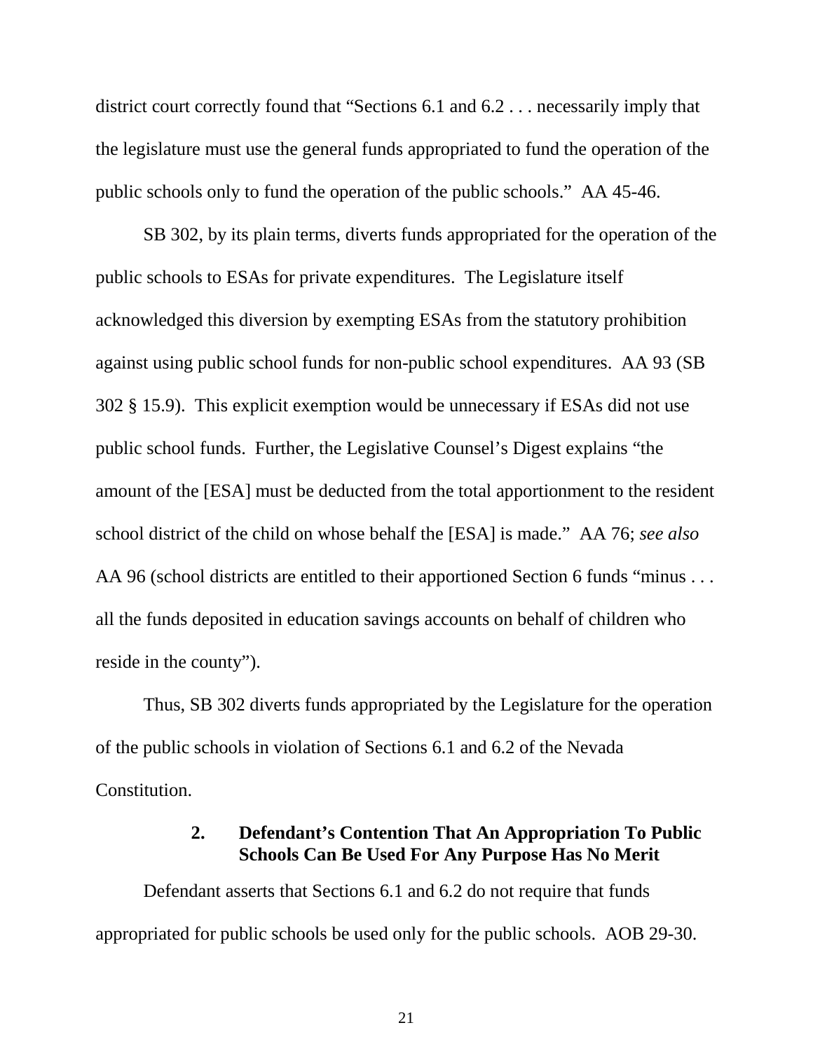district court correctly found that "Sections 6.1 and 6.2 . . . necessarily imply that the legislature must use the general funds appropriated to fund the operation of the public schools only to fund the operation of the public schools." AA 45-46.

SB 302, by its plain terms, diverts funds appropriated for the operation of the public schools to ESAs for private expenditures. The Legislature itself acknowledged this diversion by exempting ESAs from the statutory prohibition against using public school funds for non-public school expenditures. AA 93 (SB 302 § 15.9). This explicit exemption would be unnecessary if ESAs did not use public school funds. Further, the Legislative Counsel's Digest explains "the amount of the [ESA] must be deducted from the total apportionment to the resident school district of the child on whose behalf the [ESA] is made." AA 76; *see also* AA 96 (school districts are entitled to their apportioned Section 6 funds "minus . . . all the funds deposited in education savings accounts on behalf of children who reside in the county").

Thus, SB 302 diverts funds appropriated by the Legislature for the operation of the public schools in violation of Sections 6.1 and 6.2 of the Nevada Constitution.

#### 2. Defendant's Contention That An Appropriation To Public Schools Can Be Used For Any Purpose Has No Merit

Defendant asserts that Sections 6.1 and 6.2 do not require that funds appropriated for public schools be used only for the public schools. AOB 29-30.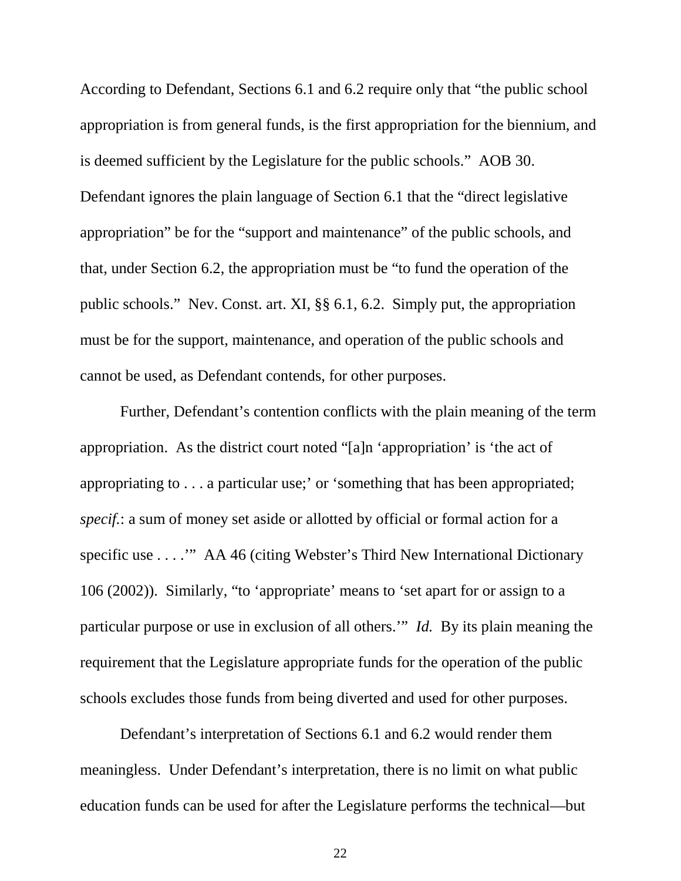According to Defendant, Sections 6.1 and 6.2 require only that "the public school appropriation is from general funds, is the first appropriation for the biennium, and is deemed sufficient by the Legislature for the public schools." AOB 30. Defendant ignores the plain language of Section 6.1 that the "direct legislative appropriation" be for the "support and maintenance" of the public schools, and that, under Section 6.2, the appropriation must be "to fund the operation of the public schools." Nev. Const. art. XI, §§ 6.1, 6.2. Simply put, the appropriation must be for the support, maintenance, and operation of the public schools and cannot be used, as Defendant contends, for other purposes.

Further, Defendant's contention conflicts with the plain meaning of the term appropriation. As the district court noted "[a]n 'appropriation' is 'the act of appropriating to . . . a particular use;' or 'something that has been appropriated; *specif.*: a sum of money set aside or allotted by official or formal action for a specific use . . . .'" AA 46 (citing Webster's Third New International Dictionary 106 (2002)). Similarly, "to 'appropriate' means to 'set apart for or assign to a particular purpose or use in exclusion of all others.'" *Id.* By its plain meaning the requirement that the Legislature appropriate funds for the operation of the public schools excludes those funds from being diverted and used for other purposes.

Defendant's interpretation of Sections 6.1 and 6.2 would render them meaningless. Under Defendant's interpretation, there is no limit on what public education funds can be used for after the Legislature performs the technical—but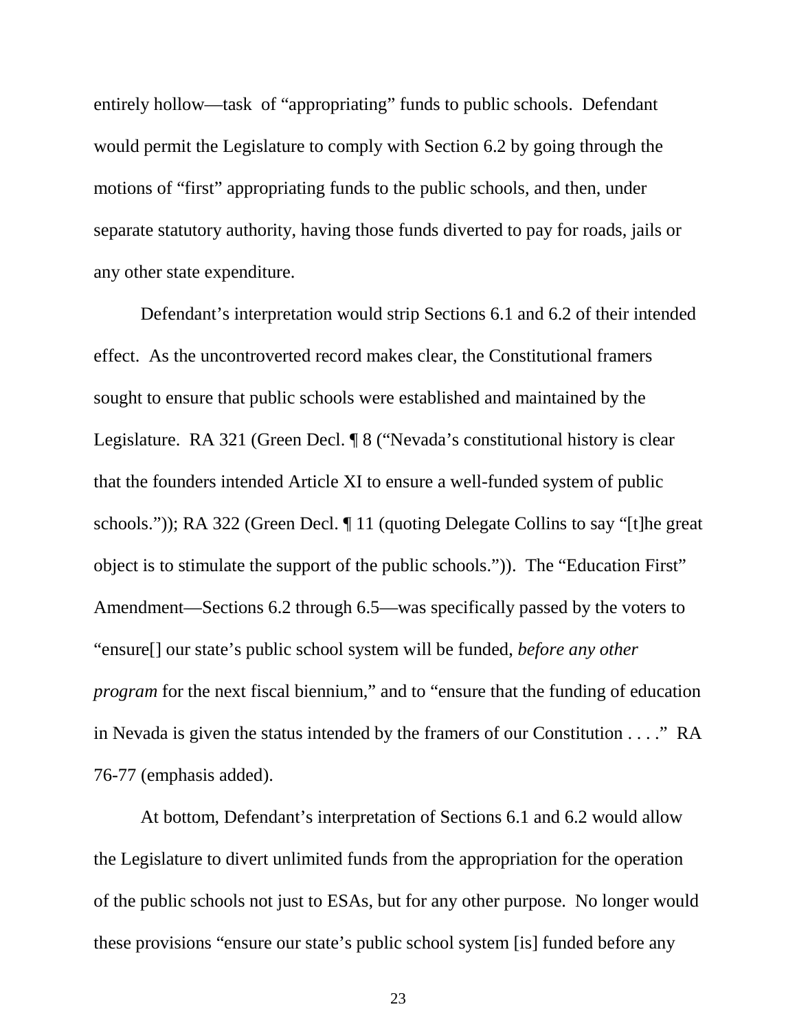entirely hollow—task of "appropriating" funds to public schools. Defendant would permit the Legislature to comply with Section 6.2 by going through the motions of "first" appropriating funds to the public schools, and then, under separate statutory authority, having those funds diverted to pay for roads, jails or any other state expenditure.

Defendant's interpretation would strip Sections 6.1 and 6.2 of their intended effect. As the uncontroverted record makes clear, the Constitutional framers sought to ensure that public schools were established and maintained by the Legislature. RA 321 (Green Decl. ¶ 8 ("Nevada's constitutional history is clear that the founders intended Article XI to ensure a well-funded system of public schools.")); RA 322 (Green Decl. ¶ 11 (quoting Delegate Collins to say "[t]he great object is to stimulate the support of the public schools.")). The "Education First" Amendment—Sections 6.2 through 6.5—was specifically passed by the voters to "ensure[] our state's public school system will be funded, *before any other program* for the next fiscal biennium," and to "ensure that the funding of education in Nevada is given the status intended by the framers of our Constitution . . . ." RA 76-77 (emphasis added).

At bottom, Defendant's interpretation of Sections 6.1 and 6.2 would allow the Legislature to divert unlimited funds from the appropriation for the operation of the public schools not just to ESAs, but for any other purpose. No longer would these provisions "ensure our state's public school system [is] funded before any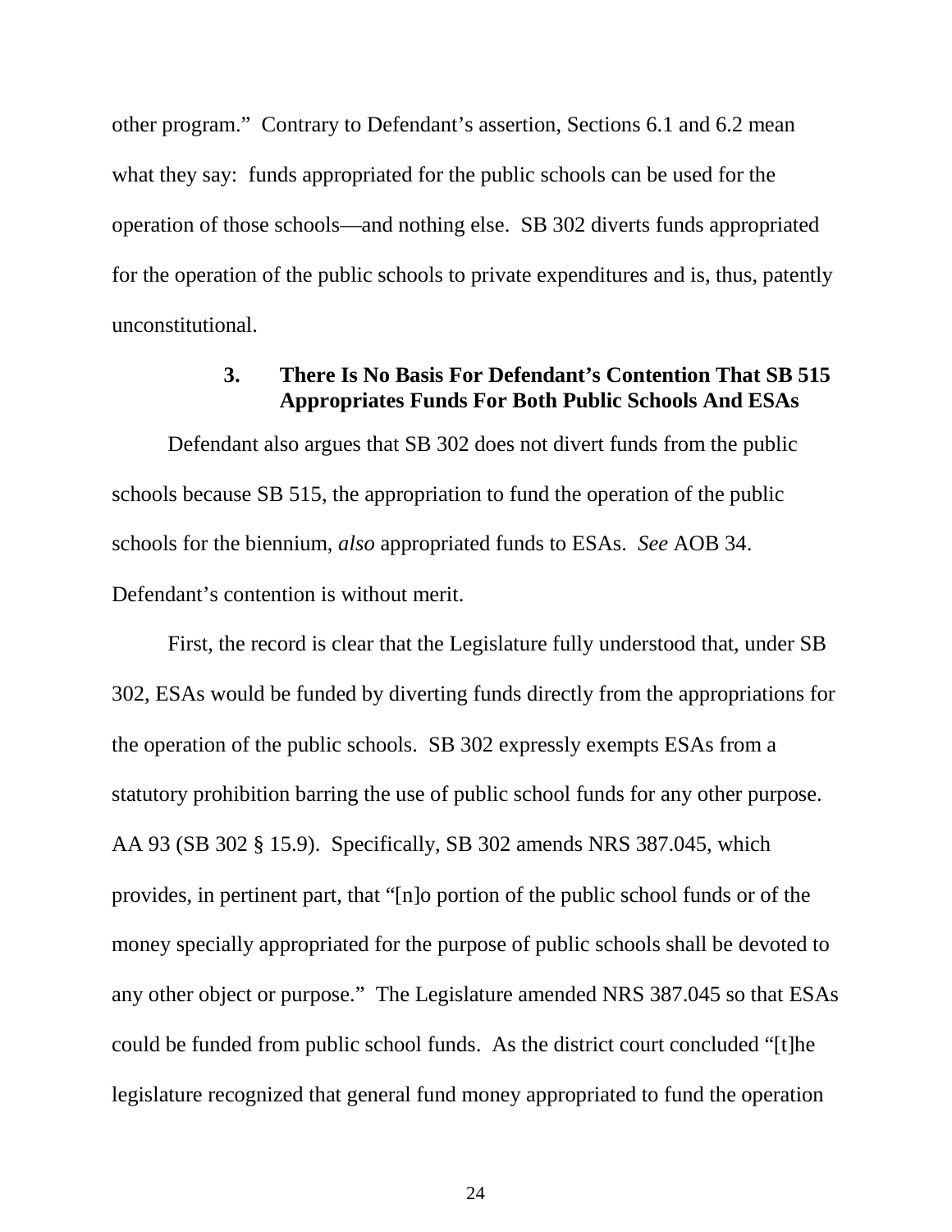other program." Contrary to Defendant's assertion, Sections 6.1 and 6.2 mean what they say: funds appropriated for the public schools can be used for the operation of those schools—and nothing else. SB 302 diverts funds appropriated for the operation of the public schools to private expenditures and is, thus, patently unconstitutional.

### 3. There Is No Basis For Defendant's Contention That SB 515 Appropriates Funds For Both Public Schools And ESAs

Defendant also argues that SB 302 does not divert funds from the public schools because SB 515, the appropriation to fund the operation of the public schools for the biennium, *also* appropriated funds to ESAs. *See* AOB 34. Defendant's contention is without merit.

First, the record is clear that the Legislature fully understood that, under SB 302, ESAs would be funded by diverting funds directly from the appropriations for the operation of the public schools. SB 302 expressly exempts ESAs from a statutory prohibition barring the use of public school funds for any other purpose. AA 93 (SB 302 § 15.9). Specifically, SB 302 amends NRS 387.045, which provides, in pertinent part, that "[n]o portion of the public school funds or of the money specially appropriated for the purpose of public schools shall be devoted to any other object or purpose." The Legislature amended NRS 387.045 so that ESAs could be funded from public school funds. As the district court concluded "[t]he legislature recognized that general fund money appropriated to fund the operation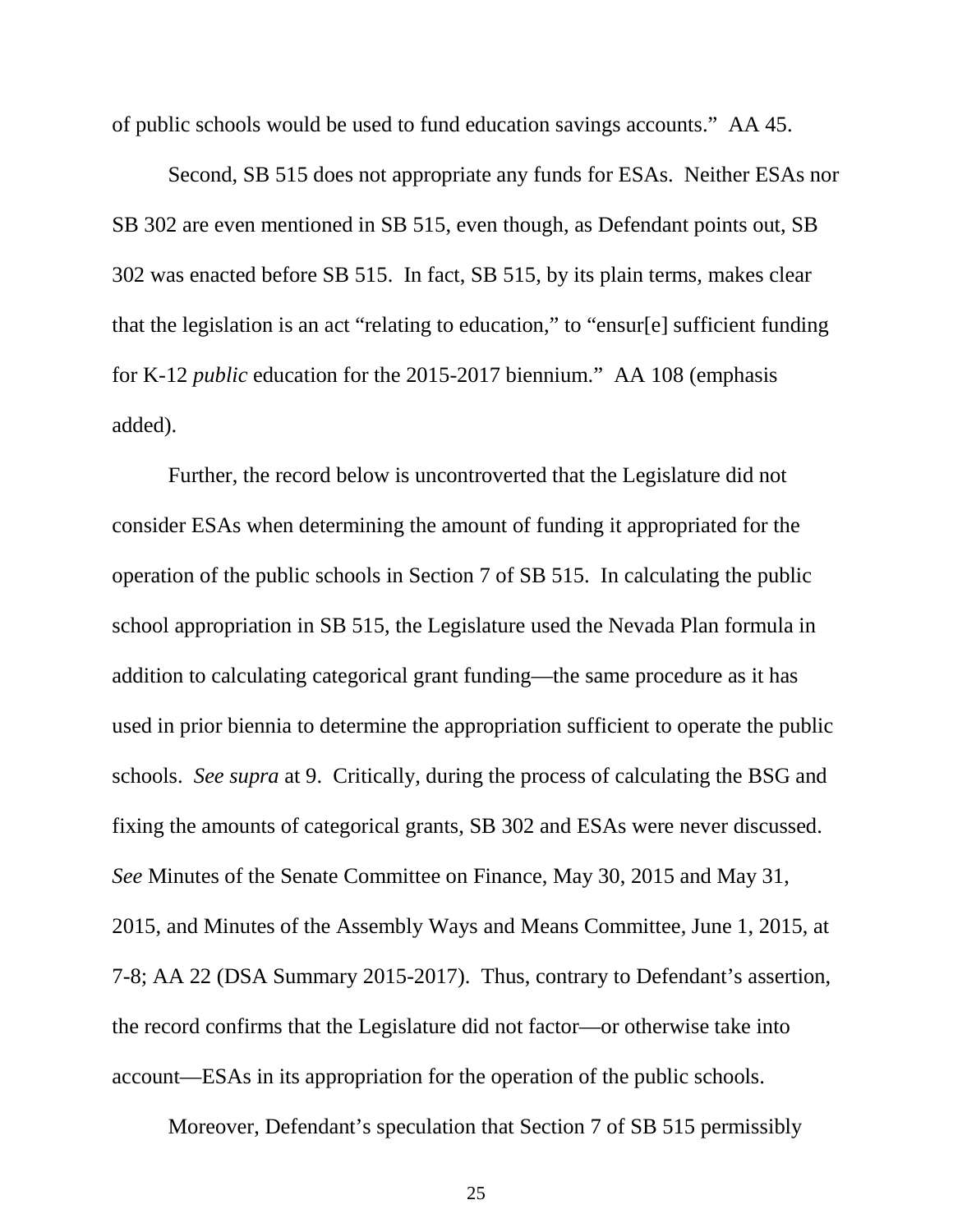of public schools would be used to fund education savings accounts." AA 45.

Second, SB 515 does not appropriate any funds for ESAs. Neither ESAs nor SB 302 are even mentioned in SB 515, even though, as Defendant points out, SB 302 was enacted before SB 515. In fact, SB 515, by its plain terms, makes clear that the legislation is an act "relating to education," to "ensur[e] sufficient funding for K-12 *public* education for the 2015-2017 biennium." AA 108 (emphasis added).

Further, the record below is uncontroverted that the Legislature did not consider ESAs when determining the amount of funding it appropriated for the operation of the public schools in Section 7 of SB 515. In calculating the public school appropriation in SB 515, the Legislature used the Nevada Plan formula in addition to calculating categorical grant funding—the same procedure as it has used in prior biennia to determine the appropriation sufficient to operate the public schools. *See supra* at 9. Critically, during the process of calculating the BSG and fixing the amounts of categorical grants, SB 302 and ESAs were never discussed. *See* Minutes of the Senate Committee on Finance, May 30, 2015 and May 31, 2015, and Minutes of the Assembly Ways and Means Committee, June 1, 2015, at 7-8; AA 22 (DSA Summary 2015-2017). Thus, contrary to Defendant's assertion, the record confirms that the Legislature did not factor—or otherwise take into account—ESAs in its appropriation for the operation of the public schools.

Moreover, Defendant's speculation that Section 7 of SB 515 permissibly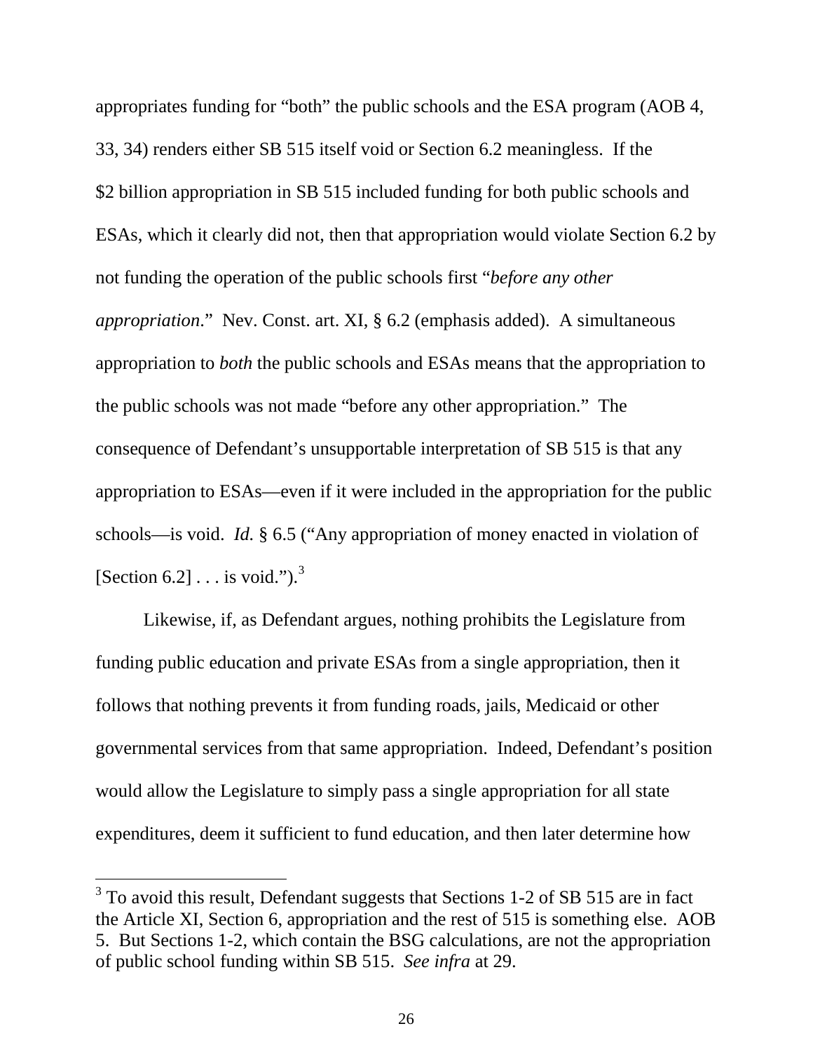appropriates funding for "both" the public schools and the ESA program (AOB 4, 33, 34) renders either SB 515 itself void or Section 6.2 meaningless. If the $2 billion appropriation in SB 515 included funding for both public schools and ESAs, which it clearly did not, then that appropriation would violate Section 6.2 by not funding the operation of the public schools first "*before any other appropriation*." Nev. Const. art. XI, § 6.2 (emphasis added). A simultaneous appropriation to *both* the public schools and ESAs means that the appropriation to the public schools was not made "before any other appropriation." The consequence of Defendant's unsupportable interpretation of SB 515 is that any appropriation to ESAs—even if it were included in the appropriation for the public schools—is void. *Id.* § 6.5 ("Any appropriation of money enacted in violation of [Section 6.2] . . . is void.").[3]

Likewise, if, as Defendant argues, nothing prohibits the Legislature from funding public education and private ESAs from a single appropriation, then it follows that nothing prevents it from funding roads, jails, Medicaid or other governmental services from that same appropriation. Indeed, Defendant's position would allow the Legislature to simply pass a single appropriation for all state expenditures, deem it sufficient to fund education, and then later determine how

---

[3] To avoid this result, Defendant suggests that Sections 1-2 of SB 515 are in fact the Article XI, Section 6, appropriation and the rest of 515 is something else. AOB 5. But Sections 1-2, which contain the BSG calculations, are not the appropriation of public school funding within SB 515. *See infra* at 29.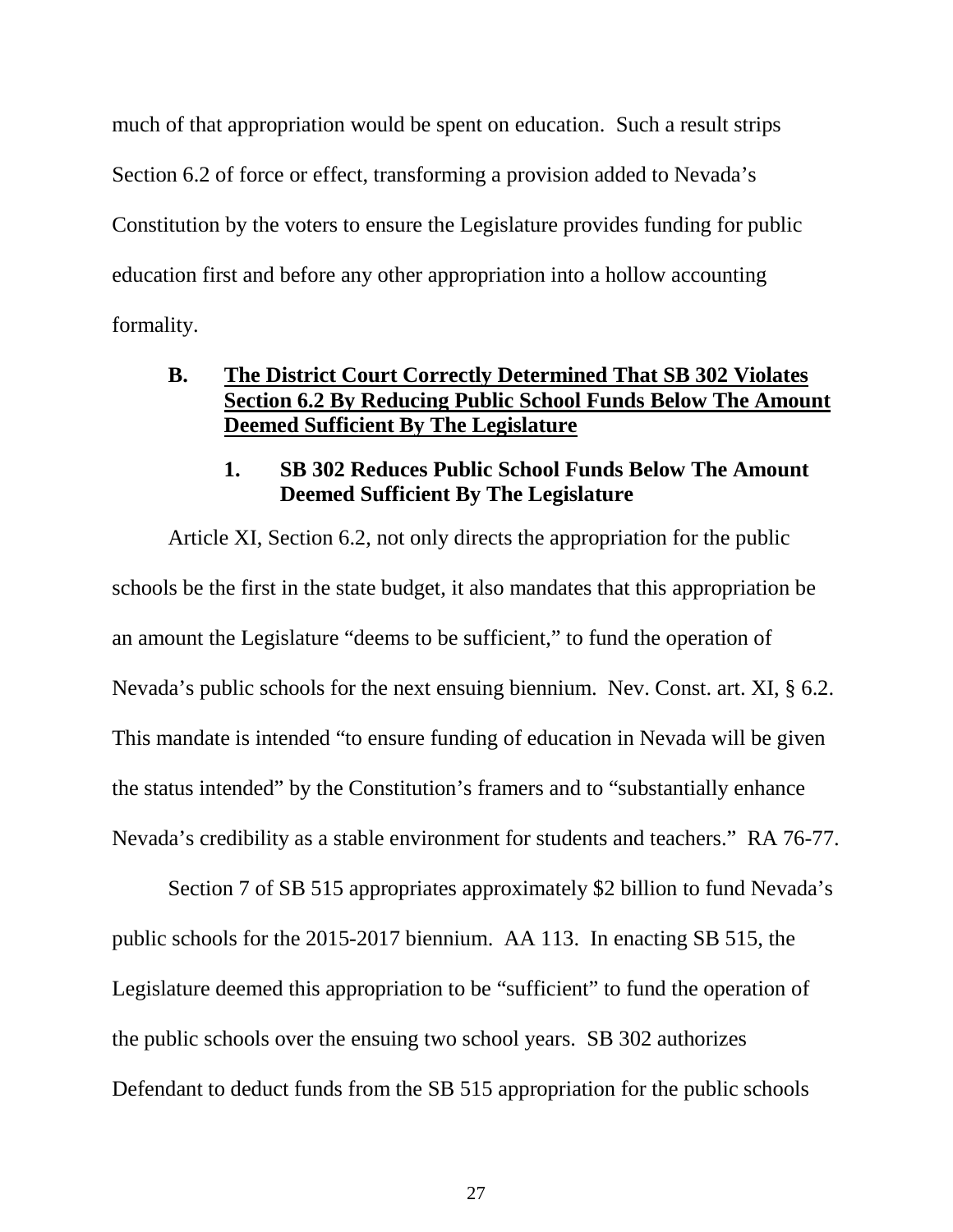much of that appropriation would be spent on education. Such a result strips Section 6.2 of force or effect, transforming a provision added to Nevada's Constitution by the voters to ensure the Legislature provides funding for public education first and before any other appropriation into a hollow accounting formality.

### B. <u>The District Court Correctly Determined That SB 302 Violates Section 6.2 By Reducing Public School Funds Below The Amount Deemed Sufficient By The Legislature</u>

#### 1. SB 302 Reduces Public School Funds Below The Amount Deemed Sufficient By The Legislature

Article XI, Section 6.2, not only directs the appropriation for the public schools be the first in the state budget, it also mandates that this appropriation be an amount the Legislature "deems to be sufficient," to fund the operation of Nevada's public schools for the next ensuing biennium. Nev. Const. art. XI, § 6.2. This mandate is intended "to ensure funding of education in Nevada will be given the status intended" by the Constitution's framers and to "substantially enhance Nevada's credibility as a stable environment for students and teachers." RA 76-77.

Section 7 of SB 515 appropriates approximately $2 billion to fund Nevada's public schools for the 2015-2017 biennium. AA 113. In enacting SB 515, the Legislature deemed this appropriation to be "sufficient" to fund the operation of the public schools over the ensuing two school years. SB 302 authorizes Defendant to deduct funds from the SB 515 appropriation for the public schools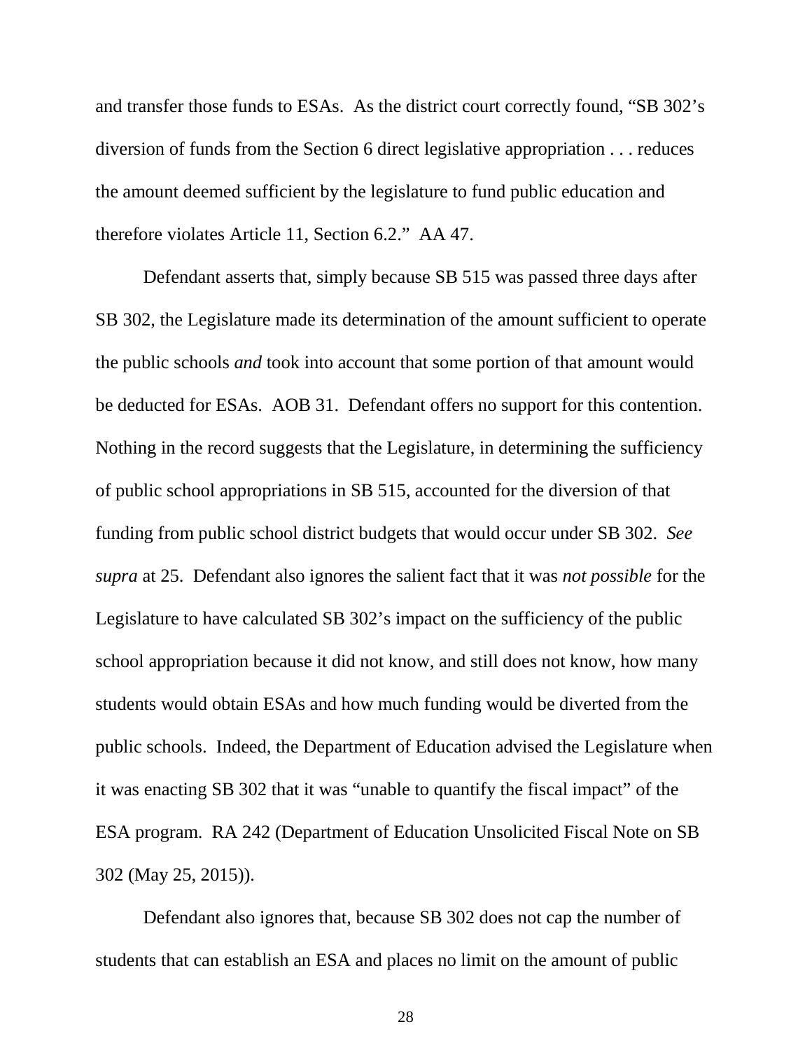and transfer those funds to ESAs. As the district court correctly found, "SB 302's diversion of funds from the Section 6 direct legislative appropriation . . . reduces the amount deemed sufficient by the legislature to fund public education and therefore violates Article 11, Section 6.2." AA 47.

Defendant asserts that, simply because SB 515 was passed three days after SB 302, the Legislature made its determination of the amount sufficient to operate the public schools *and* took into account that some portion of that amount would be deducted for ESAs. AOB 31. Defendant offers no support for this contention. Nothing in the record suggests that the Legislature, in determining the sufficiency of public school appropriations in SB 515, accounted for the diversion of that funding from public school district budgets that would occur under SB 302. *See supra* at 25. Defendant also ignores the salient fact that it was *not possible* for the Legislature to have calculated SB 302's impact on the sufficiency of the public school appropriation because it did not know, and still does not know, how many students would obtain ESAs and how much funding would be diverted from the public schools. Indeed, the Department of Education advised the Legislature when it was enacting SB 302 that it was "unable to quantify the fiscal impact" of the ESA program. RA 242 (Department of Education Unsolicited Fiscal Note on SB 302 (May 25, 2015)).

Defendant also ignores that, because SB 302 does not cap the number of students that can establish an ESA and places no limit on the amount of public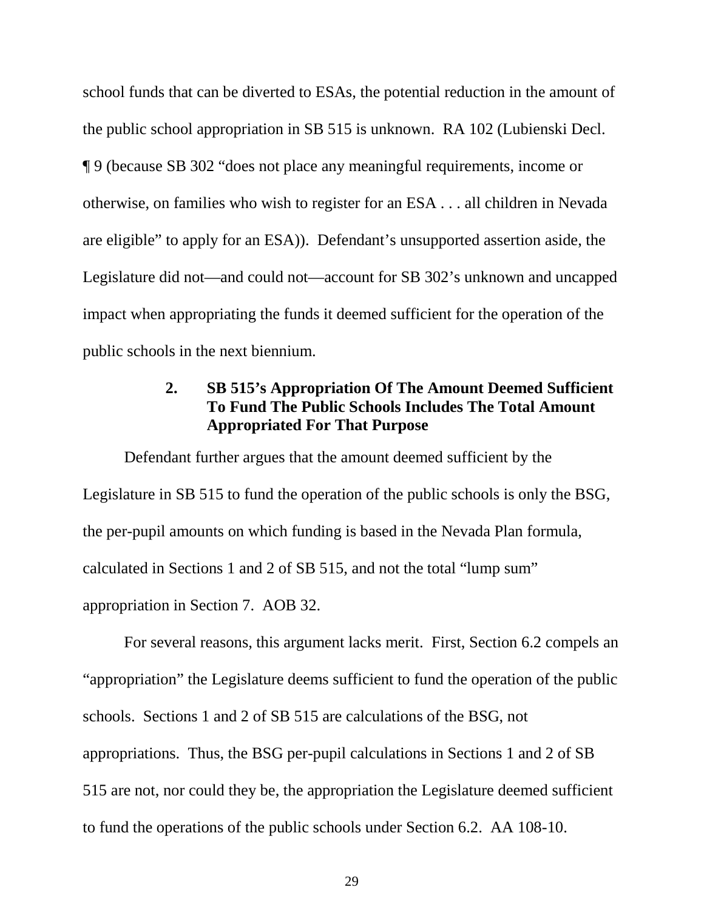school funds that can be diverted to ESAs, the potential reduction in the amount of the public school appropriation in SB 515 is unknown. RA 102 (Lubienski Decl. ¶ 9 (because SB 302 "does not place any meaningful requirements, income or otherwise, on families who wish to register for an ESA . . . all children in Nevada are eligible" to apply for an ESA)). Defendant's unsupported assertion aside, the Legislature did not—and could not—account for SB 302's unknown and uncapped impact when appropriating the funds it deemed sufficient for the operation of the public schools in the next biennium.

### 2. SB 515's Appropriation Of The Amount Deemed Sufficient To Fund The Public Schools Includes The Total Amount Appropriated For That Purpose

Defendant further argues that the amount deemed sufficient by the Legislature in SB 515 to fund the operation of the public schools is only the BSG, the per-pupil amounts on which funding is based in the Nevada Plan formula, calculated in Sections 1 and 2 of SB 515, and not the total "lump sum" appropriation in Section 7. AOB 32.

For several reasons, this argument lacks merit. First, Section 6.2 compels an "appropriation" the Legislature deems sufficient to fund the operation of the public schools. Sections 1 and 2 of SB 515 are calculations of the BSG, not appropriations. Thus, the BSG per-pupil calculations in Sections 1 and 2 of SB 515 are not, nor could they be, the appropriation the Legislature deemed sufficient to fund the operations of the public schools under Section 6.2. AA 108-10.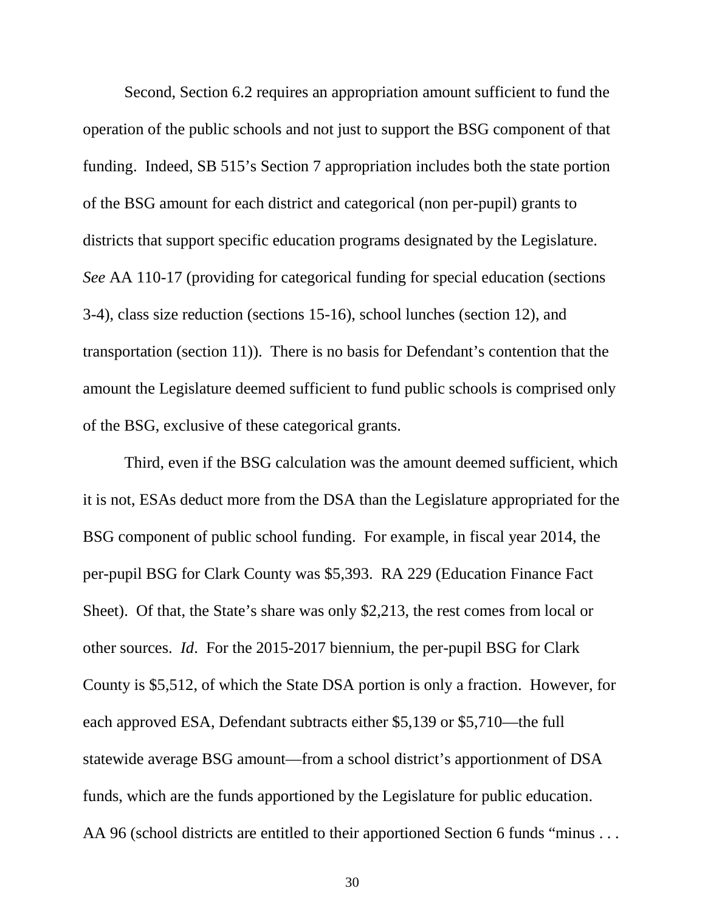Second, Section 6.2 requires an appropriation amount sufficient to fund the operation of the public schools and not just to support the BSG component of that funding. Indeed, SB 515's Section 7 appropriation includes both the state portion of the BSG amount for each district and categorical (non per-pupil) grants to districts that support specific education programs designated by the Legislature. *See* AA 110-17 (providing for categorical funding for special education (sections 3-4), class size reduction (sections 15-16), school lunches (section 12), and transportation (section 11)). There is no basis for Defendant's contention that the amount the Legislature deemed sufficient to fund public schools is comprised only of the BSG, exclusive of these categorical grants.

Third, even if the BSG calculation was the amount deemed sufficient, which it is not, ESAs deduct more from the DSA than the Legislature appropriated for the BSG component of public school funding. For example, in fiscal year 2014, the per-pupil BSG for Clark County was $5,393. RA 229 (Education Finance Fact Sheet). Of that, the State's share was only $2,213, the rest comes from local or other sources. *Id*. For the 2015-2017 biennium, the per-pupil BSG for Clark County is $5,512, of which the State DSA portion is only a fraction. However, for each approved ESA, Defendant subtracts either $5,139 or $5,710—the full statewide average BSG amount—from a school district's apportionment of DSA funds, which are the funds apportioned by the Legislature for public education. AA 96 (school districts are entitled to their apportioned Section 6 funds "minus . . .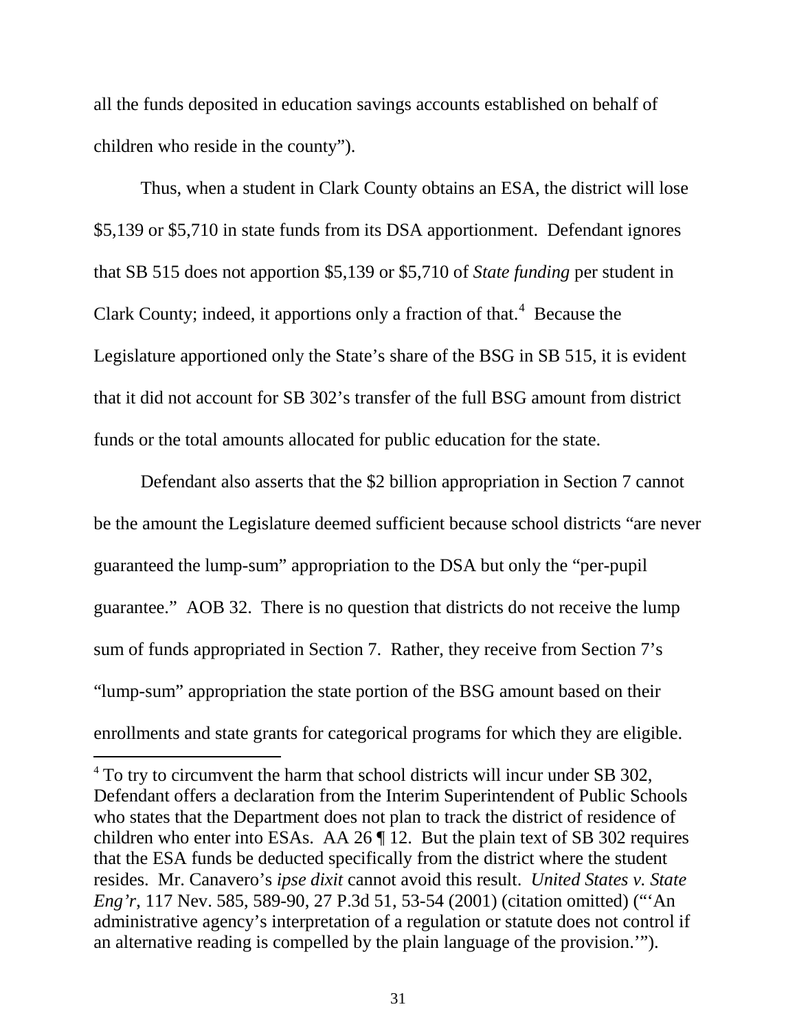all the funds deposited in education savings accounts established on behalf of children who reside in the county").

Thus, when a student in Clark County obtains an ESA, the district will lose \$5,139 or \$5,710 in state funds from its DSA apportionment. Defendant ignores that SB 515 does not apportion \$5,139 or \$5,710 of *State funding* per student in Clark County; indeed, it apportions only a fraction of that.[4] Because the Legislature apportioned only the State's share of the BSG in SB 515, it is evident that it did not account for SB 302's transfer of the full BSG amount from district funds or the total amounts allocated for public education for the state.

Defendant also asserts that the \$2 billion appropriation in Section 7 cannot be the amount the Legislature deemed sufficient because school districts "are never guaranteed the lump-sum" appropriation to the DSA but only the "per-pupil guarantee." AOB 32. There is no question that districts do not receive the lump sum of funds appropriated in Section 7. Rather, they receive from Section 7's "lump-sum" appropriation the state portion of the BSG amount based on their enrollments and state grants for categorical programs for which they are eligible.

---

[4] To try to circumvent the harm that school districts will incur under SB 302, Defendant offers a declaration from the Interim Superintendent of Public Schools who states that the Department does not plan to track the district of residence of children who enter into ESAs. AA 26 ¶ 12. But the plain text of SB 302 requires that the ESA funds be deducted specifically from the district where the student resides. Mr. Canavero's *ipse dixit* cannot avoid this result. *United States v. State Eng'r*, 117 Nev. 585, 589-90, 27 P.3d 51, 53-54 (2001) (citation omitted) ("'An administrative agency's interpretation of a regulation or statute does not control if an alternative reading is compelled by the plain language of the provision.'").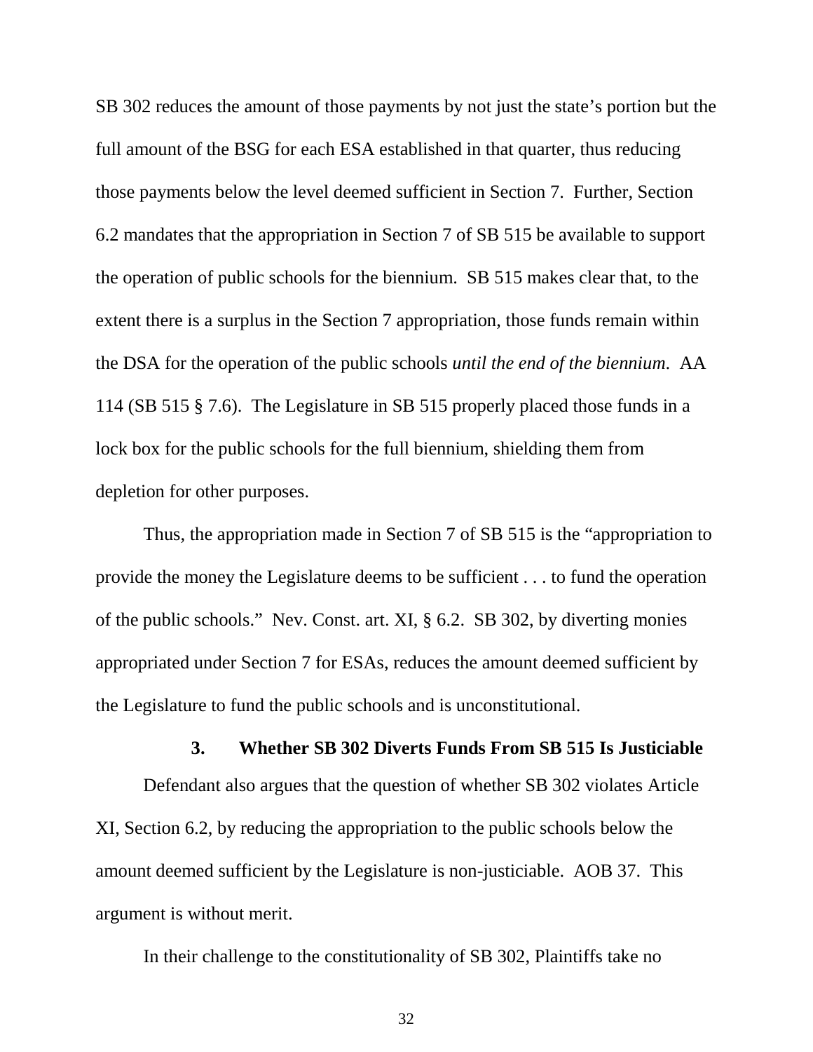SB 302 reduces the amount of those payments by not just the state's portion but the full amount of the BSG for each ESA established in that quarter, thus reducing those payments below the level deemed sufficient in Section 7. Further, Section 6.2 mandates that the appropriation in Section 7 of SB 515 be available to support the operation of public schools for the biennium. SB 515 makes clear that, to the extent there is a surplus in the Section 7 appropriation, those funds remain within the DSA for the operation of the public schools *until the end of the biennium*. AA 114 (SB 515 § 7.6). The Legislature in SB 515 properly placed those funds in a lock box for the public schools for the full biennium, shielding them from depletion for other purposes.

Thus, the appropriation made in Section 7 of SB 515 is the "appropriation to provide the money the Legislature deems to be sufficient . . . to fund the operation of the public schools." Nev. Const. art. XI, § 6.2. SB 302, by diverting monies appropriated under Section 7 for ESAs, reduces the amount deemed sufficient by the Legislature to fund the public schools and is unconstitutional.

### 3. Whether SB 302 Diverts Funds From SB 515 Is Justiciable

Defendant also argues that the question of whether SB 302 violates Article XI, Section 6.2, by reducing the appropriation to the public schools below the amount deemed sufficient by the Legislature is non-justiciable. AOB 37. This argument is without merit.

In their challenge to the constitutionality of SB 302, Plaintiffs take no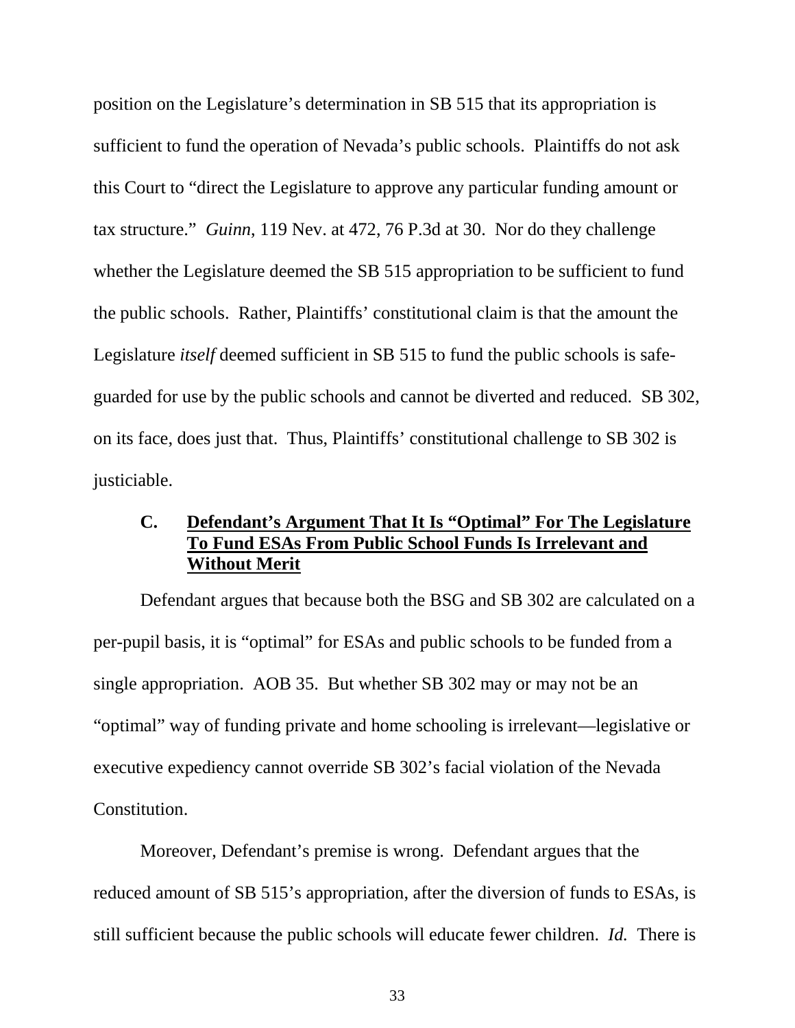position on the Legislature's determination in SB 515 that its appropriation is sufficient to fund the operation of Nevada's public schools. Plaintiffs do not ask this Court to "direct the Legislature to approve any particular funding amount or tax structure." *Guinn*, 119 Nev. at 472, 76 P.3d at 30. Nor do they challenge whether the Legislature deemed the SB 515 appropriation to be sufficient to fund the public schools. Rather, Plaintiffs' constitutional claim is that the amount the Legislature *itself* deemed sufficient in SB 515 to fund the public schools is safe-guarded for use by the public schools and cannot be diverted and reduced. SB 302, on its face, does just that. Thus, Plaintiffs' constitutional challenge to SB 302 is justiciable.

### C. **Defendant's Argument That It Is "Optimal" For The Legislature To Fund ESAs From Public School Funds Is Irrelevant and Without Merit**

Defendant argues that because both the BSG and SB 302 are calculated on a per-pupil basis, it is "optimal" for ESAs and public schools to be funded from a single appropriation. AOB 35. But whether SB 302 may or may not be an "optimal" way of funding private and home schooling is irrelevant—legislative or executive expediency cannot override SB 302's facial violation of the Nevada Constitution.

Moreover, Defendant's premise is wrong. Defendant argues that the reduced amount of SB 515's appropriation, after the diversion of funds to ESAs, is still sufficient because the public schools will educate fewer children. *Id.* There is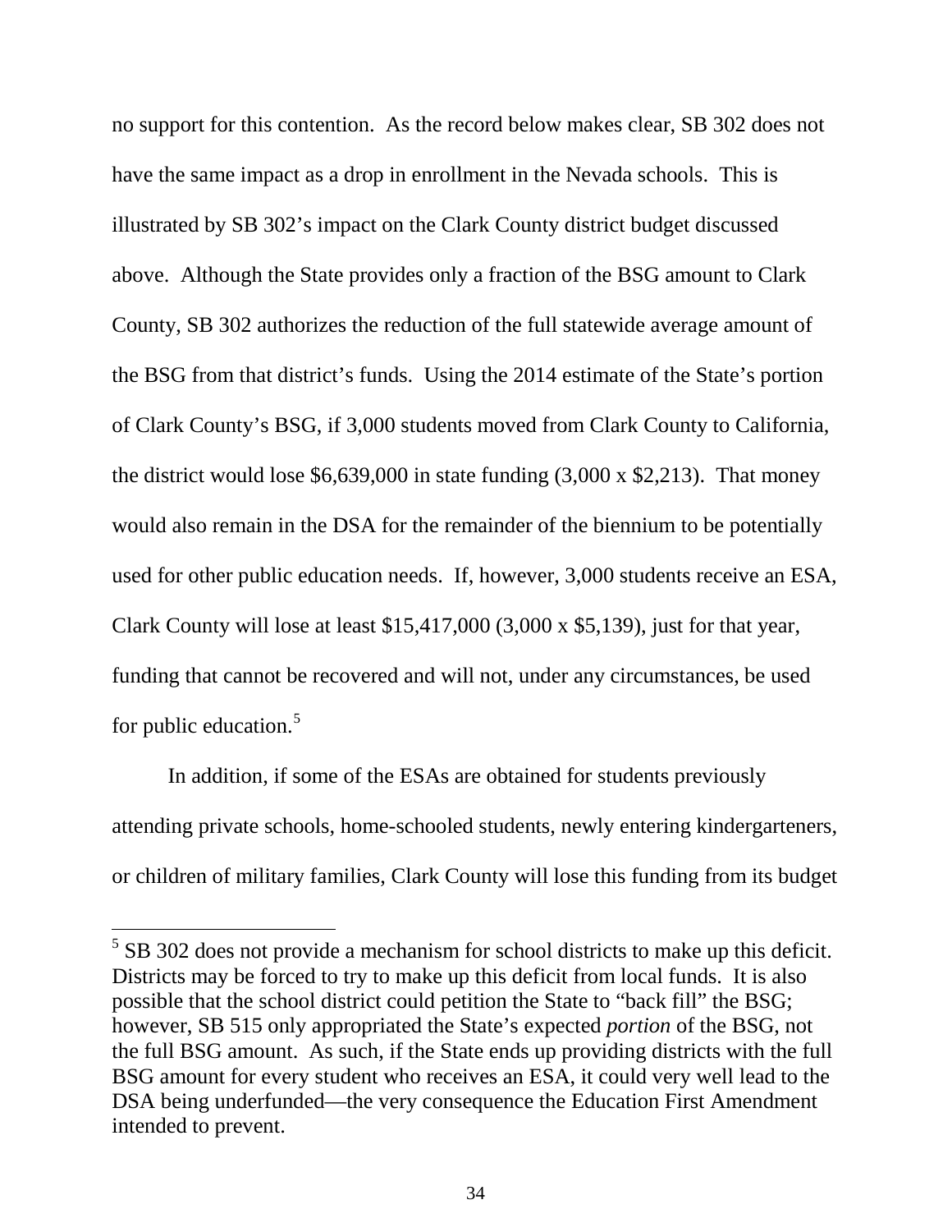no support for this contention. As the record below makes clear, SB 302 does not have the same impact as a drop in enrollment in the Nevada schools. This is illustrated by SB 302's impact on the Clark County district budget discussed above. Although the State provides only a fraction of the BSG amount to Clark County, SB 302 authorizes the reduction of the full statewide average amount of the BSG from that district's funds. Using the 2014 estimate of the State's portion of Clark County's BSG, if 3,000 students moved from Clark County to California, the district would lose $6,639,000 in state funding (3,000 x $2,213). That money would also remain in the DSA for the remainder of the biennium to be potentially used for other public education needs. If, however, 3,000 students receive an ESA, Clark County will lose at least $15,417,000 (3,000 x $5,139), just for that year, funding that cannot be recovered and will not, under any circumstances, be used for public education.[5]

In addition, if some of the ESAs are obtained for students previously attending private schools, home-schooled students, newly entering kindergarteners, or children of military families, Clark County will lose this funding from its budget

---

[5] SB 302 does not provide a mechanism for school districts to make up this deficit. Districts may be forced to try to make up this deficit from local funds. It is also possible that the school district could petition the State to "back fill" the BSG; however, SB 515 only appropriated the State's expected *portion* of the BSG, not the full BSG amount. As such, if the State ends up providing districts with the full BSG amount for every student who receives an ESA, it could very well lead to the DSA being underfunded—the very consequence the Education First Amendment intended to prevent.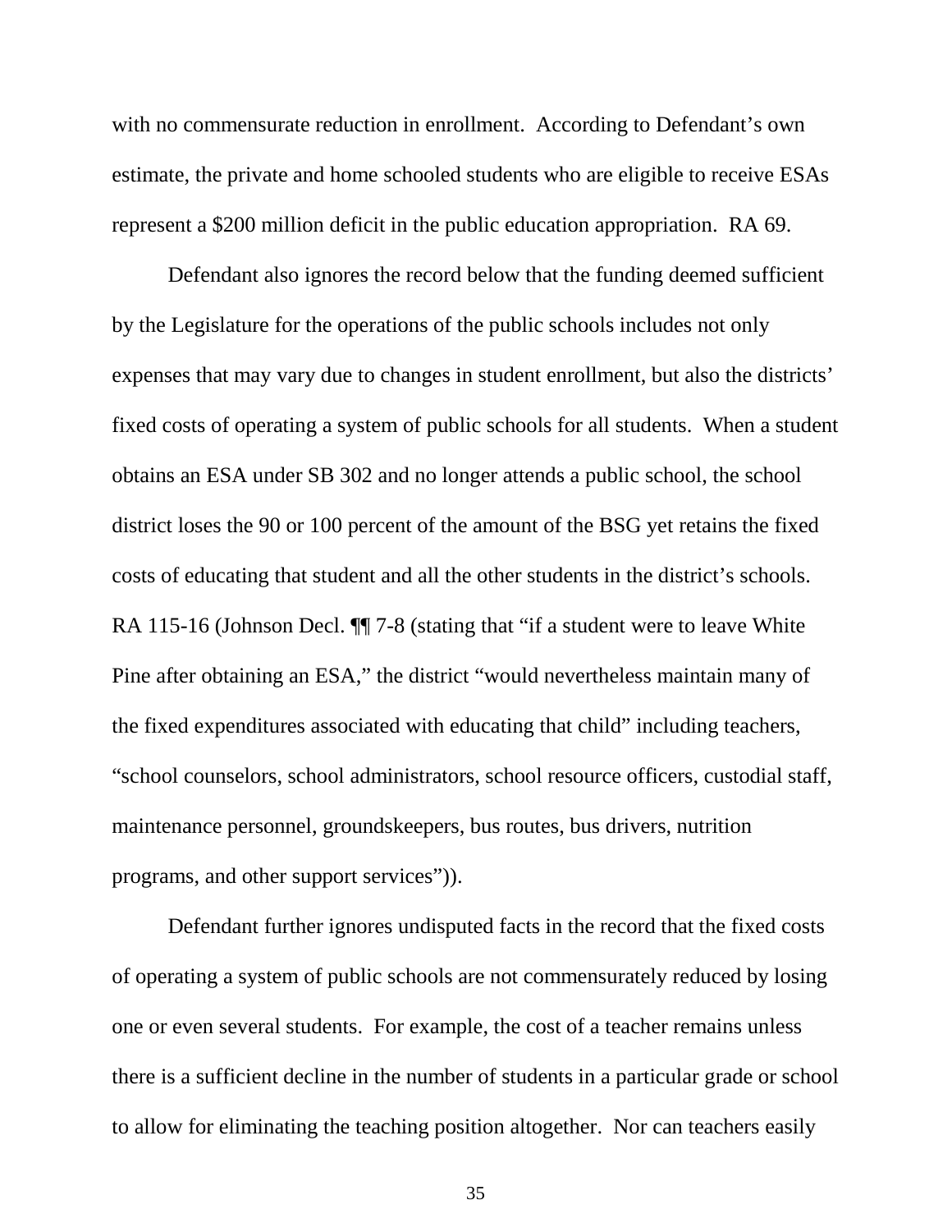with no commensurate reduction in enrollment. According to Defendant's own estimate, the private and home schooled students who are eligible to receive ESAs represent a $200 million deficit in the public education appropriation. RA 69.

Defendant also ignores the record below that the funding deemed sufficient by the Legislature for the operations of the public schools includes not only expenses that may vary due to changes in student enrollment, but also the districts' fixed costs of operating a system of public schools for all students. When a student obtains an ESA under SB 302 and no longer attends a public school, the school district loses the 90 or 100 percent of the amount of the BSG yet retains the fixed costs of educating that student and all the other students in the district's schools. RA 115-16 (Johnson Decl. ¶¶ 7-8 (stating that "if a student were to leave White Pine after obtaining an ESA," the district "would nevertheless maintain many of the fixed expenditures associated with educating that child" including teachers, "school counselors, school administrators, school resource officers, custodial staff, maintenance personnel, groundskeepers, bus routes, bus drivers, nutrition programs, and other support services")).

Defendant further ignores undisputed facts in the record that the fixed costs of operating a system of public schools are not commensurately reduced by losing one or even several students. For example, the cost of a teacher remains unless there is a sufficient decline in the number of students in a particular grade or school to allow for eliminating the teaching position altogether. Nor can teachers easily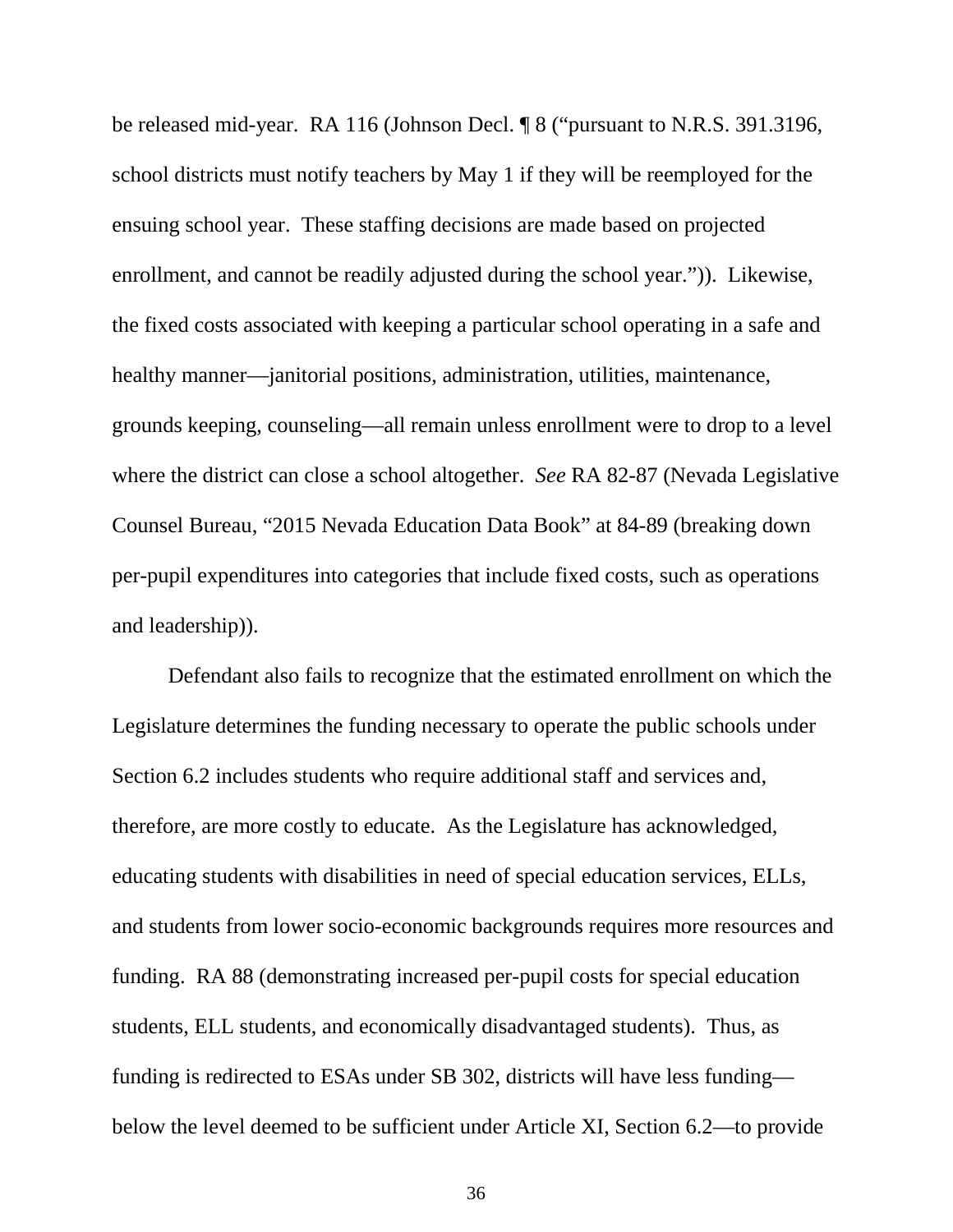be released mid-year. RA 116 (Johnson Decl. ¶ 8 ("pursuant to N.R.S. 391.3196, school districts must notify teachers by May 1 if they will be reemployed for the ensuing school year. These staffing decisions are made based on projected enrollment, and cannot be readily adjusted during the school year.")). Likewise, the fixed costs associated with keeping a particular school operating in a safe and healthy manner—janitorial positions, administration, utilities, maintenance, grounds keeping, counseling—all remain unless enrollment were to drop to a level where the district can close a school altogether. *See* RA 82-87 (Nevada Legislative Counsel Bureau, "2015 Nevada Education Data Book" at 84-89 (breaking down per-pupil expenditures into categories that include fixed costs, such as operations and leadership)).

Defendant also fails to recognize that the estimated enrollment on which the Legislature determines the funding necessary to operate the public schools under Section 6.2 includes students who require additional staff and services and, therefore, are more costly to educate. As the Legislature has acknowledged, educating students with disabilities in need of special education services, ELLs, and students from lower socio-economic backgrounds requires more resources and funding. RA 88 (demonstrating increased per-pupil costs for special education students, ELL students, and economically disadvantaged students). Thus, as funding is redirected to ESAs under SB 302, districts will have less funding—below the level deemed to be sufficient under Article XI, Section 6.2—to provide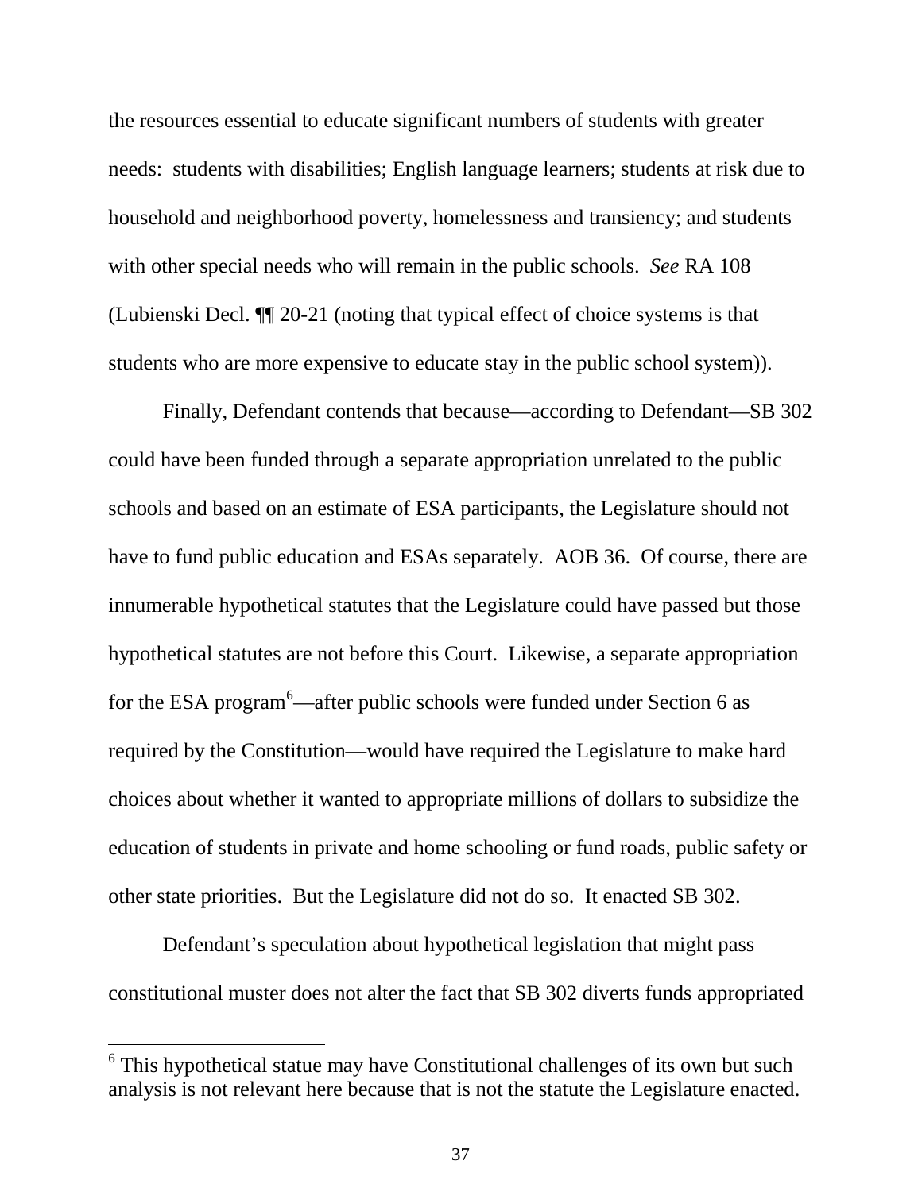the resources essential to educate significant numbers of students with greater needs: students with disabilities; English language learners; students at risk due to household and neighborhood poverty, homelessness and transiency; and students with other special needs who will remain in the public schools. *See* RA 108 (Lubienski Decl. ¶¶ 20-21 (noting that typical effect of choice systems is that students who are more expensive to educate stay in the public school system)).

Finally, Defendant contends that because—according to Defendant—SB 302 could have been funded through a separate appropriation unrelated to the public schools and based on an estimate of ESA participants, the Legislature should not have to fund public education and ESAs separately. AOB 36. Of course, there are innumerable hypothetical statutes that the Legislature could have passed but those hypothetical statutes are not before this Court. Likewise, a separate appropriation for the ESA program[6]—after public schools were funded under Section 6 as required by the Constitution—would have required the Legislature to make hard choices about whether it wanted to appropriate millions of dollars to subsidize the education of students in private and home schooling or fund roads, public safety or other state priorities. But the Legislature did not do so. It enacted SB 302.

Defendant's speculation about hypothetical legislation that might pass constitutional muster does not alter the fact that SB 302 diverts funds appropriated

[6] This hypothetical statue may have Constitutional challenges of its own but such analysis is not relevant here because that is not the statute the Legislature enacted.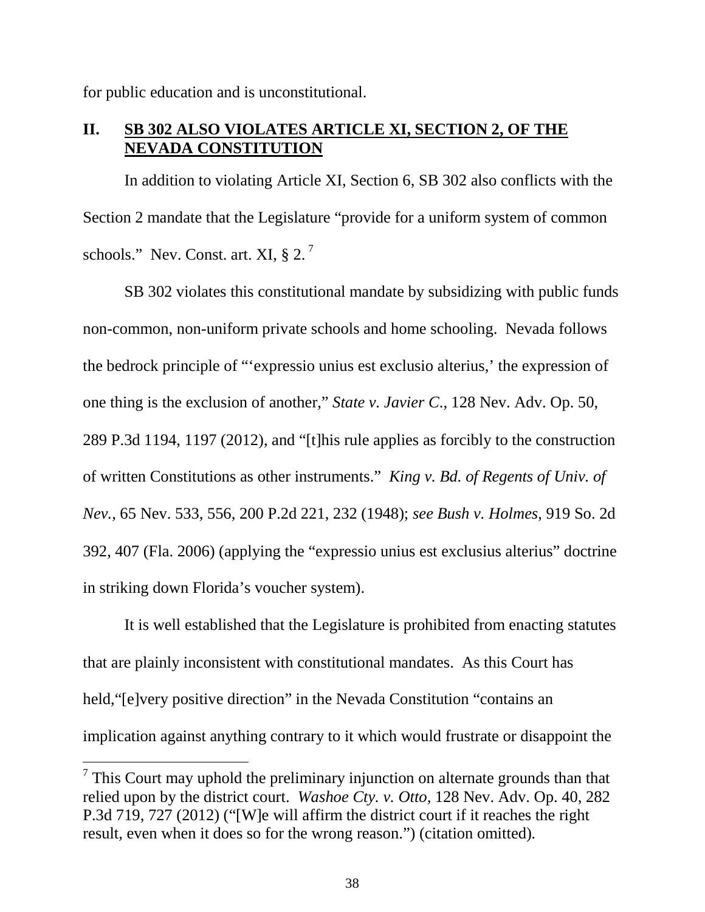for public education and is unconstitutional.

## II. SB 302 ALSO VIOLATES ARTICLE XI, SECTION 2, OF THE NEVADA CONSTITUTION

In addition to violating Article XI, Section 6, SB 302 also conflicts with the Section 2 mandate that the Legislature "provide for a uniform system of common schools." Nev. Const. art. XI, § 2.[7]

SB 302 violates this constitutional mandate by subsidizing with public funds non-common, non-uniform private schools and home schooling. Nevada follows the bedrock principle of "'expressio unius est exclusio alterius,' the expression of one thing is the exclusion of another," *State v. Javier C*., 128 Nev. Adv. Op. 50, 289 P.3d 1194, 1197 (2012), and "[t]his rule applies as forcibly to the construction of written Constitutions as other instruments." *King v. Bd. of Regents of Univ. of Nev.*, 65 Nev. 533, 556, 200 P.2d 221, 232 (1948); *see Bush v. Holmes*, 919 So. 2d 392, 407 (Fla. 2006) (applying the "expressio unius est exclusius alterius" doctrine in striking down Florida's voucher system).

It is well established that the Legislature is prohibited from enacting statutes that are plainly inconsistent with constitutional mandates. As this Court has held,"[e]very positive direction" in the Nevada Constitution "contains an implication against anything contrary to it which would frustrate or disappoint the

---

[7] This Court may uphold the preliminary injunction on alternate grounds than that relied upon by the district court. *Washoe Cty. v. Otto*, 128 Nev. Adv. Op. 40, 282 P.3d 719, 727 (2012) ("[W]e will affirm the district court if it reaches the right result, even when it does so for the wrong reason.") (citation omitted).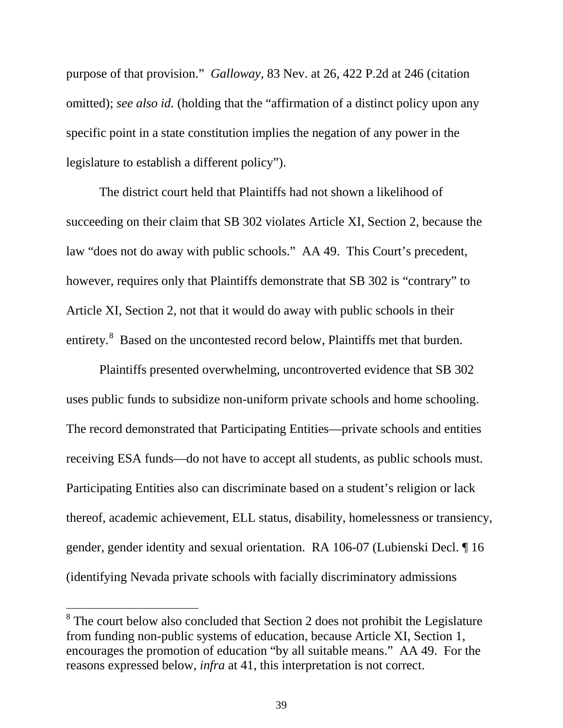purpose of that provision." *Galloway*, 83 Nev. at 26, 422 P.2d at 246 (citation omitted); *see also id.* (holding that the "affirmation of a distinct policy upon any specific point in a state constitution implies the negation of any power in the legislature to establish a different policy").

The district court held that Plaintiffs had not shown a likelihood of succeeding on their claim that SB 302 violates Article XI, Section 2, because the law "does not do away with public schools." AA 49. This Court's precedent, however, requires only that Plaintiffs demonstrate that SB 302 is "contrary" to Article XI, Section 2, not that it would do away with public schools in their entirety.[8] Based on the uncontested record below, Plaintiffs met that burden.

Plaintiffs presented overwhelming, uncontroverted evidence that SB 302 uses public funds to subsidize non-uniform private schools and home schooling. The record demonstrated that Participating Entities—private schools and entities receiving ESA funds—do not have to accept all students, as public schools must. Participating Entities also can discriminate based on a student's religion or lack thereof, academic achievement, ELL status, disability, homelessness or transiency, gender, gender identity and sexual orientation. RA 106-07 (Lubienski Decl. ¶ 16 (identifying Nevada private schools with facially discriminatory admissions

---

[8] The court below also concluded that Section 2 does not prohibit the Legislature from funding non-public systems of education, because Article XI, Section 1, encourages the promotion of education "by all suitable means." AA 49. For the reasons expressed below, *infra* at 41, this interpretation is not correct.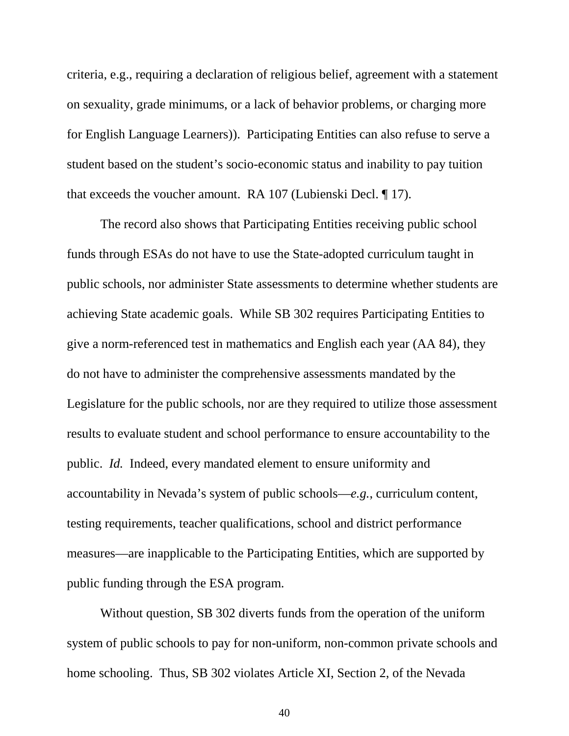criteria, e.g., requiring a declaration of religious belief, agreement with a statement on sexuality, grade minimums, or a lack of behavior problems, or charging more for English Language Learners)). Participating Entities can also refuse to serve a student based on the student's socio-economic status and inability to pay tuition that exceeds the voucher amount. RA 107 (Lubienski Decl. ¶ 17).

The record also shows that Participating Entities receiving public school funds through ESAs do not have to use the State-adopted curriculum taught in public schools, nor administer State assessments to determine whether students are achieving State academic goals. While SB 302 requires Participating Entities to give a norm-referenced test in mathematics and English each year (AA 84), they do not have to administer the comprehensive assessments mandated by the Legislature for the public schools, nor are they required to utilize those assessment results to evaluate student and school performance to ensure accountability to the public. *Id.* Indeed, every mandated element to ensure uniformity and accountability in Nevada's system of public schools—*e.g.*, curriculum content, testing requirements, teacher qualifications, school and district performance measures—are inapplicable to the Participating Entities, which are supported by public funding through the ESA program.

Without question, SB 302 diverts funds from the operation of the uniform system of public schools to pay for non-uniform, non-common private schools and home schooling. Thus, SB 302 violates Article XI, Section 2, of the Nevada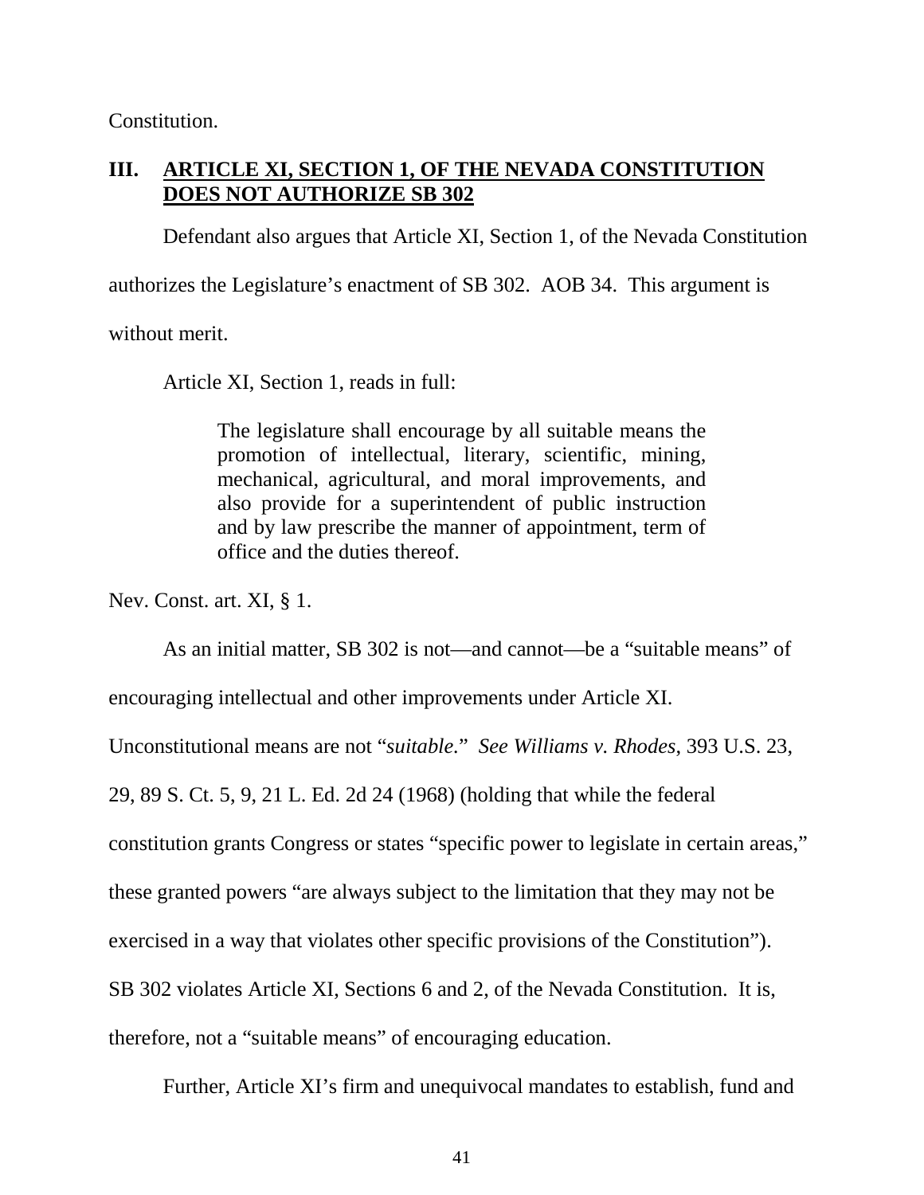Constitution.

## III. ARTICLE XI, SECTION 1, OF THE NEVADA CONSTITUTION DOES NOT AUTHORIZE SB 302

Defendant also argues that Article XI, Section 1, of the Nevada Constitution authorizes the Legislature's enactment of SB 302. AOB 34. This argument is without merit.

Article XI, Section 1, reads in full:

> The legislature shall encourage by all suitable means the promotion of intellectual, literary, scientific, mining, mechanical, agricultural, and moral improvements, and also provide for a superintendent of public instruction and by law prescribe the manner of appointment, term of office and the duties thereof.

Nev. Const. art. XI, § 1.

As an initial matter, SB 302 is not—and cannot—be a "suitable means" of encouraging intellectual and other improvements under Article XI. Unconstitutional means are not "*suitable*." *See Williams v. Rhodes*, 393 U.S. 23, 29, 89 S. Ct. 5, 9, 21 L. Ed. 2d 24 (1968) (holding that while the federal constitution grants Congress or states "specific power to legislate in certain areas," these granted powers "are always subject to the limitation that they may not be exercised in a way that violates other specific provisions of the Constitution"). SB 302 violates Article XI, Sections 6 and 2, of the Nevada Constitution. It is, therefore, not a "suitable means" of encouraging education.

Further, Article XI's firm and unequivocal mandates to establish, fund and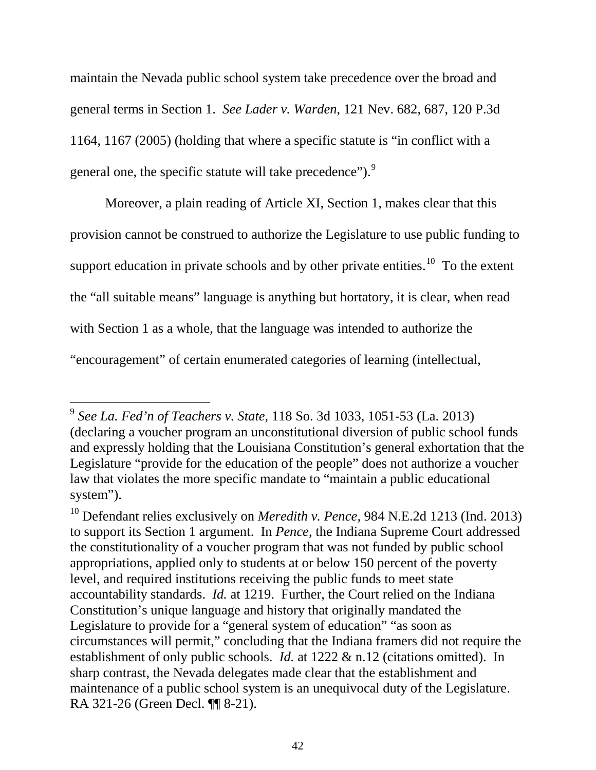maintain the Nevada public school system take precedence over the broad and general terms in Section 1. *See Lader v. Warden*, 121 Nev. 682, 687, 120 P.3d 1164, 1167 (2005) (holding that where a specific statute is "in conflict with a general one, the specific statute will take precedence").[9]

Moreover, a plain reading of Article XI, Section 1, makes clear that this provision cannot be construed to authorize the Legislature to use public funding to support education in private schools and by other private entities.[10] To the extent the "all suitable means" language is anything but hortatory, it is clear, when read with Section 1 as a whole, that the language was intended to authorize the "encouragement" of certain enumerated categories of learning (intellectual,

---

[9] *See La. Fed'n of Teachers v. State*, 118 So. 3d 1033, 1051-53 (La. 2013) (declaring a voucher program an unconstitutional diversion of public school funds and expressly holding that the Louisiana Constitution's general exhortation that the Legislature "provide for the education of the people" does not authorize a voucher law that violates the more specific mandate to "maintain a public educational system").

[10] Defendant relies exclusively on *Meredith v. Pence,* 984 N.E.2d 1213 (Ind. 2013) to support its Section 1 argument. In *Pence*, the Indiana Supreme Court addressed the constitutionality of a voucher program that was not funded by public school appropriations, applied only to students at or below 150 percent of the poverty level, and required institutions receiving the public funds to meet state accountability standards. *Id.* at 1219. Further, the Court relied on the Indiana Constitution's unique language and history that originally mandated the Legislature to provide for a "general system of education" "as soon as circumstances will permit," concluding that the Indiana framers did not require the establishment of only public schools. *Id.* at 1222 & n.12 (citations omitted). In sharp contrast, the Nevada delegates made clear that the establishment and maintenance of a public school system is an unequivocal duty of the Legislature. RA 321-26 (Green Decl. ¶¶ 8-21).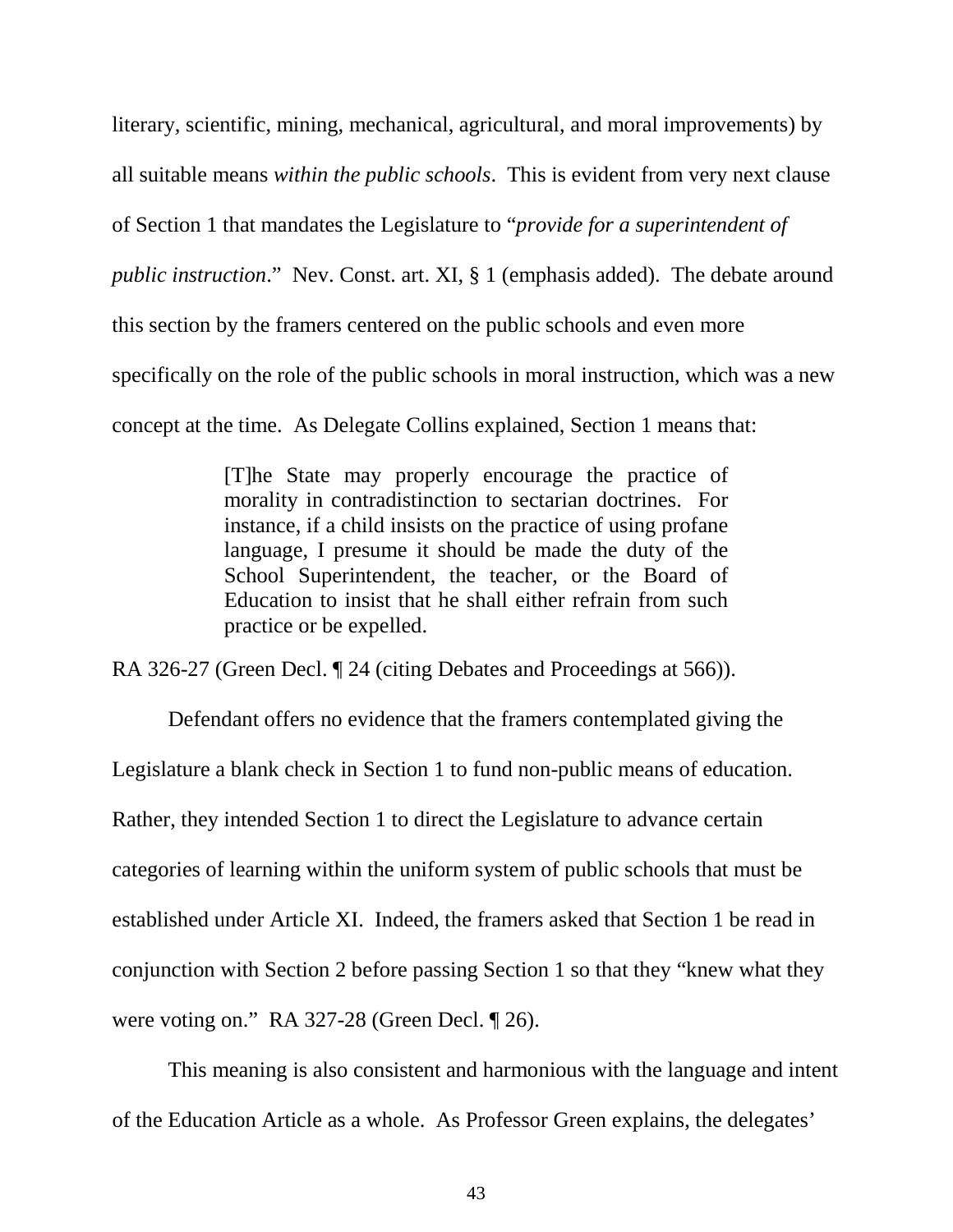literary, scientific, mining, mechanical, agricultural, and moral improvements) by all suitable means *within the public schools*. This is evident from very next clause of Section 1 that mandates the Legislature to "*provide for a superintendent of public instruction*." Nev. Const. art. XI, § 1 (emphasis added). The debate around this section by the framers centered on the public schools and even more specifically on the role of the public schools in moral instruction, which was a new concept at the time. As Delegate Collins explained, Section 1 means that:

> [T]he State may properly encourage the practice of morality in contradistinction to sectarian doctrines. For instance, if a child insists on the practice of using profane language, I presume it should be made the duty of the School Superintendent, the teacher, or the Board of Education to insist that he shall either refrain from such practice or be expelled.

RA 326-27 (Green Decl. ¶ 24 (citing Debates and Proceedings at 566)).

Defendant offers no evidence that the framers contemplated giving the Legislature a blank check in Section 1 to fund non-public means of education. Rather, they intended Section 1 to direct the Legislature to advance certain categories of learning within the uniform system of public schools that must be established under Article XI. Indeed, the framers asked that Section 1 be read in conjunction with Section 2 before passing Section 1 so that they "knew what they were voting on." RA 327-28 (Green Decl. ¶ 26).

This meaning is also consistent and harmonious with the language and intent of the Education Article as a whole. As Professor Green explains, the delegates'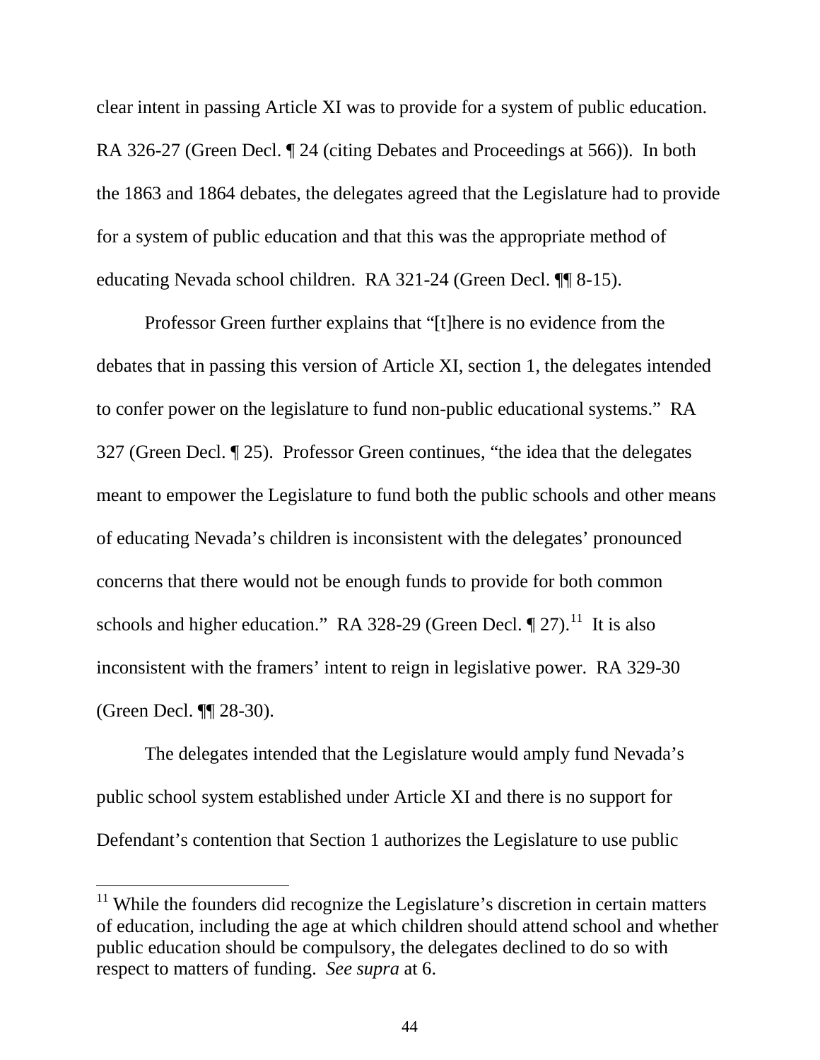clear intent in passing Article XI was to provide for a system of public education. RA 326-27 (Green Decl. ¶ 24 (citing Debates and Proceedings at 566)). In both the 1863 and 1864 debates, the delegates agreed that the Legislature had to provide for a system of public education and that this was the appropriate method of educating Nevada school children. RA 321-24 (Green Decl. ¶¶ 8-15).

Professor Green further explains that "[t]here is no evidence from the debates that in passing this version of Article XI, section 1, the delegates intended to confer power on the legislature to fund non-public educational systems." RA 327 (Green Decl. ¶ 25). Professor Green continues, "the idea that the delegates meant to empower the Legislature to fund both the public schools and other means of educating Nevada's children is inconsistent with the delegates' pronounced concerns that there would not be enough funds to provide for both common schools and higher education." RA 328-29 (Green Decl. ¶ 27).[11] It is also inconsistent with the framers' intent to reign in legislative power. RA 329-30 (Green Decl. ¶¶ 28-30).

The delegates intended that the Legislature would amply fund Nevada's public school system established under Article XI and there is no support for Defendant's contention that Section 1 authorizes the Legislature to use public

---

[11] While the founders did recognize the Legislature's discretion in certain matters of education, including the age at which children should attend school and whether public education should be compulsory, the delegates declined to do so with respect to matters of funding. *See supra* at 6.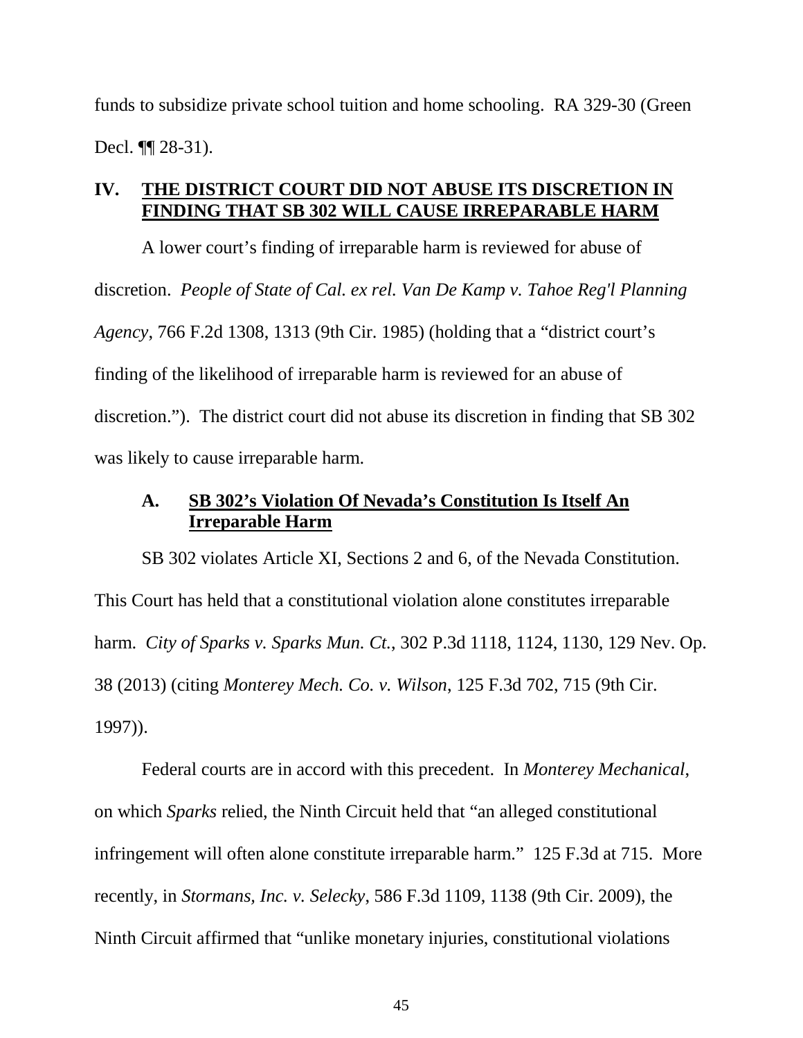funds to subsidize private school tuition and home schooling. RA 329-30 (Green Decl. ¶¶ 28-31).

## IV. THE DISTRICT COURT DID NOT ABUSE ITS DISCRETION IN FINDING THAT SB 302 WILL CAUSE IRREPARABLE HARM

A lower court's finding of irreparable harm is reviewed for abuse of discretion. *People of State of Cal. ex rel. Van De Kamp v. Tahoe Reg'l Planning Agency*, 766 F.2d 1308, 1313 (9th Cir. 1985) (holding that a "district court's finding of the likelihood of irreparable harm is reviewed for an abuse of discretion."). The district court did not abuse its discretion in finding that SB 302 was likely to cause irreparable harm.

### A. SB 302's Violation Of Nevada's Constitution Is Itself An Irreparable Harm

SB 302 violates Article XI, Sections 2 and 6, of the Nevada Constitution. This Court has held that a constitutional violation alone constitutes irreparable harm. *City of Sparks v. Sparks Mun. Ct.*, 302 P.3d 1118, 1124, 1130, 129 Nev. Op. 38 (2013) (citing *Monterey Mech. Co. v. Wilson*, 125 F.3d 702, 715 (9th Cir. 1997)).

Federal courts are in accord with this precedent. In *Monterey Mechanical*, on which *Sparks* relied, the Ninth Circuit held that "an alleged constitutional infringement will often alone constitute irreparable harm." 125 F.3d at 715. More recently, in *Stormans, Inc. v. Selecky*, 586 F.3d 1109, 1138 (9th Cir. 2009), the Ninth Circuit affirmed that "unlike monetary injuries, constitutional violations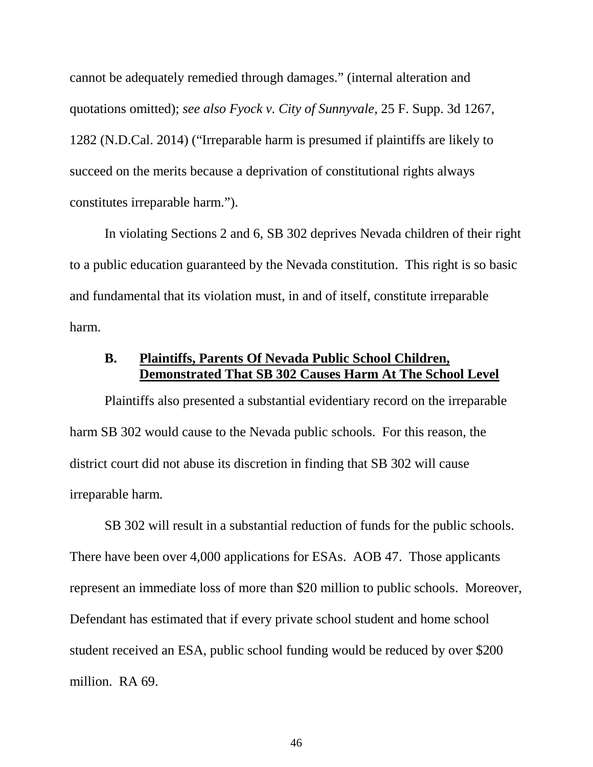cannot be adequately remedied through damages." (internal alteration and quotations omitted); *see also Fyock v. City of Sunnyvale*, 25 F. Supp. 3d 1267, 1282 (N.D.Cal. 2014) ("Irreparable harm is presumed if plaintiffs are likely to succeed on the merits because a deprivation of constitutional rights always constitutes irreparable harm.").

In violating Sections 2 and 6, SB 302 deprives Nevada children of their right to a public education guaranteed by the Nevada constitution. This right is so basic and fundamental that its violation must, in and of itself, constitute irreparable harm.

### B. <u>Plaintiffs, Parents Of Nevada Public School Children, Demonstrated That SB 302 Causes Harm At The School Level</u>

Plaintiffs also presented a substantial evidentiary record on the irreparable harm SB 302 would cause to the Nevada public schools. For this reason, the district court did not abuse its discretion in finding that SB 302 will cause irreparable harm.

SB 302 will result in a substantial reduction of funds for the public schools. There have been over 4,000 applications for ESAs. AOB 47. Those applicants represent an immediate loss of more than $20 million to public schools. Moreover, Defendant has estimated that if every private school student and home school student received an ESA, public school funding would be reduced by over $200 million. RA 69.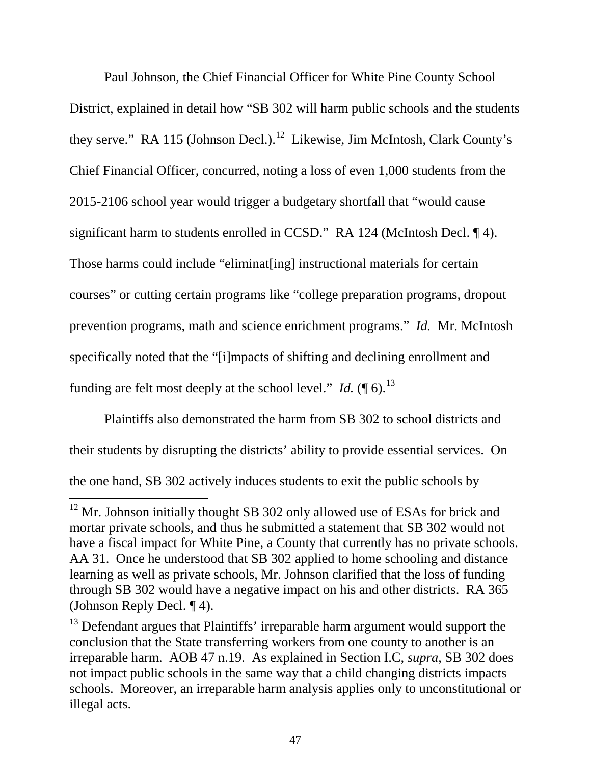Paul Johnson, the Chief Financial Officer for White Pine County School District, explained in detail how "SB 302 will harm public schools and the students they serve." RA 115 (Johnson Decl.).[12] Likewise, Jim McIntosh, Clark County's Chief Financial Officer, concurred, noting a loss of even 1,000 students from the 2015-2106 school year would trigger a budgetary shortfall that "would cause significant harm to students enrolled in CCSD." RA 124 (McIntosh Decl. ¶ 4). Those harms could include "eliminat[ing] instructional materials for certain courses" or cutting certain programs like "college preparation programs, dropout prevention programs, math and science enrichment programs." *Id.* Mr. McIntosh specifically noted that the "[i]mpacts of shifting and declining enrollment and funding are felt most deeply at the school level." *Id.* (¶ 6).[13]

Plaintiffs also demonstrated the harm from SB 302 to school districts and their students by disrupting the districts' ability to provide essential services. On the one hand, SB 302 actively induces students to exit the public schools by

---

[12] Mr. Johnson initially thought SB 302 only allowed use of ESAs for brick and mortar private schools, and thus he submitted a statement that SB 302 would not have a fiscal impact for White Pine, a County that currently has no private schools. AA 31. Once he understood that SB 302 applied to home schooling and distance learning as well as private schools, Mr. Johnson clarified that the loss of funding through SB 302 would have a negative impact on his and other districts. RA 365 (Johnson Reply Decl. ¶ 4).

[13] Defendant argues that Plaintiffs' irreparable harm argument would support the conclusion that the State transferring workers from one county to another is an irreparable harm. AOB 47 n.19. As explained in Section I.C, *supra,* SB 302 does not impact public schools in the same way that a child changing districts impacts schools. Moreover, an irreparable harm analysis applies only to unconstitutional or illegal acts.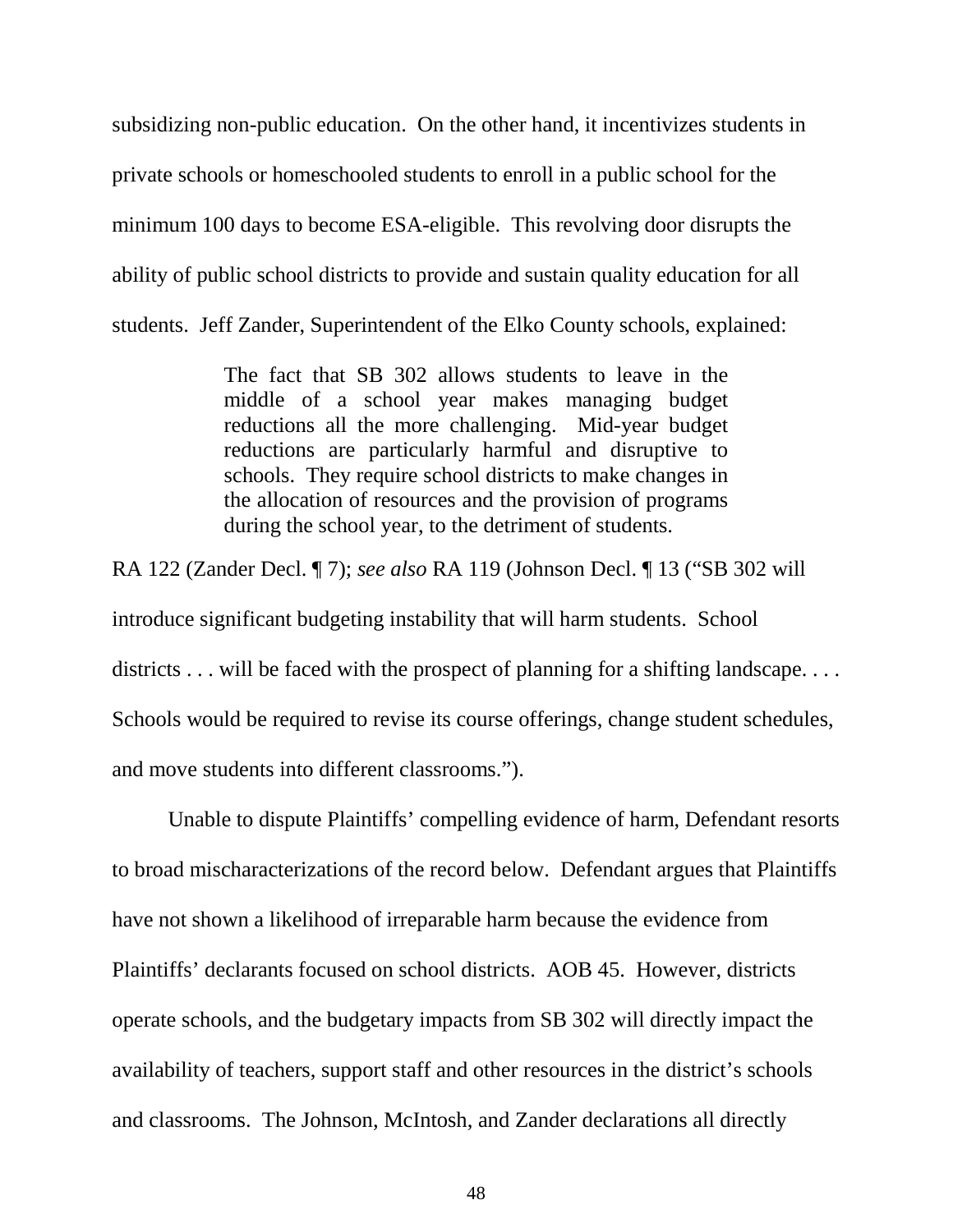subsidizing non-public education. On the other hand, it incentivizes students in private schools or homeschooled students to enroll in a public school for the minimum 100 days to become ESA-eligible. This revolving door disrupts the ability of public school districts to provide and sustain quality education for all students. Jeff Zander, Superintendent of the Elko County schools, explained:

> The fact that SB 302 allows students to leave in the middle of a school year makes managing budget reductions all the more challenging. Mid-year budget reductions are particularly harmful and disruptive to schools. They require school districts to make changes in the allocation of resources and the provision of programs during the school year, to the detriment of students.

RA 122 (Zander Decl. ¶ 7); *see also* RA 119 (Johnson Decl. ¶ 13 ("SB 302 will introduce significant budgeting instability that will harm students. School districts . . . will be faced with the prospect of planning for a shifting landscape. . . . Schools would be required to revise its course offerings, change student schedules, and move students into different classrooms.").

Unable to dispute Plaintiffs' compelling evidence of harm, Defendant resorts to broad mischaracterizations of the record below. Defendant argues that Plaintiffs have not shown a likelihood of irreparable harm because the evidence from Plaintiffs' declarants focused on school districts. AOB 45. However, districts operate schools, and the budgetary impacts from SB 302 will directly impact the availability of teachers, support staff and other resources in the district's schools and classrooms. The Johnson, McIntosh, and Zander declarations all directly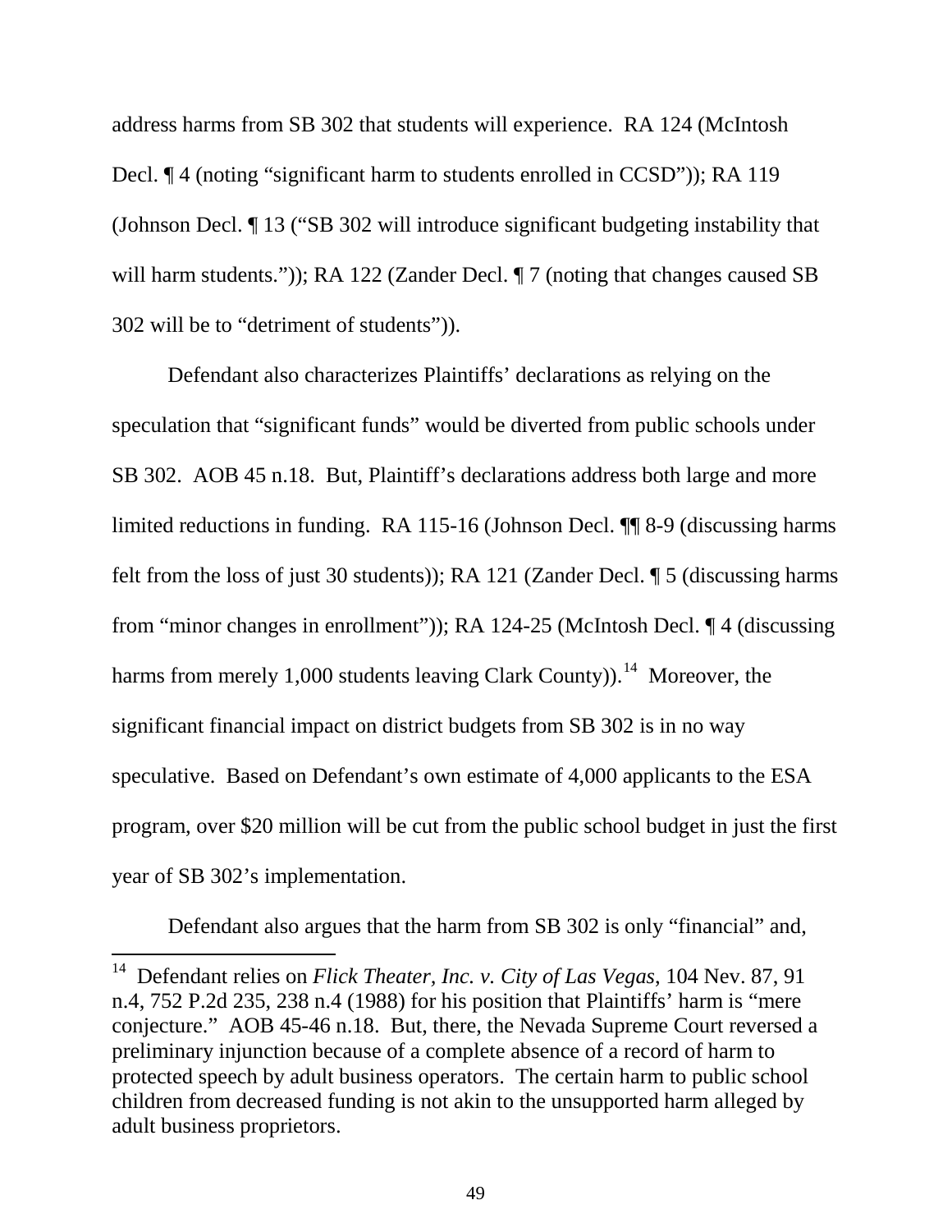address harms from SB 302 that students will experience. RA 124 (McIntosh Decl. ¶ 4 (noting "significant harm to students enrolled in CCSD")); RA 119 (Johnson Decl. ¶ 13 ("SB 302 will introduce significant budgeting instability that will harm students.")); RA 122 (Zander Decl. ¶ 7 (noting that changes caused SB 302 will be to "detriment of students")).

Defendant also characterizes Plaintiffs' declarations as relying on the speculation that "significant funds" would be diverted from public schools under SB 302. AOB 45 n.18. But, Plaintiff's declarations address both large and more limited reductions in funding. RA 115-16 (Johnson Decl. ¶¶ 8-9 (discussing harms felt from the loss of just 30 students)); RA 121 (Zander Decl. ¶ 5 (discussing harms from "minor changes in enrollment")); RA 124-25 (McIntosh Decl. ¶ 4 (discussing harms from merely 1,000 students leaving Clark County)).[14] Moreover, the significant financial impact on district budgets from SB 302 is in no way speculative. Based on Defendant's own estimate of 4,000 applicants to the ESA program, over $20 million will be cut from the public school budget in just the first year of SB 302's implementation.

Defendant also argues that the harm from SB 302 is only "financial" and,

---

[14] Defendant relies on *Flick Theater, Inc. v. City of Las Vegas*, 104 Nev. 87, 91 n.4, 752 P.2d 235, 238 n.4 (1988) for his position that Plaintiffs' harm is "mere conjecture." AOB 45-46 n.18. But, there, the Nevada Supreme Court reversed a preliminary injunction because of a complete absence of a record of harm to protected speech by adult business operators. The certain harm to public school children from decreased funding is not akin to the unsupported harm alleged by adult business proprietors.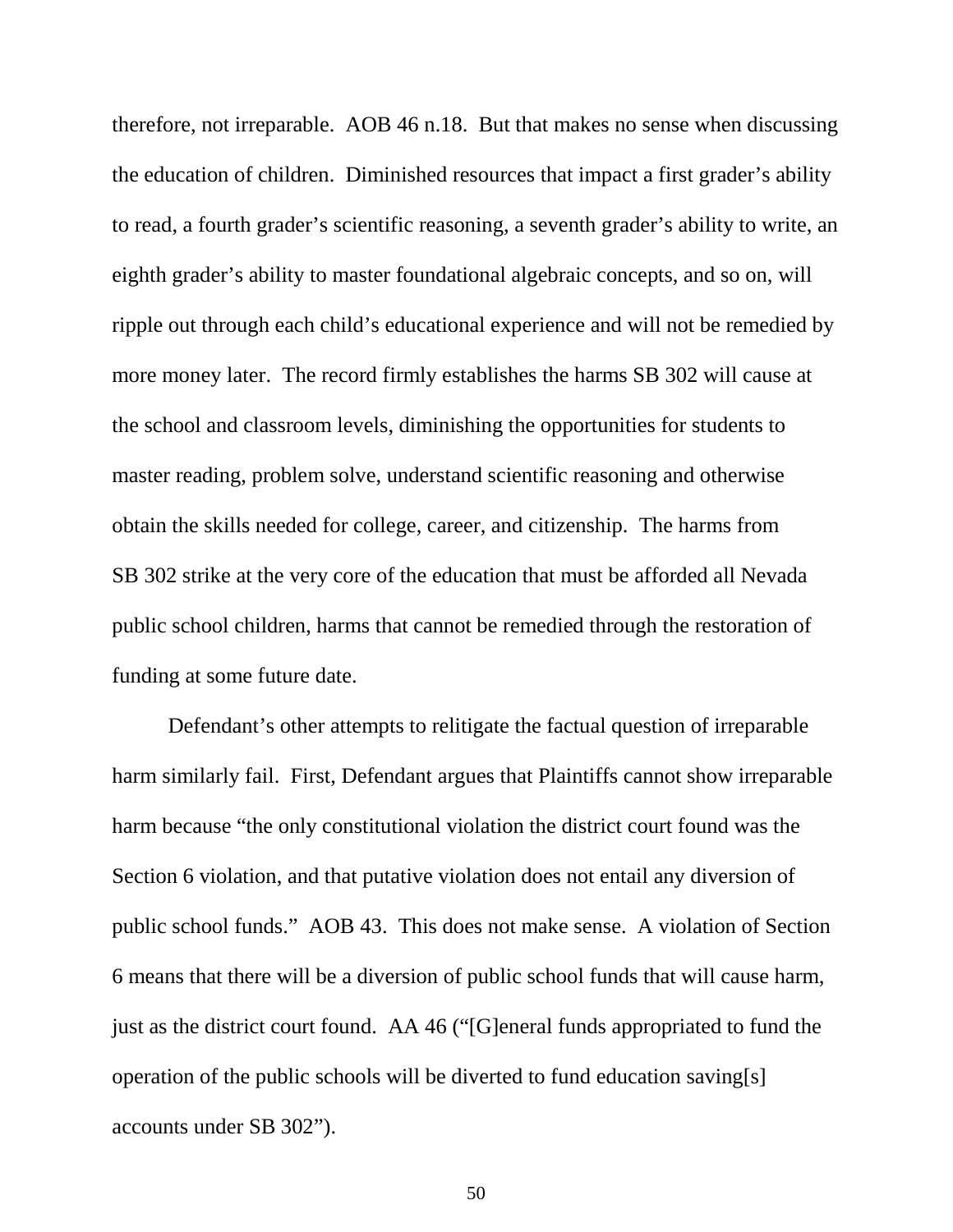therefore, not irreparable. AOB 46 n.18. But that makes no sense when discussing the education of children. Diminished resources that impact a first grader's ability to read, a fourth grader's scientific reasoning, a seventh grader's ability to write, an eighth grader's ability to master foundational algebraic concepts, and so on, will ripple out through each child's educational experience and will not be remedied by more money later. The record firmly establishes the harms SB 302 will cause at the school and classroom levels, diminishing the opportunities for students to master reading, problem solve, understand scientific reasoning and otherwise obtain the skills needed for college, career, and citizenship. The harms from SB 302 strike at the very core of the education that must be afforded all Nevada public school children, harms that cannot be remedied through the restoration of funding at some future date.

Defendant's other attempts to relitigate the factual question of irreparable harm similarly fail. First, Defendant argues that Plaintiffs cannot show irreparable harm because "the only constitutional violation the district court found was the Section 6 violation, and that putative violation does not entail any diversion of public school funds." AOB 43. This does not make sense. A violation of Section 6 means that there will be a diversion of public school funds that will cause harm, just as the district court found. AA 46 ("[G]eneral funds appropriated to fund the operation of the public schools will be diverted to fund education saving[s] accounts under SB 302").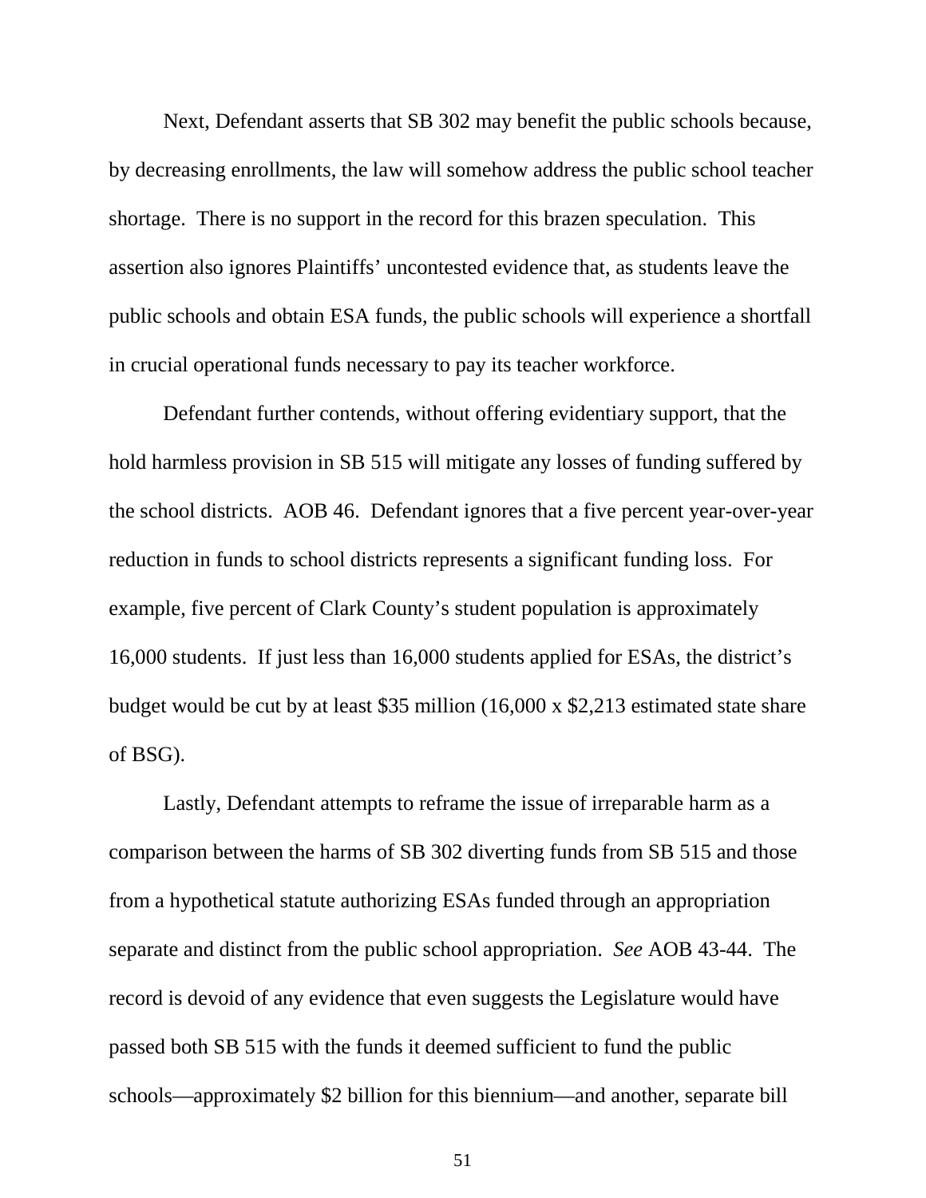Next, Defendant asserts that SB 302 may benefit the public schools because, by decreasing enrollments, the law will somehow address the public school teacher shortage. There is no support in the record for this brazen speculation. This assertion also ignores Plaintiffs' uncontested evidence that, as students leave the public schools and obtain ESA funds, the public schools will experience a shortfall in crucial operational funds necessary to pay its teacher workforce.

Defendant further contends, without offering evidentiary support, that the hold harmless provision in SB 515 will mitigate any losses of funding suffered by the school districts. AOB 46. Defendant ignores that a five percent year-over-year reduction in funds to school districts represents a significant funding loss. For example, five percent of Clark County's student population is approximately 16,000 students. If just less than 16,000 students applied for ESAs, the district's budget would be cut by at least $35 million (16,000 x $2,213 estimated state share of BSG).

Lastly, Defendant attempts to reframe the issue of irreparable harm as a comparison between the harms of SB 302 diverting funds from SB 515 and those from a hypothetical statute authorizing ESAs funded through an appropriation separate and distinct from the public school appropriation. *See* AOB 43-44. The record is devoid of any evidence that even suggests the Legislature would have passed both SB 515 with the funds it deemed sufficient to fund the public schools—approximately $2 billion for this biennium—and another, separate bill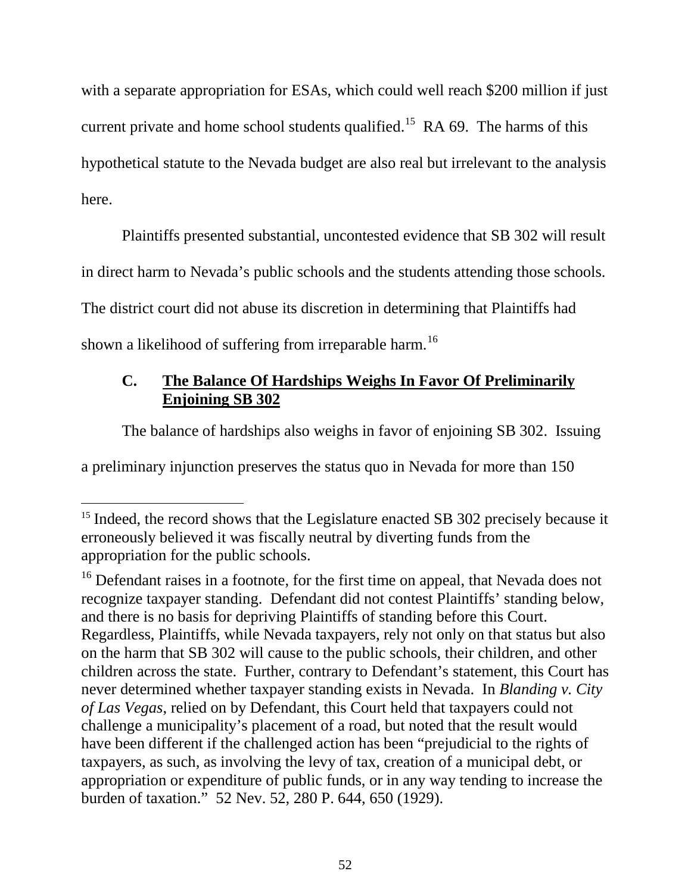with a separate appropriation for ESAs, which could well reach $200 million if just current private and home school students qualified.[15] RA 69. The harms of this hypothetical statute to the Nevada budget are also real but irrelevant to the analysis here.

Plaintiffs presented substantial, uncontested evidence that SB 302 will result in direct harm to Nevada's public schools and the students attending those schools. The district court did not abuse its discretion in determining that Plaintiffs had shown a likelihood of suffering from irreparable harm.[16]

### C. The Balance Of Hardships Weighs In Favor Of Preliminarily Enjoining SB 302

The balance of hardships also weighs in favor of enjoining SB 302. Issuing a preliminary injunction preserves the status quo in Nevada for more than 150

---

[15] Indeed, the record shows that the Legislature enacted SB 302 precisely because it erroneously believed it was fiscally neutral by diverting funds from the appropriation for the public schools.

[16] Defendant raises in a footnote, for the first time on appeal, that Nevada does not recognize taxpayer standing. Defendant did not contest Plaintiffs' standing below, and there is no basis for depriving Plaintiffs of standing before this Court. Regardless, Plaintiffs, while Nevada taxpayers, rely not only on that status but also on the harm that SB 302 will cause to the public schools, their children, and other children across the state. Further, contrary to Defendant's statement, this Court has never determined whether taxpayer standing exists in Nevada. In *Blanding v. City of Las Vegas*, relied on by Defendant, this Court held that taxpayers could not challenge a municipality's placement of a road, but noted that the result would have been different if the challenged action has been "prejudicial to the rights of taxpayers, as such, as involving the levy of tax, creation of a municipal debt, or appropriation or expenditure of public funds, or in any way tending to increase the burden of taxation." 52 Nev. 52, 280 P. 644, 650 (1929).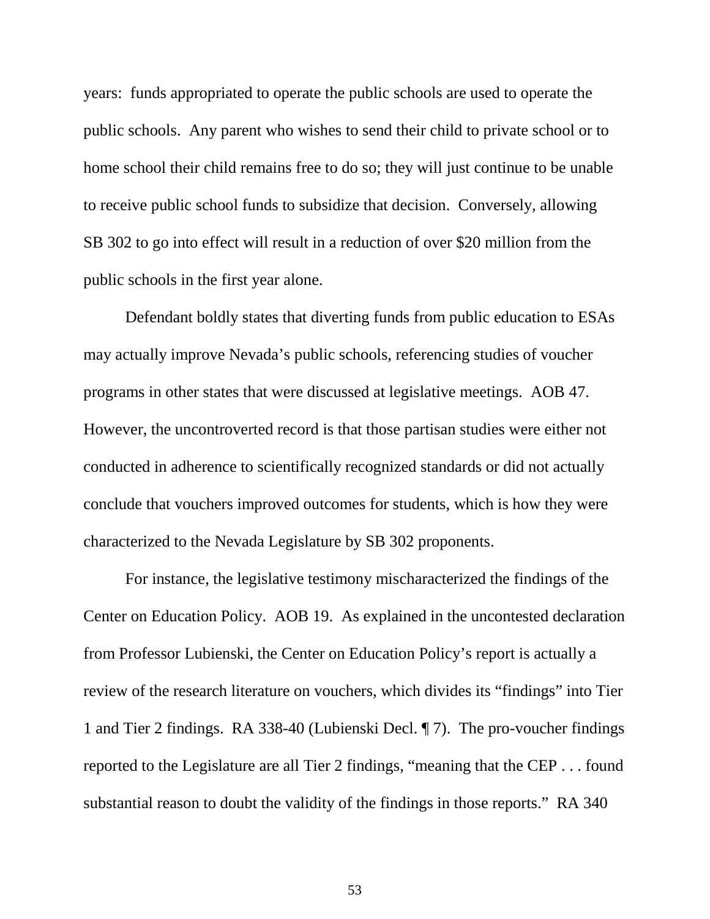years: funds appropriated to operate the public schools are used to operate the public schools. Any parent who wishes to send their child to private school or to home school their child remains free to do so; they will just continue to be unable to receive public school funds to subsidize that decision. Conversely, allowing SB 302 to go into effect will result in a reduction of over $20 million from the public schools in the first year alone.

Defendant boldly states that diverting funds from public education to ESAs may actually improve Nevada's public schools, referencing studies of voucher programs in other states that were discussed at legislative meetings. AOB 47. However, the uncontroverted record is that those partisan studies were either not conducted in adherence to scientifically recognized standards or did not actually conclude that vouchers improved outcomes for students, which is how they were characterized to the Nevada Legislature by SB 302 proponents.

For instance, the legislative testimony mischaracterized the findings of the Center on Education Policy. AOB 19. As explained in the uncontested declaration from Professor Lubienski, the Center on Education Policy's report is actually a review of the research literature on vouchers, which divides its "findings" into Tier 1 and Tier 2 findings. RA 338-40 (Lubienski Decl. ¶ 7). The pro-voucher findings reported to the Legislature are all Tier 2 findings, "meaning that the CEP . . . found substantial reason to doubt the validity of the findings in those reports." RA 340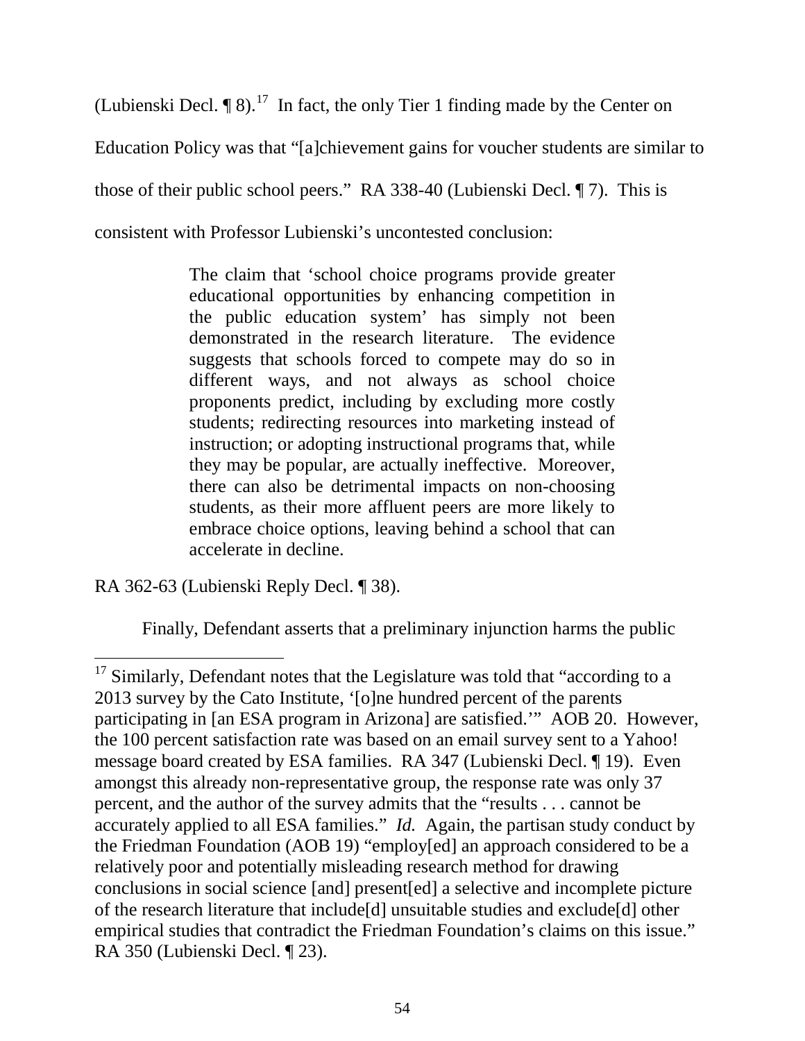(Lubienski Decl. ¶ 8).[17] In fact, the only Tier 1 finding made by the Center on Education Policy was that "[a]chievement gains for voucher students are similar to those of their public school peers." RA 338-40 (Lubienski Decl. ¶ 7). This is consistent with Professor Lubienski's uncontested conclusion:

> The claim that 'school choice programs provide greater educational opportunities by enhancing competition in the public education system' has simply not been demonstrated in the research literature. The evidence suggests that schools forced to compete may do so in different ways, and not always as school choice proponents predict, including by excluding more costly students; redirecting resources into marketing instead of instruction; or adopting instructional programs that, while they may be popular, are actually ineffective. Moreover, there can also be detrimental impacts on non-choosing students, as their more affluent peers are more likely to embrace choice options, leaving behind a school that can accelerate in decline.

RA 362-63 (Lubienski Reply Decl. ¶ 38).

Finally, Defendant asserts that a preliminary injunction harms the public

---

[17] Similarly, Defendant notes that the Legislature was told that "according to a 2013 survey by the Cato Institute, '[o]ne hundred percent of the parents participating in [an ESA program in Arizona] are satisfied.'" AOB 20. However, the 100 percent satisfaction rate was based on an email survey sent to a Yahoo! message board created by ESA families. RA 347 (Lubienski Decl. ¶ 19). Even amongst this already non-representative group, the response rate was only 37 percent, and the author of the survey admits that the "results . . . cannot be accurately applied to all ESA families." *Id.* Again, the partisan study conduct by the Friedman Foundation (AOB 19) "employ[ed] an approach considered to be a relatively poor and potentially misleading research method for drawing conclusions in social science [and] present[ed] a selective and incomplete picture of the research literature that include[d] unsuitable studies and exclude[d] other empirical studies that contradict the Friedman Foundation's claims on this issue." RA 350 (Lubienski Decl. ¶ 23).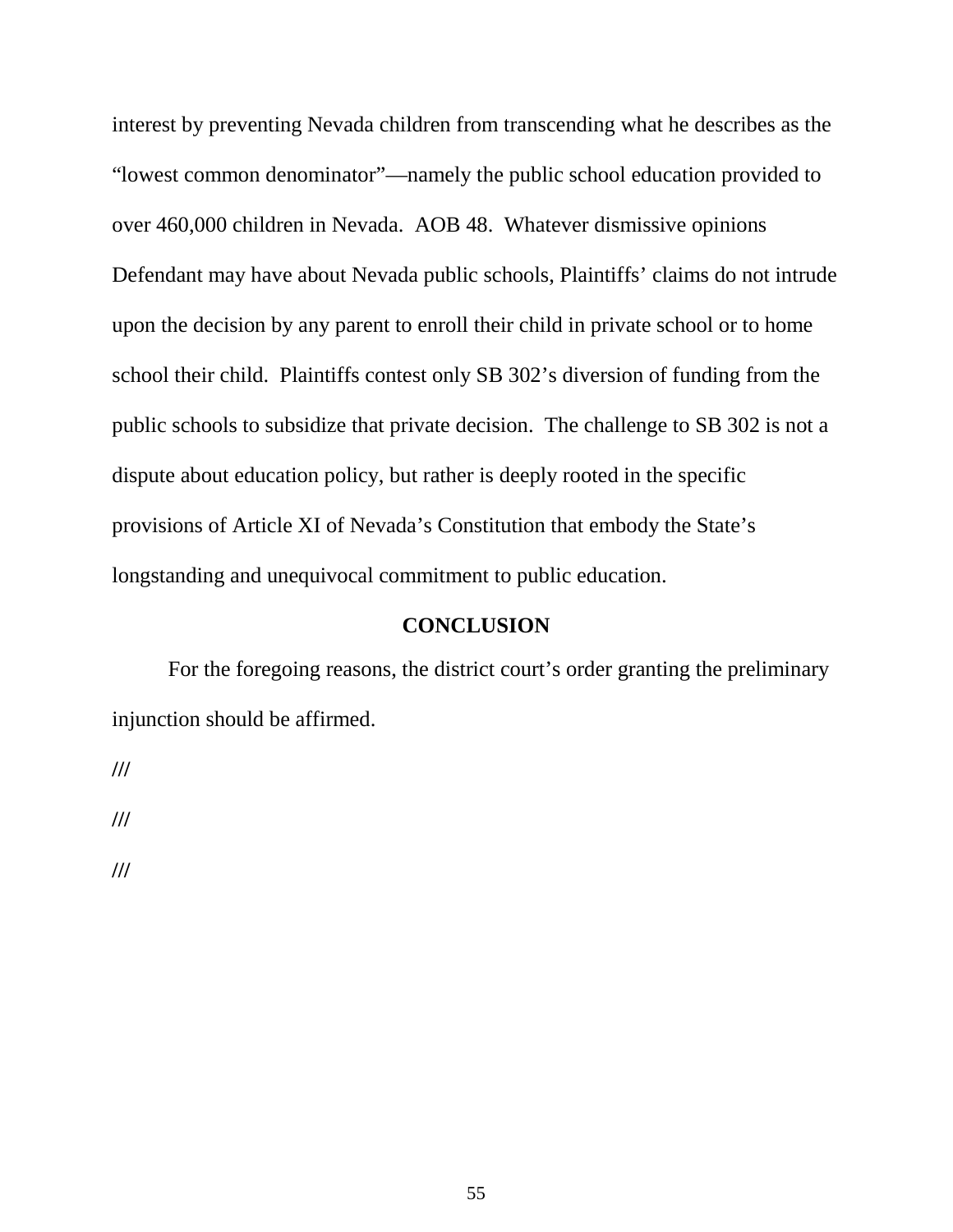interest by preventing Nevada children from transcending what he describes as the "lowest common denominator"—namely the public school education provided to over 460,000 children in Nevada. AOB 48. Whatever dismissive opinions Defendant may have about Nevada public schools, Plaintiffs' claims do not intrude upon the decision by any parent to enroll their child in private school or to home school their child. Plaintiffs contest only SB 302's diversion of funding from the public schools to subsidize that private decision. The challenge to SB 302 is not a dispute about education policy, but rather is deeply rooted in the specific provisions of Article XI of Nevada's Constitution that embody the State's longstanding and unequivocal commitment to public education.

## CONCLUSION

For the foregoing reasons, the district court's order granting the preliminary injunction should be affirmed.

///

///

///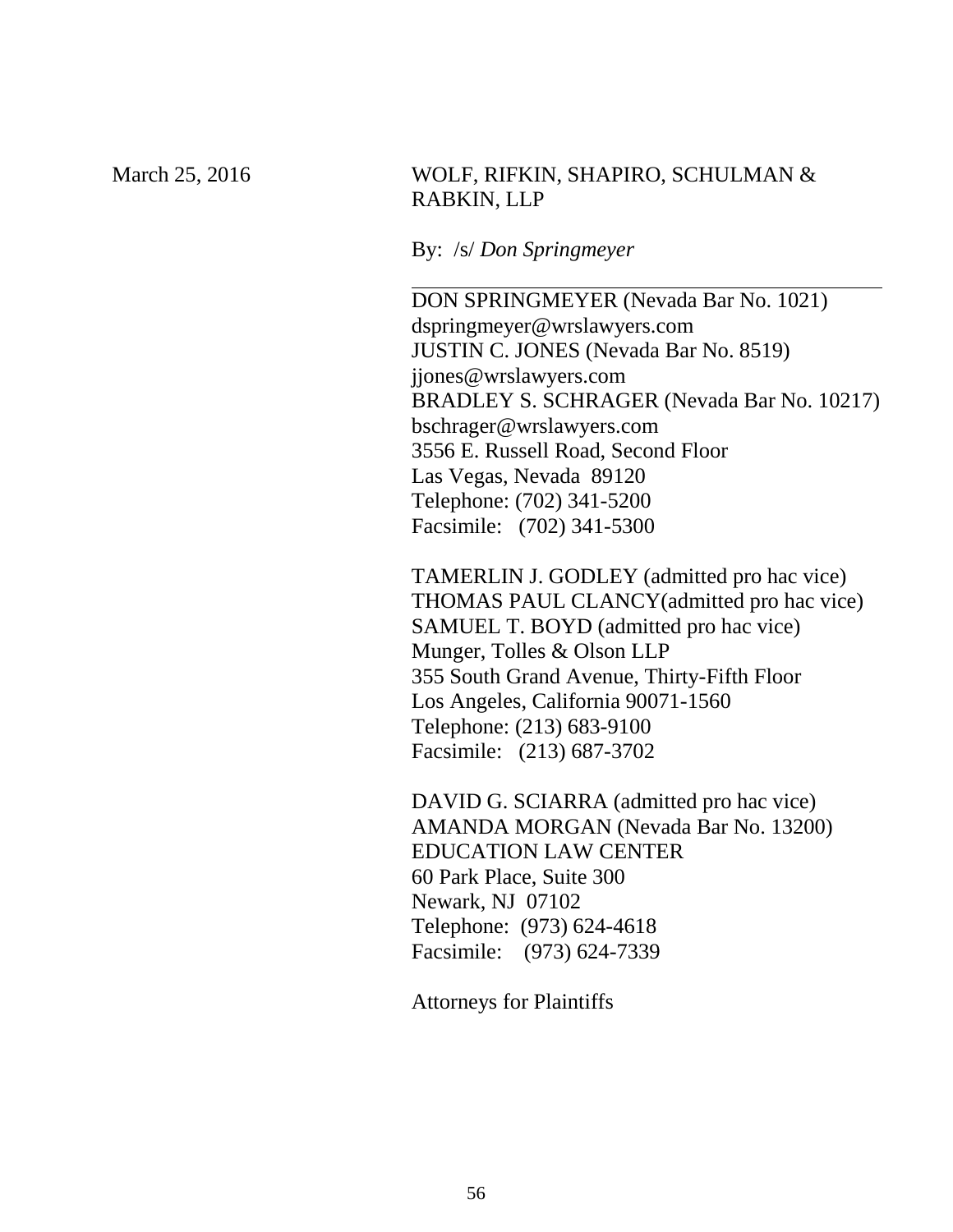March 25, 2016

WOLF, RIFKIN, SHAPIRO, SCHULMAN & RABKIN, LLP

By: /s/ *Don Springmeyer*

DON SPRINGMEYER (Nevada Bar No. 1021)
dspringmeyer@wrslawyers.com
JUSTIN C. JONES (Nevada Bar No. 8519)
jjones@wrslawyers.com
BRADLEY S. SCHRAGER (Nevada Bar No. 10217)
bschrager@wrslawyers.com
3556 E. Russell Road, Second Floor
Las Vegas, Nevada 89120
Telephone: (702) 341-5200
Facsimile: (702) 341-5300

TAMERLIN J. GODLEY (admitted pro hac vice)
THOMAS PAUL CLANCY(admitted pro hac vice)
SAMUEL T. BOYD (admitted pro hac vice)
Munger, Tolles & Olson LLP
355 South Grand Avenue, Thirty-Fifth Floor
Los Angeles, California 90071-1560
Telephone: (213) 683-9100
Facsimile: (213) 687-3702

DAVID G. SCIARRA (admitted pro hac vice)
AMANDA MORGAN (Nevada Bar No. 13200)
EDUCATION LAW CENTER
60 Park Place, Suite 300
Newark, NJ 07102
Telephone: (973) 624-4618
Facsimile: (973) 624-7339

Attorneys for Plaintiffs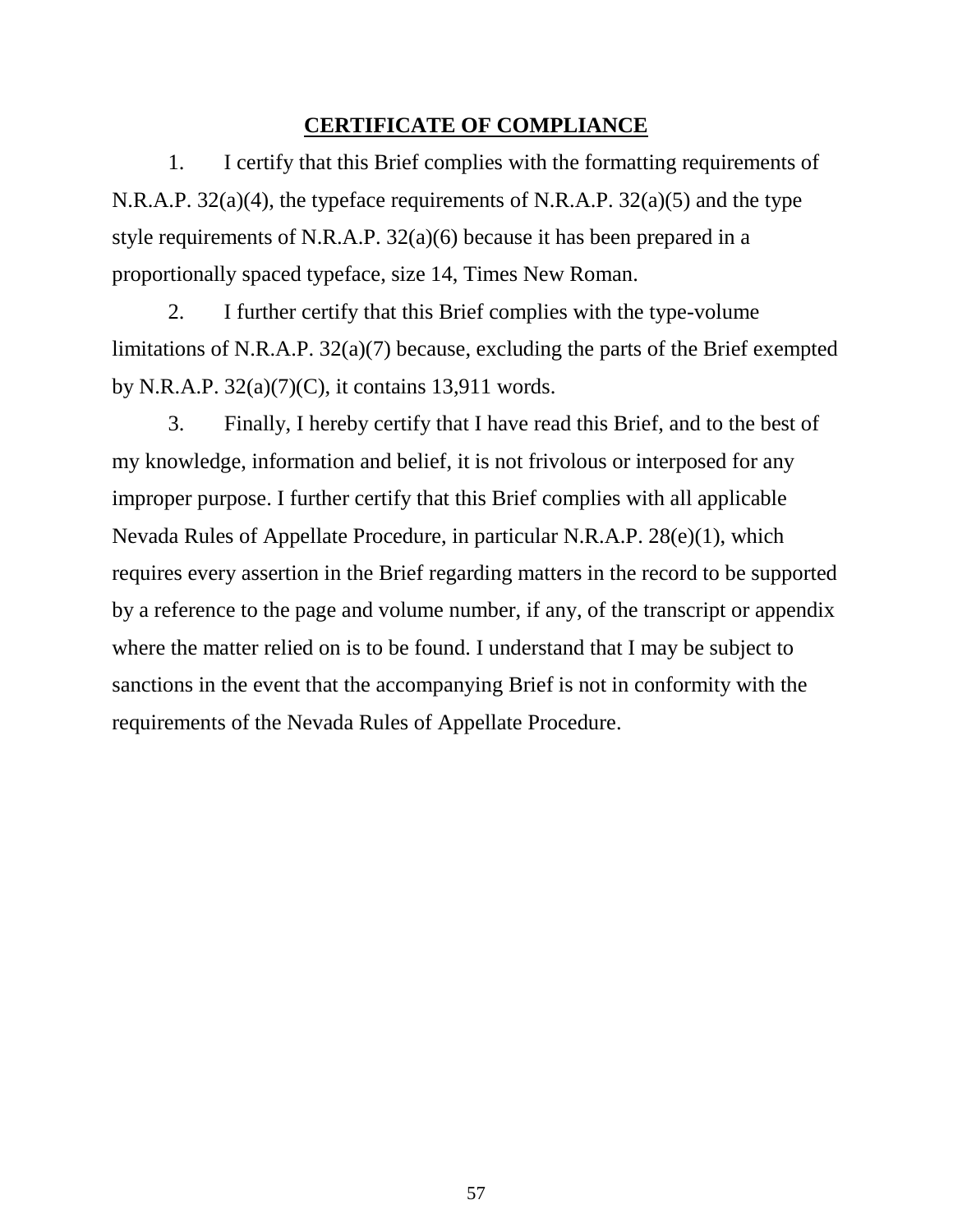## CERTIFICATE OF COMPLIANCE

1. I certify that this Brief complies with the formatting requirements of N.R.A.P. 32(a)(4), the typeface requirements of N.R.A.P. 32(a)(5) and the type style requirements of N.R.A.P. 32(a)(6) because it has been prepared in a proportionally spaced typeface, size 14, Times New Roman.

2. I further certify that this Brief complies with the type-volume limitations of N.R.A.P. 32(a)(7) because, excluding the parts of the Brief exempted by N.R.A.P. 32(a)(7)(C), it contains 13,911 words.

3. Finally, I hereby certify that I have read this Brief, and to the best of my knowledge, information and belief, it is not frivolous or interposed for any improper purpose. I further certify that this Brief complies with all applicable Nevada Rules of Appellate Procedure, in particular N.R.A.P. 28(e)(1), which requires every assertion in the Brief regarding matters in the record to be supported by a reference to the page and volume number, if any, of the transcript or appendix where the matter relied on is to be found. I understand that I may be subject to sanctions in the event that the accompanying Brief is not in conformity with the requirements of the Nevada Rules of Appellate Procedure.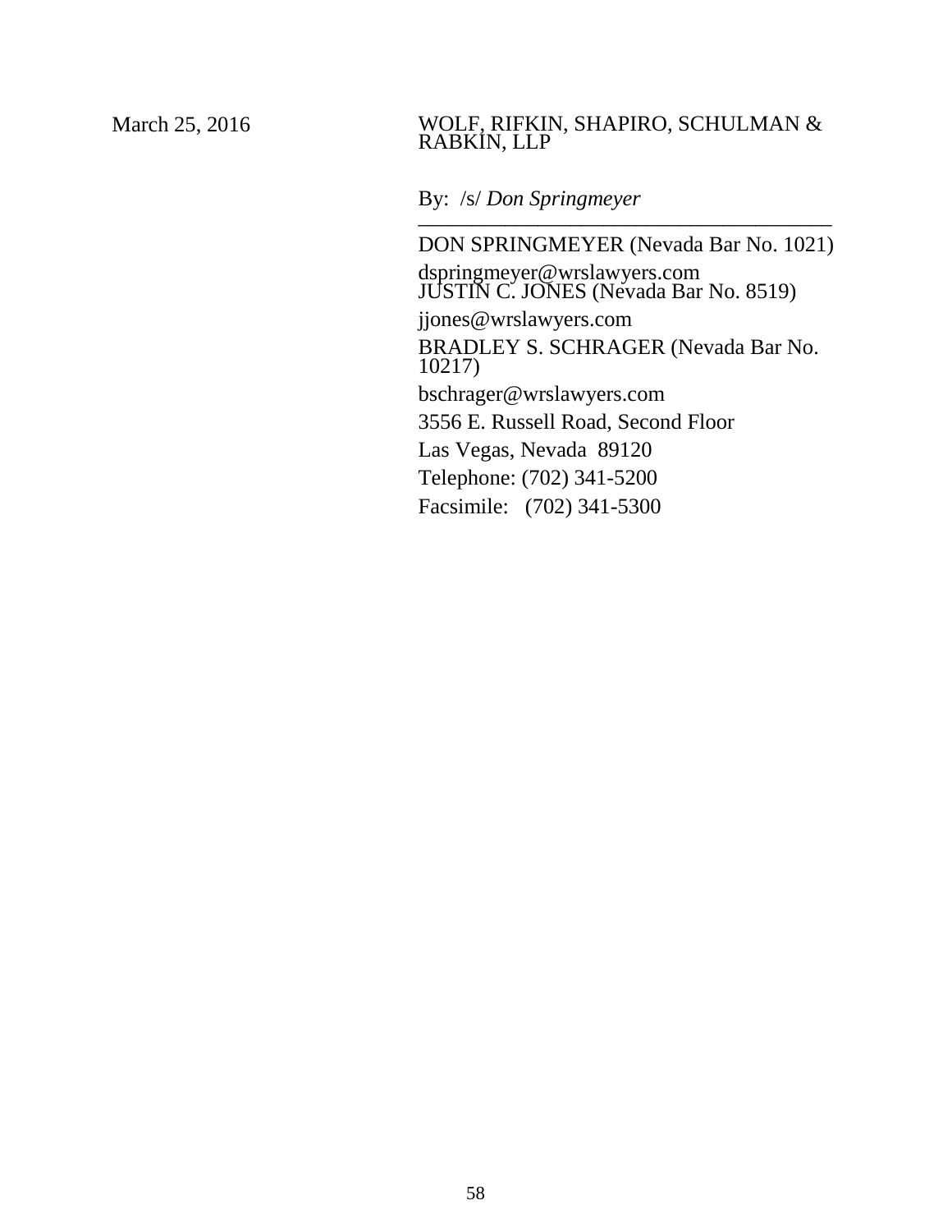March 25, 2016

WOLF, RIFKIN, SHAPIRO, SCHULMAN & RABKIN, LLP

By: /s/ *Don Springmeyer*
\_\_\_\_\_\_\_\_\_\_\_\_\_\_\_\_\_\_\_\_\_\_\_\_\_\_\_\_\_\_\_\_\_\_\_\_\_\_\_\_

DON SPRINGMEYER (Nevada Bar No. 1021)
dspringmeyer@wrslawyers.com
JUSTIN C. JONES (Nevada Bar No. 8519)
jjones@wrslawyers.com
BRADLEY S. SCHRAGER (Nevada Bar No. 10217)
bschrager@wrslawyers.com
3556 E. Russell Road, Second Floor
Las Vegas, Nevada 89120
Telephone: (702) 341-5200
Facsimile: (702) 341-5300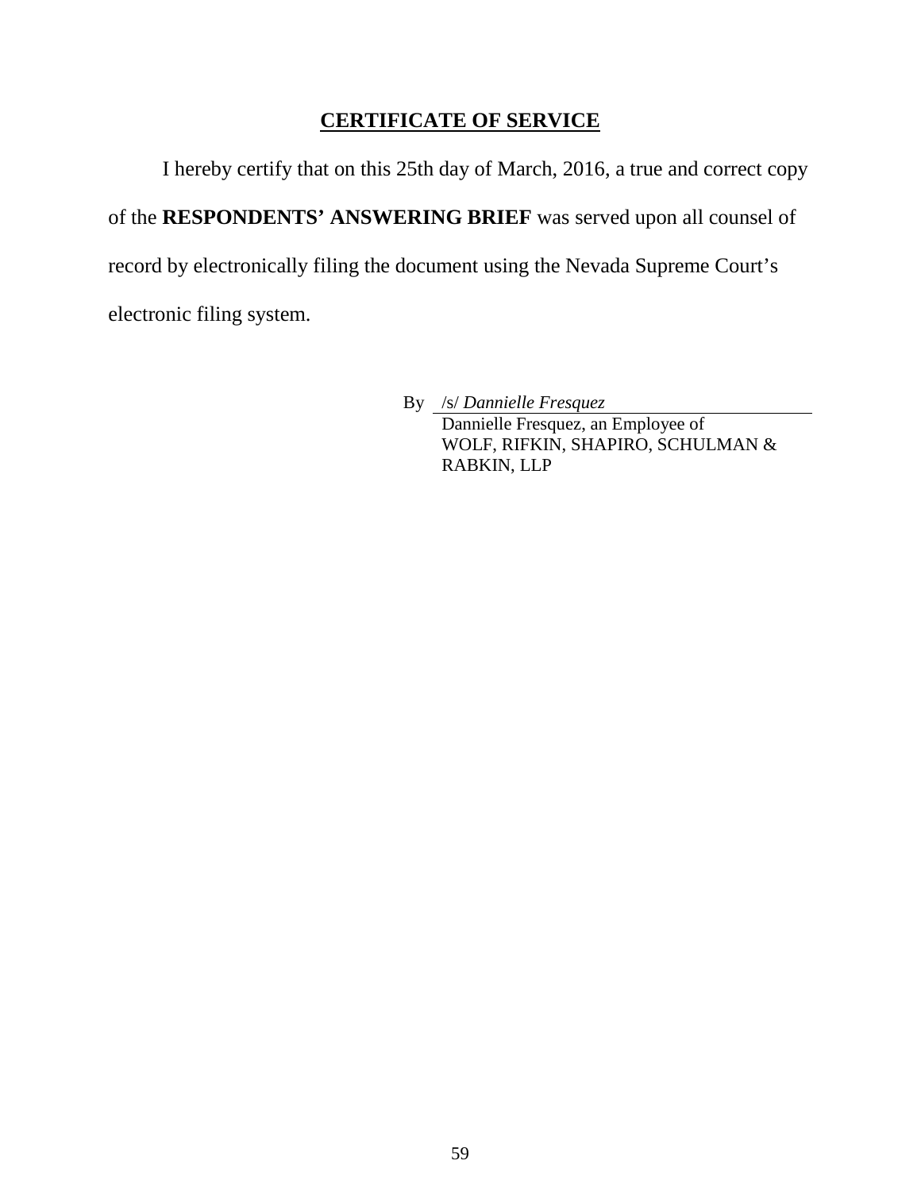## CERTIFICATE OF SERVICE

I hereby certify that on this 25th day of March, 2016, a true and correct copy of the **RESPONDENTS' ANSWERING BRIEF** was served upon all counsel of record by electronically filing the document using the Nevada Supreme Court's electronic filing system.

By /s/ *Dannielle Fresquez*
Dannielle Fresquez, an Employee of
WOLF, RIFKIN, SHAPIRO, SCHULMAN &
RABKIN, LLP